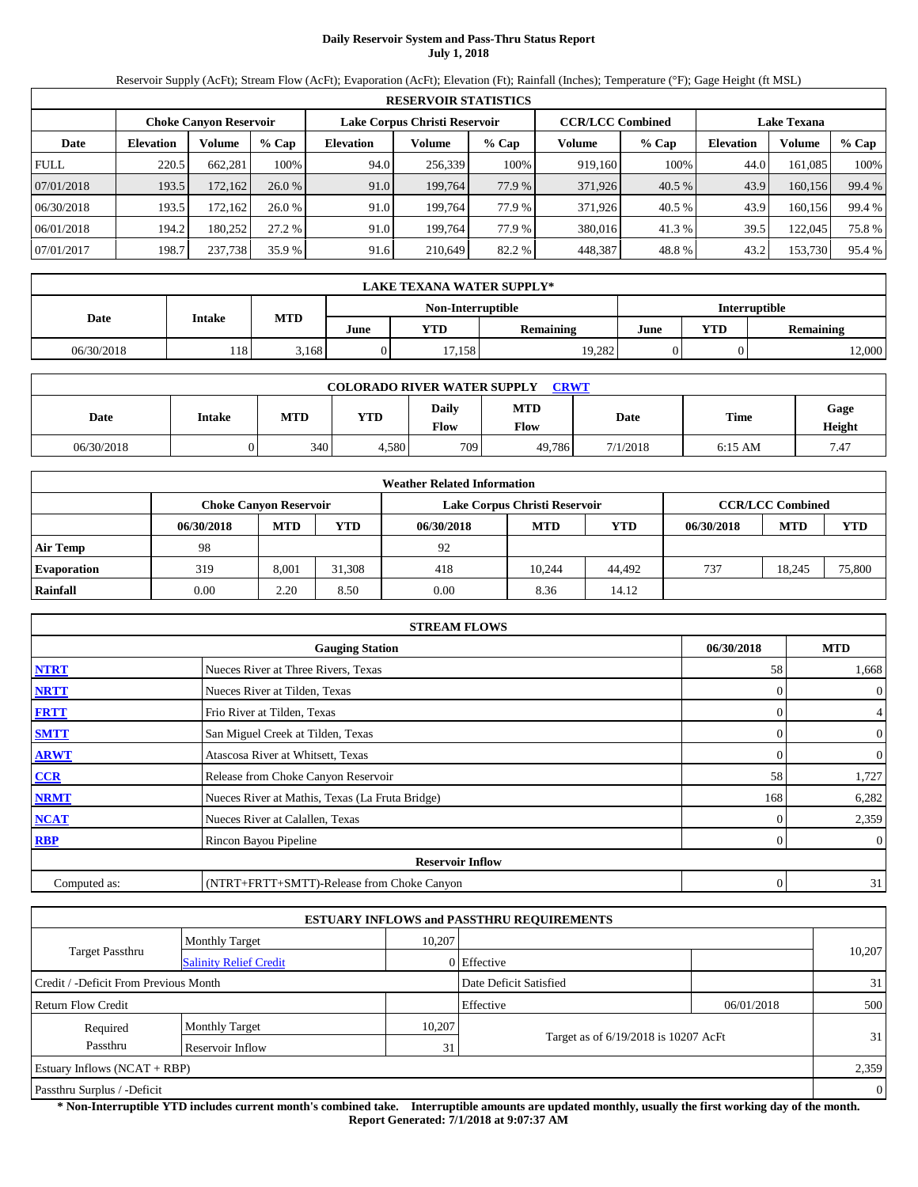# Daily Reservoir System and Pass-Thru Status Report
**July 1, 2018**

Reservoir Supply (AcFt); Stream Flow (AcFt); Evaporation (AcFt); Elevation (Ft); Rainfall (Inches); Temperature (°F); Gage Height (ft MSL)

| RESERVOIR STATISTICS | | | | | | | | | | | |
|---|---|---|---|---|---|---|---|---|---|---|---|
| | Choke Canyon Reservoir | | | Lake Corpus Christi Reservoir | | | CCR/LCC Combined | | Lake Texana | | |
| Date | Elevation | Volume | % Cap | Elevation | Volume | % Cap | Volume | % Cap | Elevation | Volume | % Cap |
| FULL | 220.5 | 662,281 | 100% | 94.0 | 256,339 | 100% | 919,160 | 100% | 44.0 | 161,085 | 100% |
| 07/01/2018 | 193.5 | 172,162 | 26.0 % | 91.0 | 199,764 | 77.9 % | 371,926 | 40.5 % | 43.9 | 160,156 | 99.4 % |
| 06/30/2018 | 193.5 | 172,162 | 26.0 % | 91.0 | 199,764 | 77.9 % | 371,926 | 40.5 % | 43.9 | 160,156 | 99.4 % |
| 06/01/2018 | 194.2 | 180,252 | 27.2 % | 91.0 | 199,764 | 77.9 % | 380,016 | 41.3 % | 39.5 | 122,045 | 75.8 % |
| 07/01/2017 | 198.7 | 237,738 | 35.9 % | 91.6 | 210,649 | 82.2 % | 448,387 | 48.8 % | 43.2 | 153,730 | 95.4 % |

| LAKE TEXANA WATER SUPPLY* | | | | | | | | |
|---|---|---|---|---|---|---|---|---|
| | | | Non-Interruptible | | | Interruptible | | |
| Date | Intake | MTD | June | YTD | Remaining | June | YTD | Remaining |
| 06/30/2018 | 118 | 3,168 | 0 | 17,158 | 19,282 | 0 | 0 | 12,000 |

| COLORADO RIVER WATER SUPPLY CRWT | | | | | | | | |
|---|---|---|---|---|---|---|---|---|
| Date | Intake | MTD | YTD | Daily Flow | MTD Flow | Date | Time | Gage Height |
| 06/30/2018 | 0 | 340 | 4,580 | 709 | 49,786 | 7/1/2018 | 6:15 AM | 7.47 |

| Weather Related Information | | | | | | | | | |
|---|---|---|---|---|---|---|---|---|---|
| | Choke Canyon Reservoir | | | Lake Corpus Christi Reservoir | | | CCR/LCC Combined | | |
| | 06/30/2018 | MTD | YTD | 06/30/2018 | MTD | YTD | 06/30/2018 | MTD | YTD |
| Air Temp | 98 | | | 92 | | | | | |
| Evaporation | 319 | 8,001 | 31,308 | 418 | 10,244 | 44,492 | 737 | 18,245 | 75,800 |
| Rainfall | 0.00 | 2.20 | 8.50 | 0.00 | 8.36 | 14.12 | | | |

| STREAM FLOWS | | | |
|---|---|---|---|
| | Gauging Station | 06/30/2018 | MTD |
| NTRT | Nueces River at Three Rivers, Texas | 58 | 1,668 |
| NRTT | Nueces River at Tilden, Texas | 0 | 0 |
| FRTT | Frio River at Tilden, Texas | 0 | 4 |
| SMTT | San Miguel Creek at Tilden, Texas | 0 | 0 |
| ARWT | Atascosa River at Whitsett, Texas | 0 | 0 |
| CCR | Release from Choke Canyon Reservoir | 58 | 1,727 |
| NRMT | Nueces River at Mathis, Texas (La Fruta Bridge) | 168 | 6,282 |
| NCAT | Nueces River at Calallen, Texas | 0 | 2,359 |
| RBP | Rincon Bayou Pipeline | 0 | 0 |
| | Reservoir Inflow | | |
| Computed as: | (NTRT+FRTT+SMTT)-Release from Choke Canyon | 0 | 31 |

| ESTUARY INFLOWS and PASSTHRU REQUIREMENTS | | | | | |
|---|---|---|---|---|---|
| Target Passthru | Monthly Target | 10,207 | | | 10,207 |
| | Salinity Relief Credit | 0 | Effective | | |
| Credit / -Deficit From Previous Month | | | Date Deficit Satisfied | | 31 |
| Return Flow Credit | | | Effective | 06/01/2018 | 500 |
| Required Passthru | Monthly Target | 10,207 | Target as of 6/19/2018 is 10207 AcFt | | 31 |
| | Reservoir Inflow | 31 | | | |
| Estuary Inflows (NCAT + RBP) | | | | | 2,359 |
| Passthru Surplus / -Deficit | | | | | 0 |

**\* Non-Interruptible YTD includes current month's combined take. Interruptible amounts are updated monthly, usually the first working day of the month.**
**Report Generated: 7/1/2018 at 9:07:37 AM**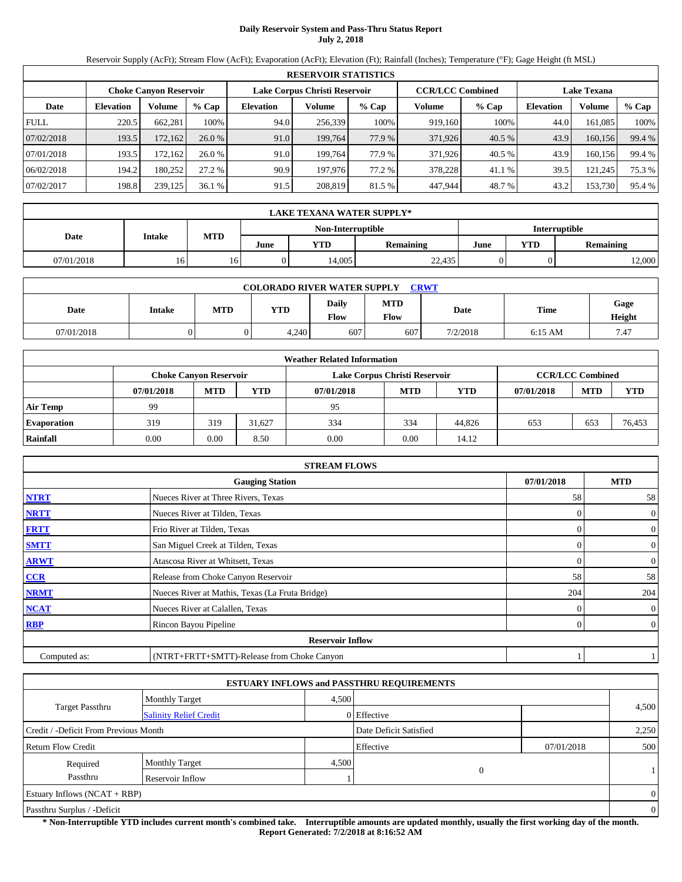# Daily Reservoir System and Pass-Thru Status Report
## July 2, 2018

Reservoir Supply (AcFt); Stream Flow (AcFt); Evaporation (AcFt); Elevation (Ft); Rainfall (Inches); Temperature (°F); Gage Height (ft MSL)

| RESERVOIR STATISTICS | | | | | | | | | | | |
|---|---|---|---|---|---|---|---|---|---|---|---|
| | Choke Canyon Reservoir | | | Lake Corpus Christi Reservoir | | | CCR/LCC Combined | | Lake Texana | | |
| Date | Elevation | Volume | % Cap | Elevation | Volume | % Cap | Volume | % Cap | Elevation | Volume | % Cap |
| FULL | 220.5 | 662,281 | 100% | 94.0 | 256,339 | 100% | 919,160 | 100% | 44.0 | 161,085 | 100% |
| 07/02/2018 | 193.5 | 172,162 | 26.0 % | 91.0 | 199,764 | 77.9 % | 371,926 | 40.5 % | 43.9 | 160,156 | 99.4 % |
| 07/01/2018 | 193.5 | 172,162 | 26.0 % | 91.0 | 199,764 | 77.9 % | 371,926 | 40.5 % | 43.9 | 160,156 | 99.4 % |
| 06/02/2018 | 194.2 | 180,252 | 27.2 % | 90.9 | 197,976 | 77.2 % | 378,228 | 41.1 % | 39.5 | 121,245 | 75.3 % |
| 07/02/2017 | 198.8 | 239,125 | 36.1 % | 91.5 | 208,819 | 81.5 % | 447,944 | 48.7 % | 43.2 | 153,730 | 95.4 % |

| LAKE TEXANA WATER SUPPLY* | | | | | | | | |
|---|---|---|---|---|---|---|---|---|
| Date | Intake | MTD | Non-Interruptible | | | Interruptible | | |
| | | | June | YTD | Remaining | June | YTD | Remaining |
| 07/01/2018 | 16 | 16 | 0 | 14,005 | 22,435 | 0 | 0 | 12,000 |

| COLORADO RIVER WATER SUPPLY CRWT | | | | | | | | |
|---|---|---|---|---|---|---|---|---|
| Date | Intake | MTD | YTD | Daily Flow | MTD Flow | Date | Time | Gage Height |
| 07/01/2018 | 0 | 0 | 4,240 | 607 | 607 | 7/2/2018 | 6:15 AM | 7.47 |

| Weather Related Information | | | | | | | | | |
|---|---|---|---|---|---|---|---|---|---|
| | Choke Canyon Reservoir | | | Lake Corpus Christi Reservoir | | | CCR/LCC Combined | | |
| | 07/01/2018 | MTD | YTD | 07/01/2018 | MTD | YTD | 07/01/2018 | MTD | YTD |
| Air Temp | 99 | | | 95 | | | | | |
| Evaporation | 319 | 319 | 31,627 | 334 | 334 | 44,826 | 653 | 653 | 76,453 |
| Rainfall | 0.00 | 0.00 | 8.50 | 0.00 | 0.00 | 14.12 | | | |

| STREAM FLOWS | | | |
|---|---|---|---|
| | Gauging Station | 07/01/2018 | MTD |
| NTRT | Nueces River at Three Rivers, Texas | 58 | 58 |
| NRTT | Nueces River at Tilden, Texas | 0 | 0 |
| FRTT | Frio River at Tilden, Texas | 0 | 0 |
| SMTT | San Miguel Creek at Tilden, Texas | 0 | 0 |
| ARWT | Atascosa River at Whitsett, Texas | 0 | 0 |
| CCR | Release from Choke Canyon Reservoir | 58 | 58 |
| NRMT | Nueces River at Mathis, Texas (La Fruta Bridge) | 204 | 204 |
| NCAT | Nueces River at Calallen, Texas | 0 | 0 |
| RBP | Rincon Bayou Pipeline | 0 | 0 |
| | Reservoir Inflow | | |
| Computed as: | (NTRT+FRTT+SMTT)-Release from Choke Canyon | 1 | 1 |

| ESTUARY INFLOWS and PASSTHRU REQUIREMENTS | | | | | |
|---|---|---|---|---|---|
| Target Passthru | Monthly Target | 4,500 | | | 4,500 |
| | Salinity Relief Credit | 0 | Effective | | |
| Credit / -Deficit From Previous Month | | | Date Deficit Satisfied | | 2,250 |
| Return Flow Credit | | | Effective | 07/01/2018 | 500 |
| Required Passthru | Monthly Target | 4,500 | 0 | | 1 |
| | Reservoir Inflow | 1 | | | |
| Estuary Inflows (NCAT + RBP) | | | | | 0 |
| Passthru Surplus / -Deficit | | | | | 0 |

**\* Non-Interruptible YTD includes current month's combined take. Interruptible amounts are updated monthly, usually the first working day of the month.**
**Report Generated: 7/2/2018 at 8:16:52 AM**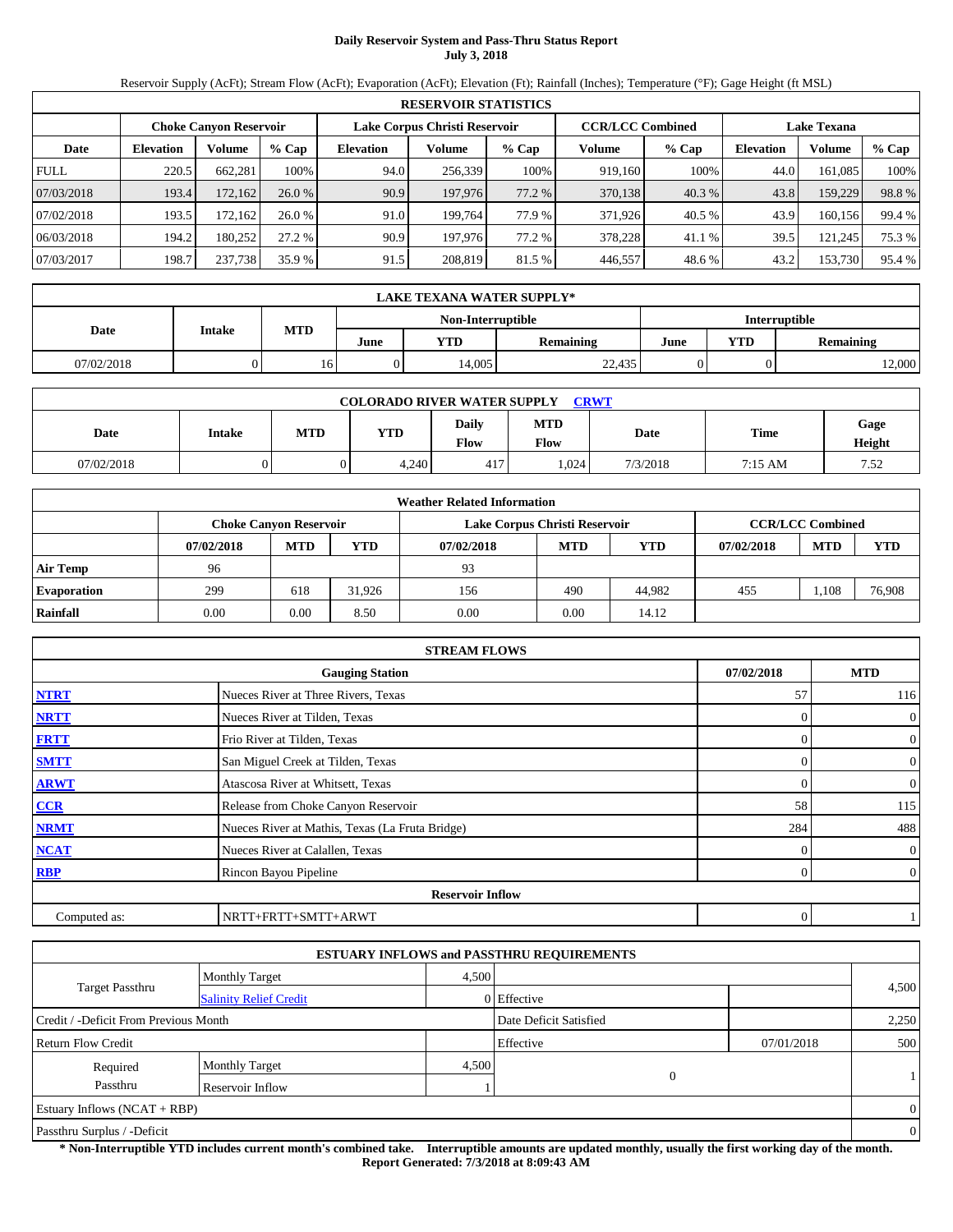# Daily Reservoir System and Pass-Thru Status Report
**July 3, 2018**

Reservoir Supply (AcFt); Stream Flow (AcFt); Evaporation (AcFt); Elevation (Ft); Rainfall (Inches); Temperature (°F); Gage Height (ft MSL)

| RESERVOIR STATISTICS | | | | | | | | | | | |
|---|---|---|---|---|---|---|---|---|---|---|---|
| | Choke Canyon Reservoir | | | Lake Corpus Christi Reservoir | | | CCR/LCC Combined | | Lake Texana | | |
| Date | Elevation | Volume | % Cap | Elevation | Volume | % Cap | Volume | % Cap | Elevation | Volume | % Cap |
| FULL | 220.5 | 662,281 | 100% | 94.0 | 256,339 | 100% | 919,160 | 100% | 44.0 | 161,085 | 100% |
| 07/03/2018 | 193.4 | 172,162 | 26.0 % | 90.9 | 197,976 | 77.2 % | 370,138 | 40.3 % | 43.8 | 159,229 | 98.8 % |
| 07/02/2018 | 193.5 | 172,162 | 26.0 % | 91.0 | 199,764 | 77.9 % | 371,926 | 40.5 % | 43.9 | 160,156 | 99.4 % |
| 06/03/2018 | 194.2 | 180,252 | 27.2 % | 90.9 | 197,976 | 77.2 % | 378,228 | 41.1 % | 39.5 | 121,245 | 75.3 % |
| 07/03/2017 | 198.7 | 237,738 | 35.9 % | 91.5 | 208,819 | 81.5 % | 446,557 | 48.6 % | 43.2 | 153,730 | 95.4 % |

| LAKE TEXANA WATER SUPPLY* | | | | | | | | |
|---|---|---|---|---|---|---|---|---|
| Date | Intake | MTD | Non-Interruptible | | | Interruptible | | |
| | | | June | YTD | Remaining | June | YTD | Remaining |
| 07/02/2018 | 0 | 16 | 0 | 14,005 | 22,435 | 0 | 0 | 12,000 |

| COLORADO RIVER WATER SUPPLY CRWT | | | | | | | | |
|---|---|---|---|---|---|---|---|---|
| Date | Intake | MTD | YTD | Daily Flow | MTD Flow | Date | Time | Gage Height |
| 07/02/2018 | 0 | 0 | 4,240 | 417 | 1,024 | 7/3/2018 | 7:15 AM | 7.52 |

| Weather Related Information | | | | | | | | | |
|---|---|---|---|---|---|---|---|---|---|
| | Choke Canyon Reservoir | | | Lake Corpus Christi Reservoir | | | CCR/LCC Combined | | |
| | 07/02/2018 | MTD | YTD | 07/02/2018 | MTD | YTD | 07/02/2018 | MTD | YTD |
| Air Temp | 96 | | | 93 | | | | | |
| Evaporation | 299 | 618 | 31,926 | 156 | 490 | 44,982 | 455 | 1,108 | 76,908 |
| Rainfall | 0.00 | 0.00 | 8.50 | 0.00 | 0.00 | 14.12 | | | |

| STREAM FLOWS | | | |
|---|---|---|---|
| | Gauging Station | 07/02/2018 | MTD |
| NTRT | Nueces River at Three Rivers, Texas | 57 | 116 |
| NRTT | Nueces River at Tilden, Texas | 0 | 0 |
| FRTT | Frio River at Tilden, Texas | 0 | 0 |
| SMTT | San Miguel Creek at Tilden, Texas | 0 | 0 |
| ARWT | Atascosa River at Whitsett, Texas | 0 | 0 |
| CCR | Release from Choke Canyon Reservoir | 58 | 115 |
| NRMT | Nueces River at Mathis, Texas (La Fruta Bridge) | 284 | 488 |
| NCAT | Nueces River at Calallen, Texas | 0 | 0 |
| RBP | Rincon Bayou Pipeline | 0 | 0 |
| | Reservoir Inflow | | |
| Computed as: | NRTT+FRTT+SMTT+ARWT | 0 | 1 |

| ESTUARY INFLOWS and PASSTHRU REQUIREMENTS | | | | | |
|---|---|---|---|---|---|
| Target Passthru | Monthly Target | 4,500 | | | 4,500 |
| | Salinity Relief Credit | 0 | Effective | | |
| Credit / -Deficit From Previous Month | | | Date Deficit Satisfied | | 2,250 |
| Return Flow Credit | | | Effective | 07/01/2018 | 500 |
| Required Passthru | Monthly Target | 4,500 | 0 | | 1 |
| | Reservoir Inflow | 1 | | | |
| Estuary Inflows (NCAT + RBP) | | | | | 0 |
| Passthru Surplus / -Deficit | | | | | 0 |

**\* Non-Interruptible YTD includes current month's combined take. Interruptible amounts are updated monthly, usually the first working day of the month.**
**Report Generated: 7/3/2018 at 8:09:43 AM**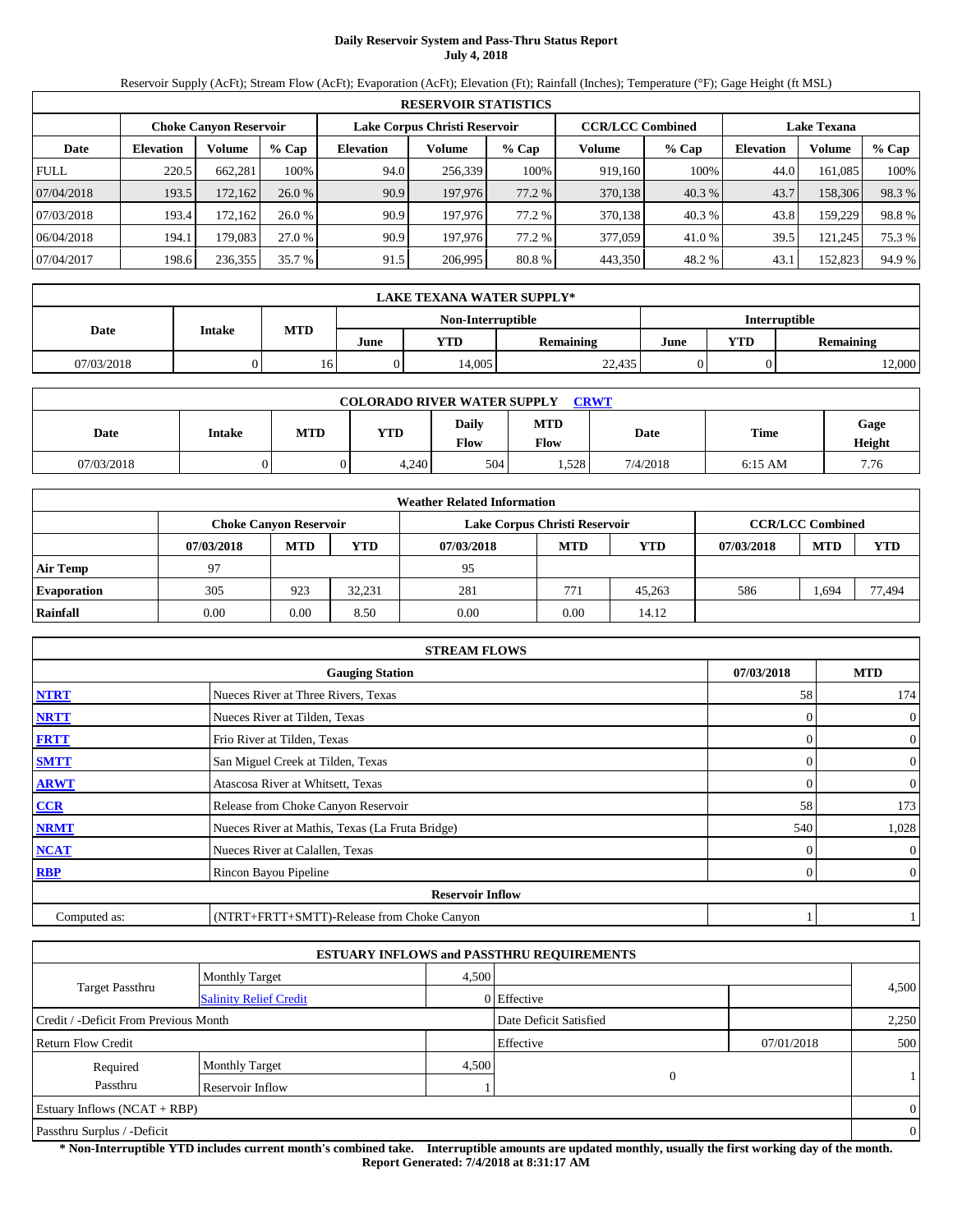# Daily Reservoir System and Pass-Thru Status Report
## July 4, 2018

Reservoir Supply (AcFt); Stream Flow (AcFt); Evaporation (AcFt); Elevation (Ft); Rainfall (Inches); Temperature (°F); Gage Height (ft MSL)

| RESERVOIR STATISTICS | | | | | | | | | | | | |
|---|---|---|---|---|---|---|---|---|---|---|---|---|
| | Choke Canyon Reservoir | | | Lake Corpus Christi Reservoir | | | CCR/LCC Combined | | Lake Texana | | | |
| Date | Elevation | Volume | % Cap | Elevation | Volume | % Cap | Volume | % Cap | Elevation | Volume | % Cap |
| FULL | 220.5 | 662,281 | 100% | 94.0 | 256,339 | 100% | 919,160 | 100% | 44.0 | 161,085 | 100% |
| 07/04/2018 | 193.5 | 172,162 | 26.0 % | 90.9 | 197,976 | 77.2 % | 370,138 | 40.3 % | 43.7 | 158,306 | 98.3 % |
| 07/03/2018 | 193.4 | 172,162 | 26.0 % | 90.9 | 197,976 | 77.2 % | 370,138 | 40.3 % | 43.8 | 159,229 | 98.8 % |
| 06/04/2018 | 194.1 | 179,083 | 27.0 % | 90.9 | 197,976 | 77.2 % | 377,059 | 41.0 % | 39.5 | 121,245 | 75.3 % |
| 07/04/2017 | 198.6 | 236,355 | 35.7 % | 91.5 | 206,995 | 80.8 % | 443,350 | 48.2 % | 43.1 | 152,823 | 94.9 % |

| LAKE TEXANA WATER SUPPLY* | | | | | | | | |
|---|---|---|---|---|---|---|---|---|
| Date | Intake | MTD | Non-Interruptible | | | Interruptible | | |
| | | | June | YTD | Remaining | June | YTD | Remaining |
| 07/03/2018 | 0 | 16 | 0 | 14,005 | 22,435 | 0 | 0 | 12,000 |

| COLORADO RIVER WATER SUPPLY CRWT | | | | | | | | |
|---|---|---|---|---|---|---|---|---|
| Date | Intake | MTD | YTD | Daily Flow | MTD Flow | Date | Time | Gage Height |
| 07/03/2018 | 0 | 0 | 4,240 | 504 | 1,528 | 7/4/2018 | 6:15 AM | 7.76 |

| Weather Related Information | | | | | | | | | |
|---|---|---|---|---|---|---|---|---|---|
| | Choke Canyon Reservoir | | | Lake Corpus Christi Reservoir | | | CCR/LCC Combined | | |
| | 07/03/2018 | MTD | YTD | 07/03/2018 | MTD | YTD | 07/03/2018 | MTD | YTD |
| Air Temp | 97 | | | 95 | | | | | |
| Evaporation | 305 | 923 | 32,231 | 281 | 771 | 45,263 | 586 | 1,694 | 77,494 |
| Rainfall | 0.00 | 0.00 | 8.50 | 0.00 | 0.00 | 14.12 | | | |

| STREAM FLOWS | | | |
|---|---|---|---|
| | Gauging Station | 07/03/2018 | MTD |
| NTRT | Nueces River at Three Rivers, Texas | 58 | 174 |
| NRTT | Nueces River at Tilden, Texas | 0 | 0 |
| FRTT | Frio River at Tilden, Texas | 0 | 0 |
| SMTT | San Miguel Creek at Tilden, Texas | 0 | 0 |
| ARWT | Atascosa River at Whitsett, Texas | 0 | 0 |
| CCR | Release from Choke Canyon Reservoir | 58 | 173 |
| NRMT | Nueces River at Mathis, Texas (La Fruta Bridge) | 540 | 1,028 |
| NCAT | Nueces River at Calallen, Texas | 0 | 0 |
| RBP | Rincon Bayou Pipeline | 0 | 0 |
| | Reservoir Inflow | | |
| Computed as: | (NTRT+FRTT+SMTT)-Release from Choke Canyon | 1 | 1 |

| ESTUARY INFLOWS and PASSTHRU REQUIREMENTS | | | | | |
|---|---|---|---|---|---|
| Target Passthru | Monthly Target | 4,500 | | | 4,500 |
| | Salinity Relief Credit | 0 | Effective | | |
| Credit / -Deficit From Previous Month | | | Date Deficit Satisfied | | 2,250 |
| Return Flow Credit | | | Effective | 07/01/2018 | 500 |
| Required Passthru | Monthly Target | 4,500 | 0 | | 1 |
| | Reservoir Inflow | 1 | | | |
| Estuary Inflows (NCAT + RBP) | | | | | 0 |
| Passthru Surplus / -Deficit | | | | | 0 |

**\* Non-Interruptible YTD includes current month's combined take. Interruptible amounts are updated monthly, usually the first working day of the month.**
**Report Generated: 7/4/2018 at 8:31:17 AM**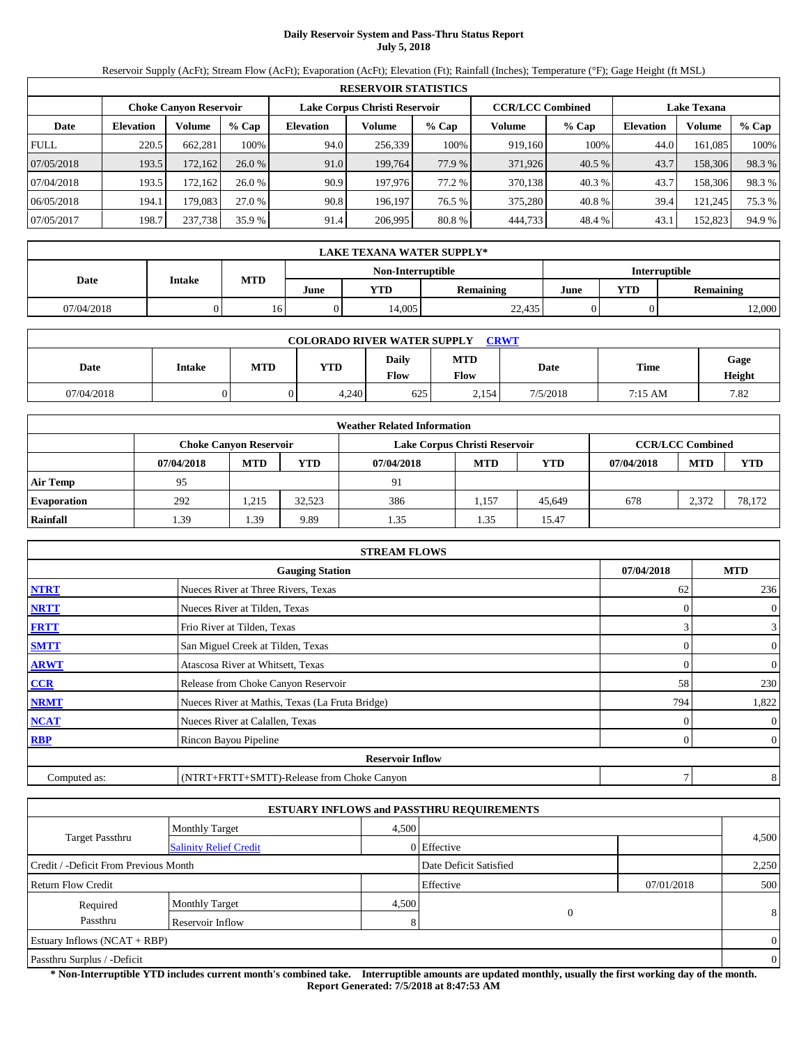# Daily Reservoir System and Pass-Thru Status Report
## July 5, 2018

Reservoir Supply (AcFt); Stream Flow (AcFt); Evaporation (AcFt); Elevation (Ft); Rainfall (Inches); Temperature (°F); Gage Height (ft MSL)

| RESERVOIR STATISTICS | | | | | | | | | | | |
|---|---|---|---|---|---|---|---|---|---|---|---|
| | Choke Canyon Reservoir | | | Lake Corpus Christi Reservoir | | | CCR/LCC Combined | | Lake Texana | | |
| Date | Elevation | Volume | % Cap | Elevation | Volume | % Cap | Volume | % Cap | Elevation | Volume | % Cap |
| FULL | 220.5 | 662,281 | 100% | 94.0 | 256,339 | 100% | 919,160 | 100% | 44.0 | 161,085 | 100% |
| 07/05/2018 | 193.5 | 172,162 | 26.0 % | 91.0 | 199,764 | 77.9 % | 371,926 | 40.5 % | 43.7 | 158,306 | 98.3 % |
| 07/04/2018 | 193.5 | 172,162 | 26.0 % | 90.9 | 197,976 | 77.2 % | 370,138 | 40.3 % | 43.7 | 158,306 | 98.3 % |
| 06/05/2018 | 194.1 | 179,083 | 27.0 % | 90.8 | 196,197 | 76.5 % | 375,280 | 40.8 % | 39.4 | 121,245 | 75.3 % |
| 07/05/2017 | 198.7 | 237,738 | 35.9 % | 91.4 | 206,995 | 80.8 % | 444,733 | 48.4 % | 43.1 | 152,823 | 94.9 % |

| LAKE TEXANA WATER SUPPLY* | | | | | | | | |
|---|---|---|---|---|---|---|---|---|
| Date | Intake | MTD | Non-Interruptible | | | Interruptible | | |
| | | | June | YTD | Remaining | June | YTD | Remaining |
| 07/04/2018 | 0 | 16 | 0 | 14,005 | 22,435 | 0 | 0 | 12,000 |

| COLORADO RIVER WATER SUPPLY CRWT | | | | | | | | |
|---|---|---|---|---|---|---|---|---|
| Date | Intake | MTD | YTD | Daily Flow | MTD Flow | Date | Time | Gage Height |
| 07/04/2018 | 0 | 0 | 4,240 | 625 | 2,154 | 7/5/2018 | 7:15 AM | 7.82 |

| Weather Related Information | | | | | | | | | |
|---|---|---|---|---|---|---|---|---|---|
| | Choke Canyon Reservoir | | | Lake Corpus Christi Reservoir | | | CCR/LCC Combined | | |
| | 07/04/2018 | MTD | YTD | 07/04/2018 | MTD | YTD | 07/04/2018 | MTD | YTD |
| Air Temp | 95 | | | 91 | | | | | |
| Evaporation | 292 | 1,215 | 32,523 | 386 | 1,157 | 45,649 | 678 | 2,372 | 78,172 |
| Rainfall | 1.39 | 1.39 | 9.89 | 1.35 | 1.35 | 15.47 | | | |

| STREAM FLOWS | | | |
|---|---|---|---|
| | Gauging Station | 07/04/2018 | MTD |
| NTRT | Nueces River at Three Rivers, Texas | 62 | 236 |
| NRTT | Nueces River at Tilden, Texas | 0 | 0 |
| FRTT | Frio River at Tilden, Texas | 3 | 3 |
| SMTT | San Miguel Creek at Tilden, Texas | 0 | 0 |
| ARWT | Atascosa River at Whitsett, Texas | 0 | 0 |
| CCR | Release from Choke Canyon Reservoir | 58 | 230 |
| NRMT | Nueces River at Mathis, Texas (La Fruta Bridge) | 794 | 1,822 |
| NCAT | Nueces River at Calallen, Texas | 0 | 0 |
| RBP | Rincon Bayou Pipeline | 0 | 0 |
| **Reservoir Inflow** | | | |
| Computed as: | (NTRT+FRTT+SMTT)-Release from Choke Canyon | 7 | 8 |

| ESTUARY INFLOWS and PASSTHRU REQUIREMENTS | | | | | |
|---|---|---|---|---|---|
| Target Passthru | Monthly Target | 4,500 | | | 4,500 |
| | Salinity Relief Credit | 0 | Effective | | |
| Credit / -Deficit From Previous Month | | | Date Deficit Satisfied | | 2,250 |
| Return Flow Credit | | | Effective | 07/01/2018 | 500 |
| Required Passthru | Monthly Target | 4,500 | 0 | | 8 |
| | Reservoir Inflow | 8 | | | |
| Estuary Inflows (NCAT + RBP) | | | | | 0 |
| Passthru Surplus / -Deficit | | | | | 0 |

**\* Non-Interruptible YTD includes current month's combined take. Interruptible amounts are updated monthly, usually the first working day of the month.**
**Report Generated: 7/5/2018 at 8:47:53 AM**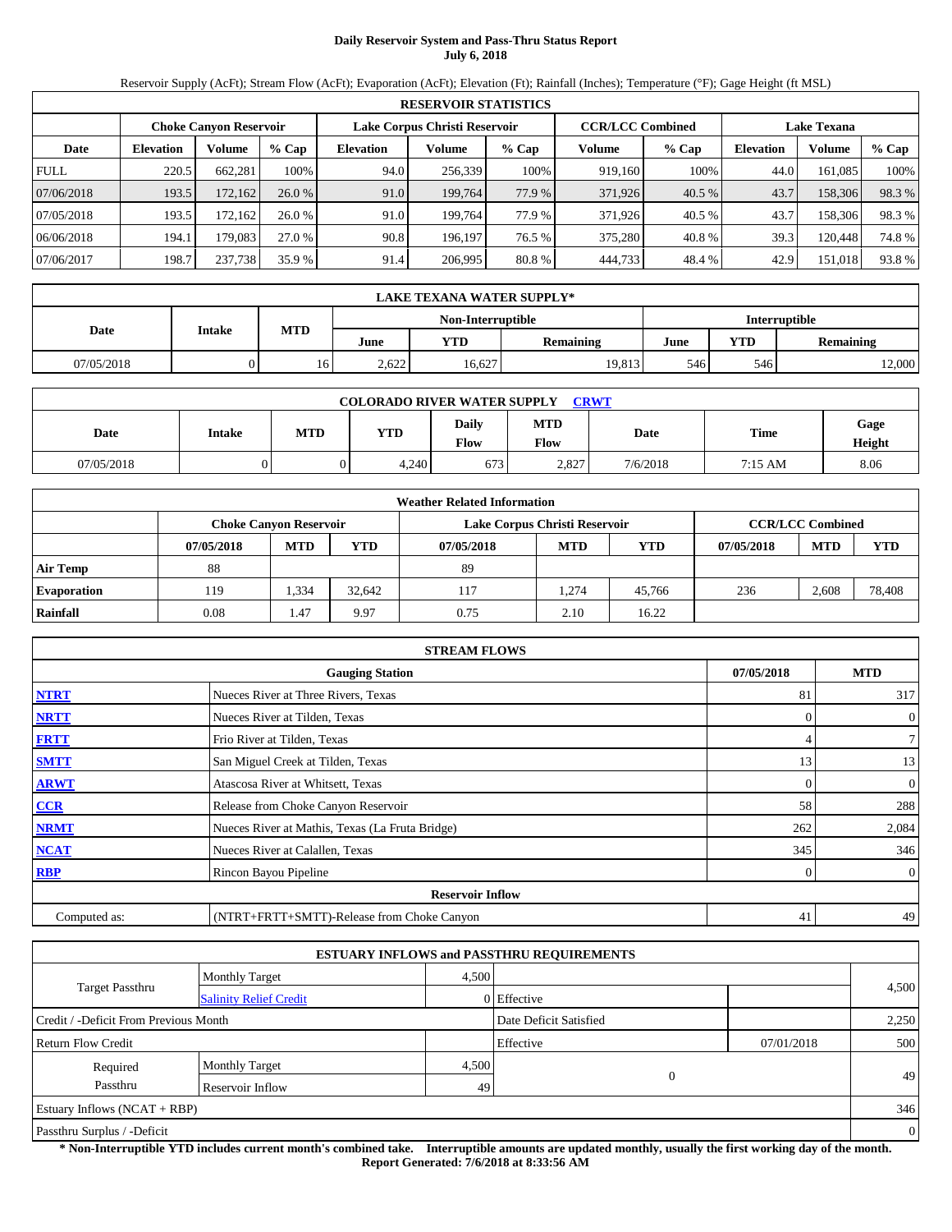# Daily Reservoir System and Pass-Thru Status Report
## July 6, 2018

Reservoir Supply (AcFt); Stream Flow (AcFt); Evaporation (AcFt); Elevation (Ft); Rainfall (Inches); Temperature (°F); Gage Height (ft MSL)

| RESERVOIR STATISTICS | | | | | | | | | | | |
|---|---|---|---|---|---|---|---|---|---|---|---|
| | Choke Canyon Reservoir | | | Lake Corpus Christi Reservoir | | | CCR/LCC Combined | | Lake Texana | | |
| Date | Elevation | Volume | % Cap | Elevation | Volume | % Cap | Volume | % Cap | Elevation | Volume | % Cap |
| FULL | 220.5 | 662,281 | 100% | 94.0 | 256,339 | 100% | 919,160 | 100% | 44.0 | 161,085 | 100% |
| 07/06/2018 | 193.5 | 172,162 | 26.0 % | 91.0 | 199,764 | 77.9 % | 371,926 | 40.5 % | 43.7 | 158,306 | 98.3 % |
| 07/05/2018 | 193.5 | 172,162 | 26.0 % | 91.0 | 199,764 | 77.9 % | 371,926 | 40.5 % | 43.7 | 158,306 | 98.3 % |
| 06/06/2018 | 194.1 | 179,083 | 27.0 % | 90.8 | 196,197 | 76.5 % | 375,280 | 40.8 % | 39.3 | 120,448 | 74.8 % |
| 07/06/2017 | 198.7 | 237,738 | 35.9 % | 91.4 | 206,995 | 80.8 % | 444,733 | 48.4 % | 42.9 | 151,018 | 93.8 % |

| LAKE TEXANA WATER SUPPLY* | | | | | | | | |
|---|---|---|---|---|---|---|---|---|
| Date | Intake | MTD | Non-Interruptible | | | Interruptible | | |
| | | | June | YTD | Remaining | June | YTD | Remaining |
| 07/05/2018 | 0 | 16 | 2,622 | 16,627 | 19,813 | 546 | 546 | 12,000 |

| COLORADO RIVER WATER SUPPLY CRWT | | | | | | | | |
|---|---|---|---|---|---|---|---|---|
| Date | Intake | MTD | YTD | Daily Flow | MTD Flow | Date | Time | Gage Height |
| 07/05/2018 | 0 | 0 | 4,240 | 673 | 2,827 | 7/6/2018 | 7:15 AM | 8.06 |

| Weather Related Information | | | | | | | | | |
|---|---|---|---|---|---|---|---|---|---|
| | Choke Canyon Reservoir | | | Lake Corpus Christi Reservoir | | | CCR/LCC Combined | | |
| | 07/05/2018 | MTD | YTD | 07/05/2018 | MTD | YTD | 07/05/2018 | MTD | YTD |
| Air Temp | 88 | | | 89 | | | | | |
| Evaporation | 119 | 1,334 | 32,642 | 117 | 1,274 | 45,766 | 236 | 2,608 | 78,408 |
| Rainfall | 0.08 | 1.47 | 9.97 | 0.75 | 2.10 | 16.22 | | | |

| STREAM FLOWS | | | |
|---|---|---|---|
| | Gauging Station | 07/05/2018 | MTD |
| NTRT | Nueces River at Three Rivers, Texas | 81 | 317 |
| NRTT | Nueces River at Tilden, Texas | 0 | 0 |
| FRTT | Frio River at Tilden, Texas | 4 | 7 |
| SMTT | San Miguel Creek at Tilden, Texas | 13 | 13 |
| ARWT | Atascosa River at Whitsett, Texas | 0 | 0 |
| CCR | Release from Choke Canyon Reservoir | 58 | 288 |
| NRMT | Nueces River at Mathis, Texas (La Fruta Bridge) | 262 | 2,084 |
| NCAT | Nueces River at Calallen, Texas | 345 | 346 |
| RBP | Rincon Bayou Pipeline | 0 | 0 |
| | Reservoir Inflow | | |
| Computed as: | (NTRT+FRTT+SMTT)-Release from Choke Canyon | 41 | 49 |

| ESTUARY INFLOWS and PASSTHRU REQUIREMENTS | | | | | |
|---|---|---|---|---|---|
| Target Passthru | Monthly Target | 4,500 | | | 4,500 |
| | Salinity Relief Credit | 0 | Effective | | |
| Credit / -Deficit From Previous Month | | | Date Deficit Satisfied | | 2,250 |
| Return Flow Credit | | | Effective | 07/01/2018 | 500 |
| Required Passthru | Monthly Target | 4,500 | 0 | | 49 |
| | Reservoir Inflow | 49 | | | |
| Estuary Inflows (NCAT + RBP) | | | | | 346 |
| Passthru Surplus / -Deficit | | | | | 0 |

**\* Non-Interruptible YTD includes current month's combined take. Interruptible amounts are updated monthly, usually the first working day of the month.**
**Report Generated: 7/6/2018 at 8:33:56 AM**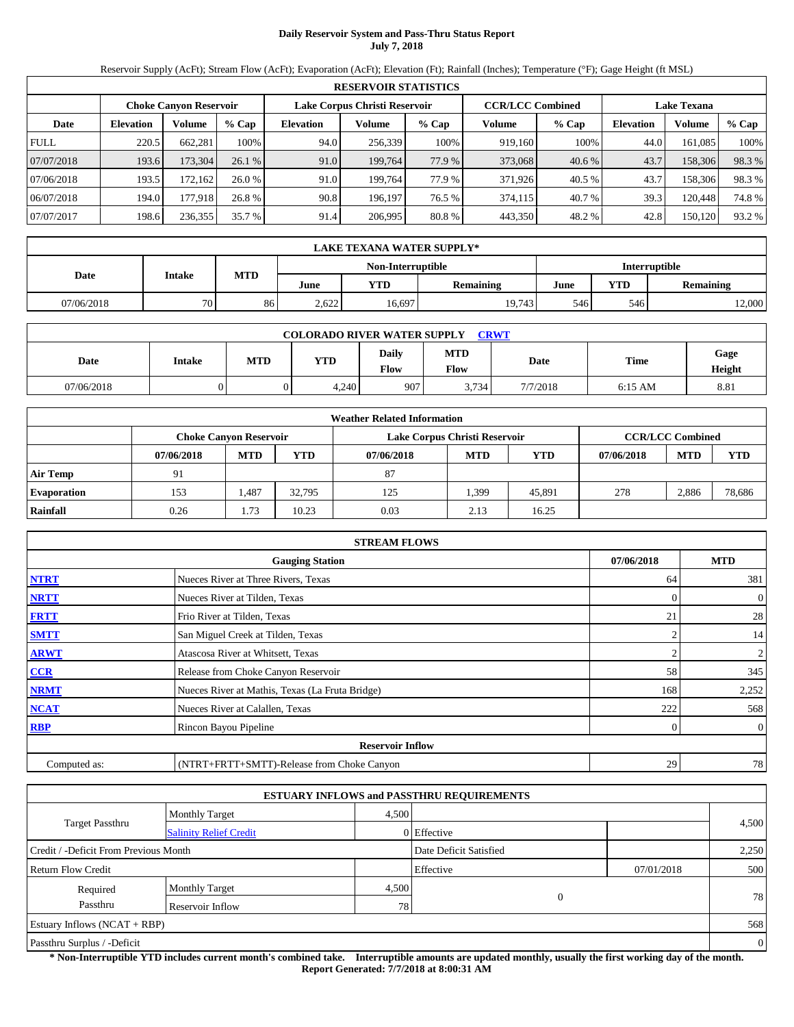# Daily Reservoir System and Pass-Thru Status Report
## July 7, 2018

Reservoir Supply (AcFt); Stream Flow (AcFt); Evaporation (AcFt); Elevation (Ft); Rainfall (Inches); Temperature (°F); Gage Height (ft MSL)

| RESERVOIR STATISTICS | | | | | | | | | | | |
|---|---|---|---|---|---|---|---|---|---|---|---|
| | Choke Canyon Reservoir | | | Lake Corpus Christi Reservoir | | | CCR/LCC Combined | | Lake Texana | | |
| Date | Elevation | Volume | % Cap | Elevation | Volume | % Cap | Volume | % Cap | Elevation | Volume | % Cap |
| FULL | 220.5 | 662,281 | 100% | 94.0 | 256,339 | 100% | 919,160 | 100% | 44.0 | 161,085 | 100% |
| 07/07/2018 | 193.6 | 173,304 | 26.1 % | 91.0 | 199,764 | 77.9 % | 373,068 | 40.6 % | 43.7 | 158,306 | 98.3 % |
| 07/06/2018 | 193.5 | 172,162 | 26.0 % | 91.0 | 199,764 | 77.9 % | 371,926 | 40.5 % | 43.7 | 158,306 | 98.3 % |
| 06/07/2018 | 194.0 | 177,918 | 26.8 % | 90.8 | 196,197 | 76.5 % | 374,115 | 40.7 % | 39.3 | 120,448 | 74.8 % |
| 07/07/2017 | 198.6 | 236,355 | 35.7 % | 91.4 | 206,995 | 80.8 % | 443,350 | 48.2 % | 42.8 | 150,120 | 93.2 % |

| LAKE TEXANA WATER SUPPLY* | | | | | | | | |
|---|---|---|---|---|---|---|---|---|
| Date | Intake | MTD | Non-Interruptible | | | Interruptible | | |
| | | | June | YTD | Remaining | June | YTD | Remaining |
| 07/06/2018 | 70 | 86 | 2,622 | 16,697 | 19,743 | 546 | 546 | 12,000 |

| COLORADO RIVER WATER SUPPLY CRWT | | | | | | | | |
|---|---|---|---|---|---|---|---|---|
| Date | Intake | MTD | YTD | Daily Flow | MTD Flow | Date | Time | Gage Height |
| 07/06/2018 | 0 | 0 | 4,240 | 907 | 3,734 | 7/7/2018 | 6:15 AM | 8.81 |

| Weather Related Information | | | | | | | | | |
|---|---|---|---|---|---|---|---|---|---|
| | Choke Canyon Reservoir | | | Lake Corpus Christi Reservoir | | | CCR/LCC Combined | | |
| | 07/06/2018 | MTD | YTD | 07/06/2018 | MTD | YTD | 07/06/2018 | MTD | YTD |
| Air Temp | 91 | | | 87 | | | | | |
| Evaporation | 153 | 1,487 | 32,795 | 125 | 1,399 | 45,891 | 278 | 2,886 | 78,686 |
| Rainfall | 0.26 | 1.73 | 10.23 | 0.03 | 2.13 | 16.25 | | | |

| STREAM FLOWS | | | |
|---|---|---|---|
| | Gauging Station | 07/06/2018 | MTD |
| NTRT | Nueces River at Three Rivers, Texas | 64 | 381 |
| NRTT | Nueces River at Tilden, Texas | 0 | 0 |
| FRTT | Frio River at Tilden, Texas | 21 | 28 |
| SMTT | San Miguel Creek at Tilden, Texas | 2 | 14 |
| ARWT | Atascosa River at Whitsett, Texas | 2 | 2 |
| CCR | Release from Choke Canyon Reservoir | 58 | 345 |
| NRMT | Nueces River at Mathis, Texas (La Fruta Bridge) | 168 | 2,252 |
| NCAT | Nueces River at Calallen, Texas | 222 | 568 |
| RBP | Rincon Bayou Pipeline | 0 | 0 |
| | **Reservoir Inflow** | | |
| Computed as: | (NTRT+FRTT+SMTT)-Release from Choke Canyon | 29 | 78 |

| ESTUARY INFLOWS and PASSTHRU REQUIREMENTS | | | | | |
|---|---|---|---|---|---|
| Target Passthru | Monthly Target | 4,500 | | | 4,500 |
| | Salinity Relief Credit | 0 | Effective | | |
| Credit / -Deficit From Previous Month | | | Date Deficit Satisfied | | 2,250 |
| Return Flow Credit | | | Effective | 07/01/2018 | 500 |
| Required Passthru | Monthly Target | 4,500 | 0 | | 78 |
| | Reservoir Inflow | 78 | | | |
| Estuary Inflows (NCAT + RBP) | | | | | 568 |
| Passthru Surplus / -Deficit | | | | | 0 |

**\* Non-Interruptible YTD includes current month's combined take. Interruptible amounts are updated monthly, usually the first working day of the month.**
**Report Generated: 7/7/2018 at 8:00:31 AM**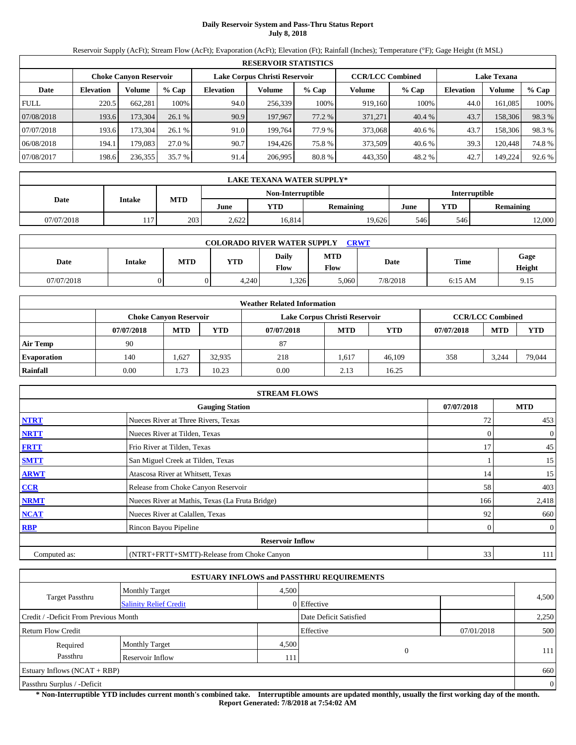# Daily Reservoir System and Pass-Thru Status Report
## July 8, 2018

Reservoir Supply (AcFt); Stream Flow (AcFt); Evaporation (AcFt); Elevation (Ft); Rainfall (Inches); Temperature (°F); Gage Height (ft MSL)

| RESERVOIR STATISTICS | | | | | | | | | | | |
|---|---|---|---|---|---|---|---|---|---|---|---|
| | Choke Canyon Reservoir | | | Lake Corpus Christi Reservoir | | | CCR/LCC Combined | | Lake Texana | | |
| Date | Elevation | Volume | % Cap | Elevation | Volume | % Cap | Volume | % Cap | Elevation | Volume | % Cap |
| FULL | 220.5 | 662,281 | 100% | 94.0 | 256,339 | 100% | 919,160 | 100% | 44.0 | 161,085 | 100% |
| 07/08/2018 | 193.6 | 173,304 | 26.1 % | 90.9 | 197,967 | 77.2 % | 371,271 | 40.4 % | 43.7 | 158,306 | 98.3 % |
| 07/07/2018 | 193.6 | 173,304 | 26.1 % | 91.0 | 199,764 | 77.9 % | 373,068 | 40.6 % | 43.7 | 158,306 | 98.3 % |
| 06/08/2018 | 194.1 | 179,083 | 27.0 % | 90.7 | 194,426 | 75.8 % | 373,509 | 40.6 % | 39.3 | 120,448 | 74.8 % |
| 07/08/2017 | 198.6 | 236,355 | 35.7 % | 91.4 | 206,995 | 80.8 % | 443,350 | 48.2 % | 42.7 | 149,224 | 92.6 % |

| LAKE TEXANA WATER SUPPLY* | | | | | | | | |
|---|---|---|---|---|---|---|---|---|
| Date | Intake | MTD | Non-Interruptible | | | Interruptible | | |
| | | | June | YTD | Remaining | June | YTD | Remaining |
| 07/07/2018 | 117 | 203 | 2,622 | 16,814 | 19,626 | 546 | 546 | 12,000 |

| COLORADO RIVER WATER SUPPLY CRWT | | | | | | | | |
|---|---|---|---|---|---|---|---|---|
| Date | Intake | MTD | YTD | Daily Flow | MTD Flow | Date | Time | Gage Height |
| 07/07/2018 | 0 | 0 | 4,240 | 1,326 | 5,060 | 7/8/2018 | 6:15 AM | 9.15 |

| Weather Related Information | | | | | | | | | |
|---|---|---|---|---|---|---|---|---|---|
| | Choke Canyon Reservoir | | | Lake Corpus Christi Reservoir | | | CCR/LCC Combined | | |
| | 07/07/2018 | MTD | YTD | 07/07/2018 | MTD | YTD | 07/07/2018 | MTD | YTD |
| Air Temp | 90 | | | 87 | | | | | |
| Evaporation | 140 | 1,627 | 32,935 | 218 | 1,617 | 46,109 | 358 | 3,244 | 79,044 |
| Rainfall | 0.00 | 1.73 | 10.23 | 0.00 | 2.13 | 16.25 | | | |

| STREAM FLOWS | | | |
|---|---|---|---|
| | Gauging Station | 07/07/2018 | MTD |
| NTRT | Nueces River at Three Rivers, Texas | 72 | 453 |
| NRTT | Nueces River at Tilden, Texas | 0 | 0 |
| FRTT | Frio River at Tilden, Texas | 17 | 45 |
| SMTT | San Miguel Creek at Tilden, Texas | 1 | 15 |
| ARWT | Atascosa River at Whitsett, Texas | 14 | 15 |
| CCR | Release from Choke Canyon Reservoir | 58 | 403 |
| NRMT | Nueces River at Mathis, Texas (La Fruta Bridge) | 166 | 2,418 |
| NCAT | Nueces River at Calallen, Texas | 92 | 660 |
| RBP | Rincon Bayou Pipeline | 0 | 0 |
| | Reservoir Inflow | | |
| Computed as: | (NTRT+FRTT+SMTT)-Release from Choke Canyon | 33 | 111 |

| ESTUARY INFLOWS and PASSTHRU REQUIREMENTS | | | | | |
|---|---|---|---|---|---|
| Target Passthru | Monthly Target | 4,500 | | | 4,500 |
| | Salinity Relief Credit | 0 | Effective | | |
| Credit / -Deficit From Previous Month | | | Date Deficit Satisfied | | 2,250 |
| Return Flow Credit | | | Effective | 07/01/2018 | 500 |
| Required Passthru | Monthly Target | 4,500 | 0 | | 111 |
| | Reservoir Inflow | 111 | | | |
| Estuary Inflows (NCAT + RBP) | | | | | 660 |
| Passthru Surplus / -Deficit | | | | | 0 |

**\* Non-Interruptible YTD includes current month's combined take. Interruptible amounts are updated monthly, usually the first working day of the month.**
**Report Generated: 7/8/2018 at 7:54:02 AM**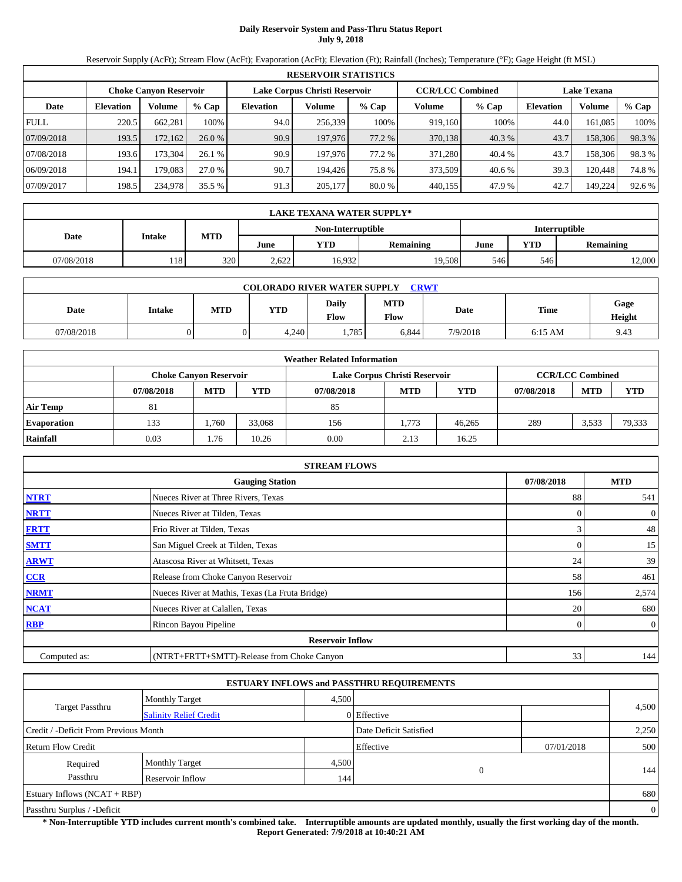# Daily Reservoir System and Pass-Thru Status Report
## July 9, 2018

Reservoir Supply (AcFt); Stream Flow (AcFt); Evaporation (AcFt); Elevation (Ft); Rainfall (Inches); Temperature (°F); Gage Height (ft MSL)

| RESERVOIR STATISTICS | | | | | | | | | | | |
|---|---|---|---|---|---|---|---|---|---|---|---|
| | Choke Canyon Reservoir | | | Lake Corpus Christi Reservoir | | | CCR/LCC Combined | | Lake Texana | | |
| Date | Elevation | Volume | % Cap | Elevation | Volume | % Cap | Volume | % Cap | Elevation | Volume | % Cap |
| FULL | 220.5 | 662,281 | 100% | 94.0 | 256,339 | 100% | 919,160 | 100% | 44.0 | 161,085 | 100% |
| 07/09/2018 | 193.5 | 172,162 | 26.0 % | 90.9 | 197,976 | 77.2 % | 370,138 | 40.3 % | 43.7 | 158,306 | 98.3 % |
| 07/08/2018 | 193.6 | 173,304 | 26.1 % | 90.9 | 197,976 | 77.2 % | 371,280 | 40.4 % | 43.7 | 158,306 | 98.3 % |
| 06/09/2018 | 194.1 | 179,083 | 27.0 % | 90.7 | 194,426 | 75.8 % | 373,509 | 40.6 % | 39.3 | 120,448 | 74.8 % |
| 07/09/2017 | 198.5 | 234,978 | 35.5 % | 91.3 | 205,177 | 80.0 % | 440,155 | 47.9 % | 42.7 | 149,224 | 92.6 % |

| LAKE TEXANA WATER SUPPLY* | | | | | | | | |
|---|---|---|---|---|---|---|---|---|
| Date | Intake | MTD | Non-Interruptible | | | Interruptible | | |
| | | | June | YTD | Remaining | June | YTD | Remaining |
| 07/08/2018 | 118 | 320 | 2,622 | 16,932 | 19,508 | 546 | 546 | 12,000 |

| COLORADO RIVER WATER SUPPLY CRWT | | | | | | | | |
|---|---|---|---|---|---|---|---|---|
| Date | Intake | MTD | YTD | Daily Flow | MTD Flow | Date | Time | Gage Height |
| 07/08/2018 | 0 | 0 | 4,240 | 1,785 | 6,844 | 7/9/2018 | 6:15 AM | 9.43 |

| Weather Related Information | | | | | | | | | |
|---|---|---|---|---|---|---|---|---|---|
| | Choke Canyon Reservoir | | | Lake Corpus Christi Reservoir | | | CCR/LCC Combined | | |
| | 07/08/2018 | MTD | YTD | 07/08/2018 | MTD | YTD | 07/08/2018 | MTD | YTD |
| Air Temp | 81 | | | 85 | | | | | |
| Evaporation | 133 | 1,760 | 33,068 | 156 | 1,773 | 46,265 | 289 | 3,533 | 79,333 |
| Rainfall | 0.03 | 1.76 | 10.26 | 0.00 | 2.13 | 16.25 | | | |

| STREAM FLOWS | | | |
|---|---|---|---|
| Gauging Station | | 07/08/2018 | MTD |
| NTRT | Nueces River at Three Rivers, Texas | 88 | 541 |
| NRTT | Nueces River at Tilden, Texas | 0 | 0 |
| FRTT | Frio River at Tilden, Texas | 3 | 48 |
| SMTT | San Miguel Creek at Tilden, Texas | 0 | 15 |
| ARWT | Atascosa River at Whitsett, Texas | 24 | 39 |
| CCR | Release from Choke Canyon Reservoir | 58 | 461 |
| NRMT | Nueces River at Mathis, Texas (La Fruta Bridge) | 156 | 2,574 |
| NCAT | Nueces River at Calallen, Texas | 20 | 680 |
| RBP | Rincon Bayou Pipeline | 0 | 0 |
| Reservoir Inflow | | | |
| Computed as: | (NTRT+FRTT+SMTT)-Release from Choke Canyon | 33 | 144 |

| ESTUARY INFLOWS and PASSTHRU REQUIREMENTS | | | | | |
|---|---|---|---|---|---|
| Target Passthru | Monthly Target | 4,500 | | | 4,500 |
| | Salinity Relief Credit | 0 | Effective | | |
| Credit / -Deficit From Previous Month | | | Date Deficit Satisfied | | 2,250 |
| Return Flow Credit | | | Effective | 07/01/2018 | 500 |
| Required Passthru | Monthly Target | 4,500 | 0 | | 144 |
| | Reservoir Inflow | 144 | | | |
| Estuary Inflows (NCAT + RBP) | | | | | 680 |
| Passthru Surplus / -Deficit | | | | | 0 |

**\* Non-Interruptible YTD includes current month's combined take. Interruptible amounts are updated monthly, usually the first working day of the month.**
**Report Generated: 7/9/2018 at 10:40:21 AM**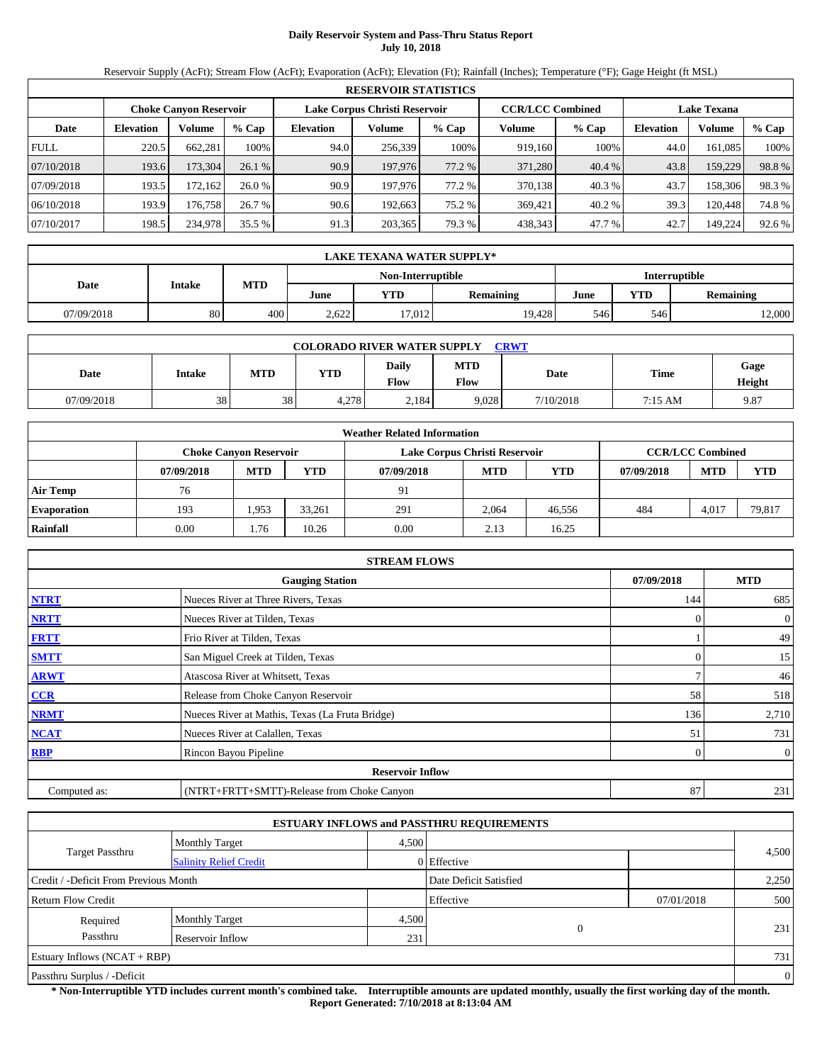# Daily Reservoir System and Pass-Thru Status Report
## July 10, 2018

Reservoir Supply (AcFt); Stream Flow (AcFt); Evaporation (AcFt); Elevation (Ft); Rainfall (Inches); Temperature (°F); Gage Height (ft MSL)

| RESERVOIR STATISTICS | | | | | | | | | | | |
|---|---|---|---|---|---|---|---|---|---|---|---|
| | Choke Canyon Reservoir | | | Lake Corpus Christi Reservoir | | | CCR/LCC Combined | | Lake Texana | | |
| Date | Elevation | Volume | % Cap | Elevation | Volume | % Cap | Volume | % Cap | Elevation | Volume | % Cap |
| FULL | 220.5 | 662,281 | 100% | 94.0 | 256,339 | 100% | 919,160 | 100% | 44.0 | 161,085 | 100% |
| 07/10/2018 | 193.6 | 173,304 | 26.1 % | 90.9 | 197,976 | 77.2 % | 371,280 | 40.4 % | 43.8 | 159,229 | 98.8 % |
| 07/09/2018 | 193.5 | 172,162 | 26.0 % | 90.9 | 197,976 | 77.2 % | 370,138 | 40.3 % | 43.7 | 158,306 | 98.3 % |
| 06/10/2018 | 193.9 | 176,758 | 26.7 % | 90.6 | 192,663 | 75.2 % | 369,421 | 40.2 % | 39.3 | 120,448 | 74.8 % |
| 07/10/2017 | 198.5 | 234,978 | 35.5 % | 91.3 | 203,365 | 79.3 % | 438,343 | 47.7 % | 42.7 | 149,224 | 92.6 % |

| LAKE TEXANA WATER SUPPLY* | | | | | | | | |
|---|---|---|---|---|---|---|---|---|
| Date | Intake | MTD | Non-Interruptible | | | Interruptible | | |
| | | | June | YTD | Remaining | June | YTD | Remaining |
| 07/09/2018 | 80 | 400 | 2,622 | 17,012 | 19,428 | 546 | 546 | 12,000 |

| COLORADO RIVER WATER SUPPLY CRWT | | | | | | | | |
|---|---|---|---|---|---|---|---|---|
| Date | Intake | MTD | YTD | Daily Flow | MTD Flow | Date | Time | Gage Height |
| 07/09/2018 | 38 | 38 | 4,278 | 2,184 | 9,028 | 7/10/2018 | 7:15 AM | 9.87 |

| Weather Related Information | | | | | | | | | |
|---|---|---|---|---|---|---|---|---|---|
| | Choke Canyon Reservoir | | | Lake Corpus Christi Reservoir | | | CCR/LCC Combined | | |
| | 07/09/2018 | MTD | YTD | 07/09/2018 | MTD | YTD | 07/09/2018 | MTD | YTD |
| Air Temp | 76 | | | 91 | | | | | |
| Evaporation | 193 | 1,953 | 33,261 | 291 | 2,064 | 46,556 | 484 | 4,017 | 79,817 |
| Rainfall | 0.00 | 1.76 | 10.26 | 0.00 | 2.13 | 16.25 | | | |

| STREAM FLOWS | | | |
|---|---|---|---|
| Gauging Station | | 07/09/2018 | MTD |
| NTRT | Nueces River at Three Rivers, Texas | 144 | 685 |
| NRTT | Nueces River at Tilden, Texas | 0 | 0 |
| FRTT | Frio River at Tilden, Texas | 1 | 49 |
| SMTT | San Miguel Creek at Tilden, Texas | 0 | 15 |
| ARWT | Atascosa River at Whitsett, Texas | 7 | 46 |
| CCR | Release from Choke Canyon Reservoir | 58 | 518 |
| NRMT | Nueces River at Mathis, Texas (La Fruta Bridge) | 136 | 2,710 |
| NCAT | Nueces River at Calallen, Texas | 51 | 731 |
| RBP | Rincon Bayou Pipeline | 0 | 0 |
| Reservoir Inflow | | | |
| Computed as: | (NTRT+FRTT+SMTT)-Release from Choke Canyon | 87 | 231 |

| ESTUARY INFLOWS and PASSTHRU REQUIREMENTS | | | | | |
|---|---|---|---|---|---|
| Target Passthru | Monthly Target | 4,500 | | | 4,500 |
| | Salinity Relief Credit | 0 | Effective | | |
| Credit / -Deficit From Previous Month | | | Date Deficit Satisfied | | 2,250 |
| Return Flow Credit | | | Effective | 07/01/2018 | 500 |
| Required Passthru | Monthly Target | 4,500 | 0 | | 231 |
| | Reservoir Inflow | 231 | | | |
| Estuary Inflows (NCAT + RBP) | | | | | 731 |
| Passthru Surplus / -Deficit | | | | | 0 |

**\* Non-Interruptible YTD includes current month's combined take. Interruptible amounts are updated monthly, usually the first working day of the month.**
**Report Generated: 7/10/2018 at 8:13:04 AM**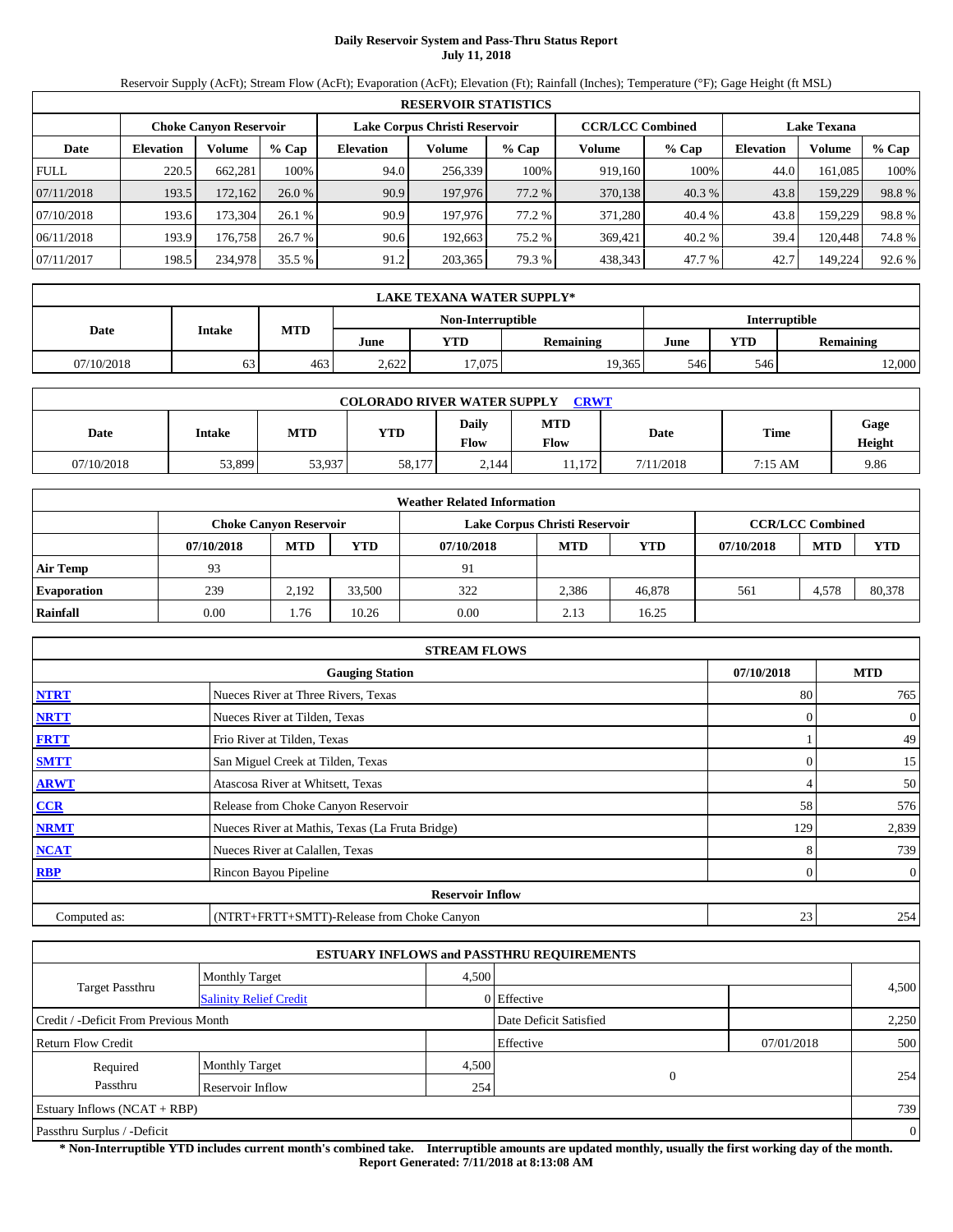# Daily Reservoir System and Pass-Thru Status Report
## July 11, 2018

Reservoir Supply (AcFt); Stream Flow (AcFt); Evaporation (AcFt); Elevation (Ft); Rainfall (Inches); Temperature (°F); Gage Height (ft MSL)

| RESERVOIR STATISTICS | | | | | | | | | | | |
|---|---|---|---|---|---|---|---|---|---|---|---|
| | Choke Canyon Reservoir | | | Lake Corpus Christi Reservoir | | | CCR/LCC Combined | | Lake Texana | | |
| Date | Elevation | Volume | % Cap | Elevation | Volume | % Cap | Volume | % Cap | Elevation | Volume | % Cap |
| FULL | 220.5 | 662,281 | 100% | 94.0 | 256,339 | 100% | 919,160 | 100% | 44.0 | 161,085 | 100% |
| 07/11/2018 | 193.5 | 172,162 | 26.0 % | 90.9 | 197,976 | 77.2 % | 370,138 | 40.3 % | 43.8 | 159,229 | 98.8 % |
| 07/10/2018 | 193.6 | 173,304 | 26.1 % | 90.9 | 197,976 | 77.2 % | 371,280 | 40.4 % | 43.8 | 159,229 | 98.8 % |
| 06/11/2018 | 193.9 | 176,758 | 26.7 % | 90.6 | 192,663 | 75.2 % | 369,421 | 40.2 % | 39.4 | 120,448 | 74.8 % |
| 07/11/2017 | 198.5 | 234,978 | 35.5 % | 91.2 | 203,365 | 79.3 % | 438,343 | 47.7 % | 42.7 | 149,224 | 92.6 % |

| LAKE TEXANA WATER SUPPLY* | | | | | | | | |
|---|---|---|---|---|---|---|---|---|
| Date | Intake | MTD | Non-Interruptible | | | Interruptible | | |
| | | | June | YTD | Remaining | June | YTD | Remaining |
| 07/10/2018 | 63 | 463 | 2,622 | 17,075 | 19,365 | 546 | 546 | 12,000 |

| COLORADO RIVER WATER SUPPLY CRWT | | | | | | | | |
|---|---|---|---|---|---|---|---|---|
| Date | Intake | MTD | YTD | Daily Flow | MTD Flow | Date | Time | Gage Height |
| 07/10/2018 | 53,899 | 53,937 | 58,177 | 2,144 | 11,172 | 7/11/2018 | 7:15 AM | 9.86 |

| Weather Related Information | | | | | | | | | |
|---|---|---|---|---|---|---|---|---|---|
| | Choke Canyon Reservoir | | | Lake Corpus Christi Reservoir | | | CCR/LCC Combined | | |
| | 07/10/2018 | MTD | YTD | 07/10/2018 | MTD | YTD | 07/10/2018 | MTD | YTD |
| Air Temp | 93 | | | 91 | | | | | |
| Evaporation | 239 | 2,192 | 33,500 | 322 | 2,386 | 46,878 | 561 | 4,578 | 80,378 |
| Rainfall | 0.00 | 1.76 | 10.26 | 0.00 | 2.13 | 16.25 | | | |

| STREAM FLOWS | | | |
|---|---|---|---|
| | Gauging Station | 07/10/2018 | MTD |
| NTRT | Nueces River at Three Rivers, Texas | 80 | 765 |
| NRTT | Nueces River at Tilden, Texas | 0 | 0 |
| FRTT | Frio River at Tilden, Texas | 1 | 49 |
| SMTT | San Miguel Creek at Tilden, Texas | 0 | 15 |
| ARWT | Atascosa River at Whitsett, Texas | 4 | 50 |
| CCR | Release from Choke Canyon Reservoir | 58 | 576 |
| NRMT | Nueces River at Mathis, Texas (La Fruta Bridge) | 129 | 2,839 |
| NCAT | Nueces River at Calallen, Texas | 8 | 739 |
| RBP | Rincon Bayou Pipeline | 0 | 0 |
| | Reservoir Inflow | | |
| Computed as: | (NTRT+FRTT+SMTT)-Release from Choke Canyon | 23 | 254 |

| ESTUARY INFLOWS and PASSTHRU REQUIREMENTS | | | | | |
|---|---|---|---|---|---|
| Target Passthru | Monthly Target | 4,500 | | | 4,500 |
| | Salinity Relief Credit | 0 | Effective | | |
| Credit / -Deficit From Previous Month | | | Date Deficit Satisfied | | 2,250 |
| Return Flow Credit | | | Effective | 07/01/2018 | 500 |
| Required Passthru | Monthly Target | 4,500 | 0 | | 254 |
| | Reservoir Inflow | 254 | | | |
| Estuary Inflows (NCAT + RBP) | | | | | 739 |
| Passthru Surplus / -Deficit | | | | | 0 |

**\* Non-Interruptible YTD includes current month's combined take. Interruptible amounts are updated monthly, usually the first working day of the month.**
**Report Generated: 7/11/2018 at 8:13:08 AM**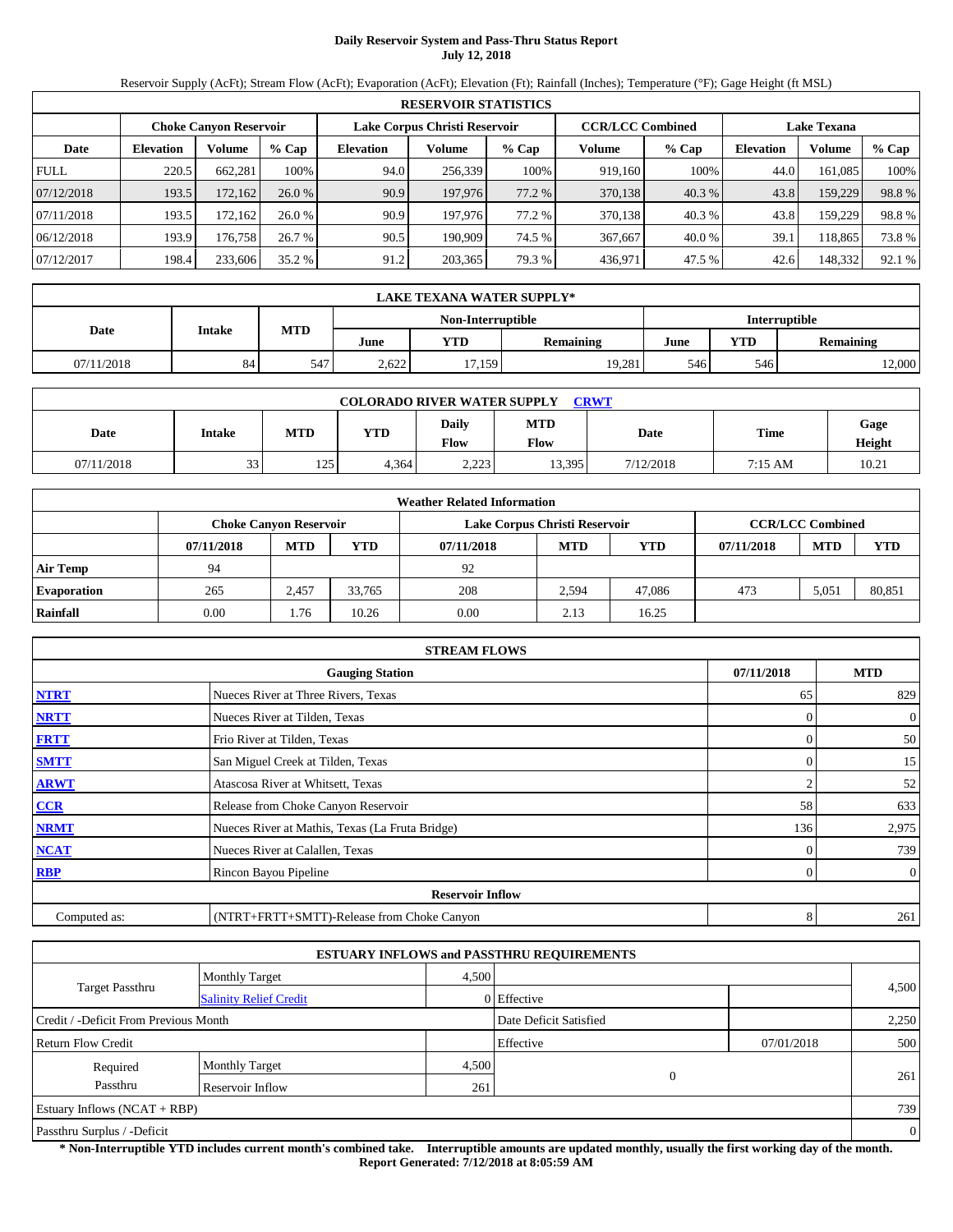# Daily Reservoir System and Pass-Thru Status Report
## July 12, 2018

Reservoir Supply (AcFt); Stream Flow (AcFt); Evaporation (AcFt); Elevation (Ft); Rainfall (Inches); Temperature (°F); Gage Height (ft MSL)

| RESERVOIR STATISTICS | | | | | | | | | | | |
|---|---|---|---|---|---|---|---|---|---|---|---|
| | Choke Canyon Reservoir | | | Lake Corpus Christi Reservoir | | | CCR/LCC Combined | | Lake Texana | | |
| Date | Elevation | Volume | % Cap | Elevation | Volume | % Cap | Volume | % Cap | Elevation | Volume | % Cap |
| FULL | 220.5 | 662,281 | 100% | 94.0 | 256,339 | 100% | 919,160 | 100% | 44.0 | 161,085 | 100% |
| 07/12/2018 | 193.5 | 172,162 | 26.0 % | 90.9 | 197,976 | 77.2 % | 370,138 | 40.3 % | 43.8 | 159,229 | 98.8 % |
| 07/11/2018 | 193.5 | 172,162 | 26.0 % | 90.9 | 197,976 | 77.2 % | 370,138 | 40.3 % | 43.8 | 159,229 | 98.8 % |
| 06/12/2018 | 193.9 | 176,758 | 26.7 % | 90.5 | 190,909 | 74.5 % | 367,667 | 40.0 % | 39.1 | 118,865 | 73.8 % |
| 07/12/2017 | 198.4 | 233,606 | 35.2 % | 91.2 | 203,365 | 79.3 % | 436,971 | 47.5 % | 42.6 | 148,332 | 92.1 % |

| LAKE TEXANA WATER SUPPLY* | | | | | | | | |
|---|---|---|---|---|---|---|---|---|
| Date | Intake | MTD | Non-Interruptible | | | Interruptible | | |
| | | | June | YTD | Remaining | June | YTD | Remaining |
| 07/11/2018 | 84 | 547 | 2,622 | 17,159 | 19,281 | 546 | 546 | 12,000 |

| COLORADO RIVER WATER SUPPLY CRWT | | | | | | | | |
|---|---|---|---|---|---|---|---|---|
| Date | Intake | MTD | YTD | Daily Flow | MTD Flow | Date | Time | Gage Height |
| 07/11/2018 | 33 | 125 | 4,364 | 2,223 | 13,395 | 7/12/2018 | 7:15 AM | 10.21 |

| Weather Related Information | | | | | | | | | |
|---|---|---|---|---|---|---|---|---|---|
| | Choke Canyon Reservoir | | | Lake Corpus Christi Reservoir | | | CCR/LCC Combined | | |
| | 07/11/2018 | MTD | YTD | 07/11/2018 | MTD | YTD | 07/11/2018 | MTD | YTD |
| Air Temp | 94 | | | 92 | | | | | |
| Evaporation | 265 | 2,457 | 33,765 | 208 | 2,594 | 47,086 | 473 | 5,051 | 80,851 |
| Rainfall | 0.00 | 1.76 | 10.26 | 0.00 | 2.13 | 16.25 | | | |

| STREAM FLOWS | | | |
|---|---|---|---|
| | Gauging Station | 07/11/2018 | MTD |
| NTRT | Nueces River at Three Rivers, Texas | 65 | 829 |
| NRTT | Nueces River at Tilden, Texas | 0 | 0 |
| FRTT | Frio River at Tilden, Texas | 0 | 50 |
| SMTT | San Miguel Creek at Tilden, Texas | 0 | 15 |
| ARWT | Atascosa River at Whitsett, Texas | 2 | 52 |
| CCR | Release from Choke Canyon Reservoir | 58 | 633 |
| NRMT | Nueces River at Mathis, Texas (La Fruta Bridge) | 136 | 2,975 |
| NCAT | Nueces River at Calallen, Texas | 0 | 739 |
| RBP | Rincon Bayou Pipeline | 0 | 0 |
| | Reservoir Inflow | | |
| Computed as: | (NTRT+FRTT+SMTT)-Release from Choke Canyon | 8 | 261 |

| ESTUARY INFLOWS and PASSTHRU REQUIREMENTS | | | | | |
|---|---|---|---|---|---|
| Target Passthru | Monthly Target | 4,500 | | | 4,500 |
| | Salinity Relief Credit | 0 | Effective | | |
| Credit / -Deficit From Previous Month | | | Date Deficit Satisfied | | 2,250 |
| Return Flow Credit | | | Effective | 07/01/2018 | 500 |
| Required Passthru | Monthly Target | 4,500 | 0 | | 261 |
| | Reservoir Inflow | 261 | | | |
| Estuary Inflows (NCAT + RBP) | | | | | 739 |
| Passthru Surplus / -Deficit | | | | | 0 |

**\* Non-Interruptible YTD includes current month's combined take. Interruptible amounts are updated monthly, usually the first working day of the month.**
**Report Generated: 7/12/2018 at 8:05:59 AM**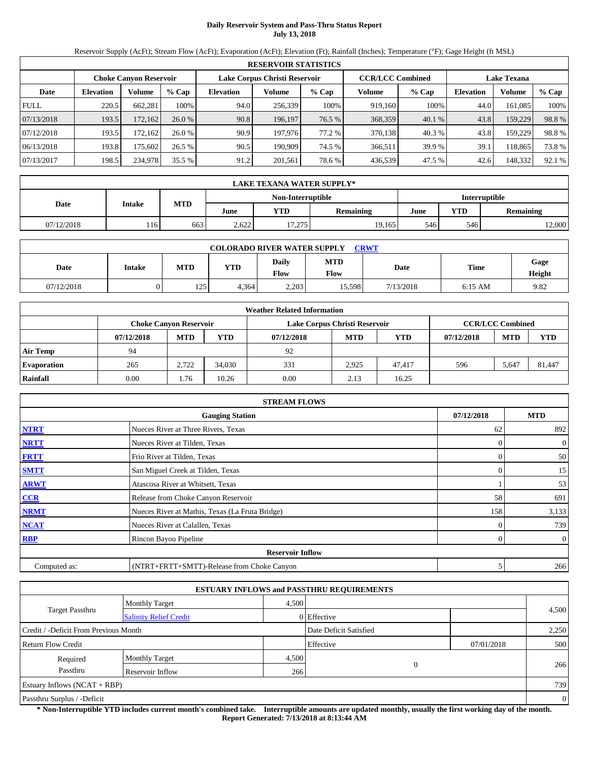# Daily Reservoir System and Pass-Thru Status Report
## July 13, 2018

Reservoir Supply (AcFt); Stream Flow (AcFt); Evaporation (AcFt); Elevation (Ft); Rainfall (Inches); Temperature (°F); Gage Height (ft MSL)

| RESERVOIR STATISTICS | | | | | | | | | | | |
|---|---|---|---|---|---|---|---|---|---|---|---|
| | Choke Canyon Reservoir | | | Lake Corpus Christi Reservoir | | | CCR/LCC Combined | | Lake Texana | | |
| Date | Elevation | Volume | % Cap | Elevation | Volume | % Cap | Volume | % Cap | Elevation | Volume | % Cap |
| FULL | 220.5 | 662,281 | 100% | 94.0 | 256,339 | 100% | 919,160 | 100% | 44.0 | 161,085 | 100% |
| 07/13/2018 | 193.5 | 172,162 | 26.0 % | 90.8 | 196,197 | 76.5 % | 368,359 | 40.1 % | 43.8 | 159,229 | 98.8 % |
| 07/12/2018 | 193.5 | 172,162 | 26.0 % | 90.9 | 197,976 | 77.2 % | 370,138 | 40.3 % | 43.8 | 159,229 | 98.8 % |
| 06/13/2018 | 193.8 | 175,602 | 26.5 % | 90.5 | 190,909 | 74.5 % | 366,511 | 39.9 % | 39.1 | 118,865 | 73.8 % |
| 07/13/2017 | 198.5 | 234,978 | 35.5 % | 91.2 | 201,561 | 78.6 % | 436,539 | 47.5 % | 42.6 | 148,332 | 92.1 % |

| LAKE TEXANA WATER SUPPLY* | | | | | | | | |
|---|---|---|---|---|---|---|---|---|
| Date | Intake | MTD | Non-Interruptible | | | Interruptible | | |
| | | | June | YTD | Remaining | June | YTD | Remaining |
| 07/12/2018 | 116 | 663 | 2,622 | 17,275 | 19,165 | 546 | 546 | 12,000 |

| COLORADO RIVER WATER SUPPLY CRWT | | | | | | | | |
|---|---|---|---|---|---|---|---|---|
| Date | Intake | MTD | YTD | Daily Flow | MTD Flow | Date | Time | Gage Height |
| 07/12/2018 | 0 | 125 | 4,364 | 2,203 | 15,598 | 7/13/2018 | 6:15 AM | 9.82 |

| Weather Related Information | | | | | | | | | |
|---|---|---|---|---|---|---|---|---|---|
| | Choke Canyon Reservoir | | | Lake Corpus Christi Reservoir | | | CCR/LCC Combined | | |
| | 07/12/2018 | MTD | YTD | 07/12/2018 | MTD | YTD | 07/12/2018 | MTD | YTD |
| Air Temp | 94 | | | 92 | | | | | |
| Evaporation | 265 | 2,722 | 34,030 | 331 | 2,925 | 47,417 | 596 | 5,647 | 81,447 |
| Rainfall | 0.00 | 1.76 | 10.26 | 0.00 | 2.13 | 16.25 | | | |

| STREAM FLOWS | | | |
|---|---|---|---|
| | Gauging Station | 07/12/2018 | MTD |
| NTRT | Nueces River at Three Rivers, Texas | 62 | 892 |
| NRTT | Nueces River at Tilden, Texas | 0 | 0 |
| FRTT | Frio River at Tilden, Texas | 0 | 50 |
| SMTT | San Miguel Creek at Tilden, Texas | 0 | 15 |
| ARWT | Atascosa River at Whitsett, Texas | 1 | 53 |
| CCR | Release from Choke Canyon Reservoir | 58 | 691 |
| NRMT | Nueces River at Mathis, Texas (La Fruta Bridge) | 158 | 3,133 |
| NCAT | Nueces River at Calallen, Texas | 0 | 739 |
| RBP | Rincon Bayou Pipeline | 0 | 0 |
| Reservoir Inflow | | | |
| Computed as: | (NTRT+FRTT+SMTT)-Release from Choke Canyon | 5 | 266 |

| ESTUARY INFLOWS and PASSTHRU REQUIREMENTS | | | | | |
|---|---|---|---|---|---|
| Target Passthru | Monthly Target | 4,500 | | | 4,500 |
| | Salinity Relief Credit | 0 | Effective | | |
| Credit / -Deficit From Previous Month | | | Date Deficit Satisfied | | 2,250 |
| Return Flow Credit | | | Effective | 07/01/2018 | 500 |
| Required Passthru | Monthly Target | 4,500 | 0 | | 266 |
| | Reservoir Inflow | 266 | | | |
| Estuary Inflows (NCAT + RBP) | | | | | 739 |
| Passthru Surplus / -Deficit | | | | | 0 |

**\* Non-Interruptible YTD includes current month's combined take. Interruptible amounts are updated monthly, usually the first working day of the month.**
**Report Generated: 7/13/2018 at 8:13:44 AM**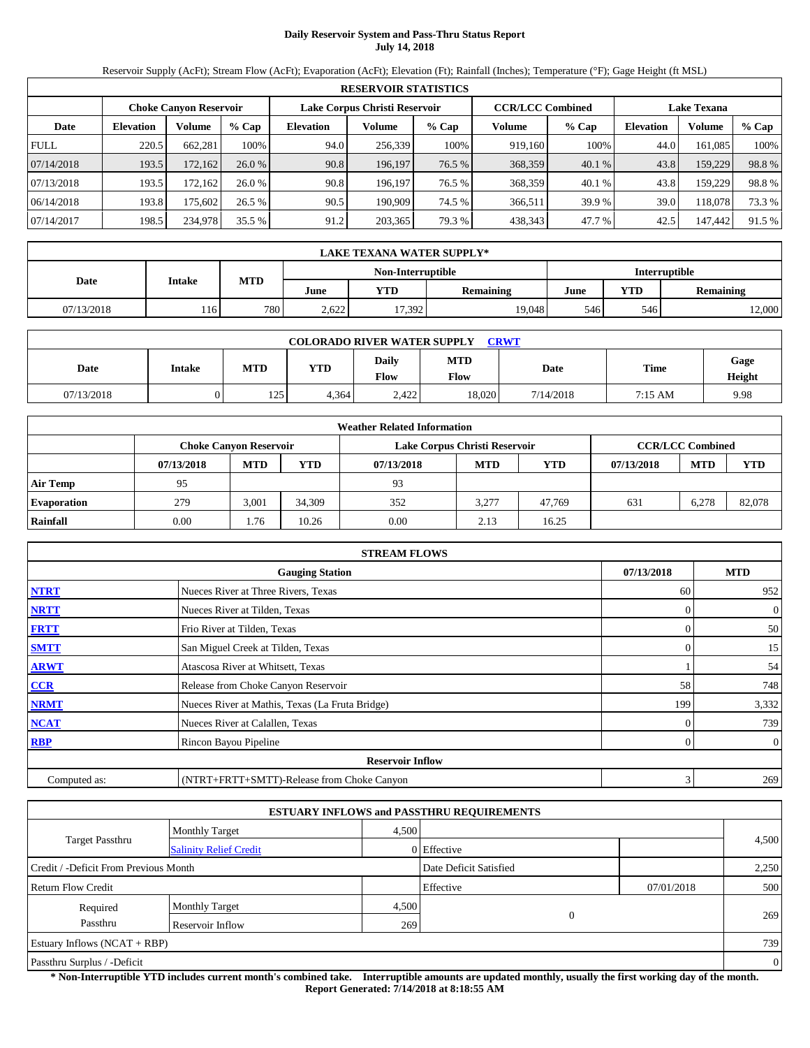# Daily Reservoir System and Pass-Thru Status Report
## July 14, 2018

Reservoir Supply (AcFt); Stream Flow (AcFt); Evaporation (AcFt); Elevation (Ft); Rainfall (Inches); Temperature (°F); Gage Height (ft MSL)

| RESERVOIR STATISTICS | | | | | | | | | | | |
|---|---|---|---|---|---|---|---|---|---|---|---|
| | Choke Canyon Reservoir | | | Lake Corpus Christi Reservoir | | | CCR/LCC Combined | | Lake Texana | | |
| Date | Elevation | Volume | % Cap | Elevation | Volume | % Cap | Volume | % Cap | Elevation | Volume | % Cap |
| FULL | 220.5 | 662,281 | 100% | 94.0 | 256,339 | 100% | 919,160 | 100% | 44.0 | 161,085 | 100% |
| 07/14/2018 | 193.5 | 172,162 | 26.0 % | 90.8 | 196,197 | 76.5 % | 368,359 | 40.1 % | 43.8 | 159,229 | 98.8 % |
| 07/13/2018 | 193.5 | 172,162 | 26.0 % | 90.8 | 196,197 | 76.5 % | 368,359 | 40.1 % | 43.8 | 159,229 | 98.8 % |
| 06/14/2018 | 193.8 | 175,602 | 26.5 % | 90.5 | 190,909 | 74.5 % | 366,511 | 39.9 % | 39.0 | 118,078 | 73.3 % |
| 07/14/2017 | 198.5 | 234,978 | 35.5 % | 91.2 | 203,365 | 79.3 % | 438,343 | 47.7 % | 42.5 | 147,442 | 91.5 % |

| LAKE TEXANA WATER SUPPLY* | | | | | | | | |
|---|---|---|---|---|---|---|---|---|
| Date | Intake | MTD | Non-Interruptible | | | Interruptible | | |
| | | | June | YTD | Remaining | June | YTD | Remaining |
| 07/13/2018 | 116 | 780 | 2,622 | 17,392 | 19,048 | 546 | 546 | 12,000 |

| COLORADO RIVER WATER SUPPLY CRWT | | | | | | | | |
|---|---|---|---|---|---|---|---|---|
| Date | Intake | MTD | YTD | Daily Flow | MTD Flow | Date | Time | Gage Height |
| 07/13/2018 | 0 | 125 | 4,364 | 2,422 | 18,020 | 7/14/2018 | 7:15 AM | 9.98 |

| Weather Related Information | | | | | | | | | |
|---|---|---|---|---|---|---|---|---|---|
| | Choke Canyon Reservoir | | | Lake Corpus Christi Reservoir | | | CCR/LCC Combined | | |
| | 07/13/2018 | MTD | YTD | 07/13/2018 | MTD | YTD | 07/13/2018 | MTD | YTD |
| Air Temp | 95 | | | 93 | | | | | |
| Evaporation | 279 | 3,001 | 34,309 | 352 | 3,277 | 47,769 | 631 | 6,278 | 82,078 |
| Rainfall | 0.00 | 1.76 | 10.26 | 0.00 | 2.13 | 16.25 | | | |

| STREAM FLOWS | | | |
|---|---|---|---|
| Gauging Station | | 07/13/2018 | MTD |
| NTRT | Nueces River at Three Rivers, Texas | 60 | 952 |
| NRTT | Nueces River at Tilden, Texas | 0 | 0 |
| FRTT | Frio River at Tilden, Texas | 0 | 50 |
| SMTT | San Miguel Creek at Tilden, Texas | 0 | 15 |
| ARWT | Atascosa River at Whitsett, Texas | 1 | 54 |
| CCR | Release from Choke Canyon Reservoir | 58 | 748 |
| NRMT | Nueces River at Mathis, Texas (La Fruta Bridge) | 199 | 3,332 |
| NCAT | Nueces River at Calallen, Texas | 0 | 739 |
| RBP | Rincon Bayou Pipeline | 0 | 0 |
| Reservoir Inflow | | | |
| Computed as: | (NTRT+FRTT+SMTT)-Release from Choke Canyon | 3 | 269 |

| ESTUARY INFLOWS and PASSTHRU REQUIREMENTS | | | | | |
|---|---|---|---|---|---|
| Target Passthru | Monthly Target | 4,500 | | | 4,500 |
| | Salinity Relief Credit | 0 | Effective | | |
| Credit / -Deficit From Previous Month | | | Date Deficit Satisfied | | 2,250 |
| Return Flow Credit | | | Effective | 07/01/2018 | 500 |
| Required Passthru | Monthly Target | 4,500 | 0 | | 269 |
| | Reservoir Inflow | 269 | | | |
| Estuary Inflows (NCAT + RBP) | | | | | 739 |
| Passthru Surplus / -Deficit | | | | | 0 |

**\* Non-Interruptible YTD includes current month's combined take. Interruptible amounts are updated monthly, usually the first working day of the month.**
**Report Generated: 7/14/2018 at 8:18:55 AM**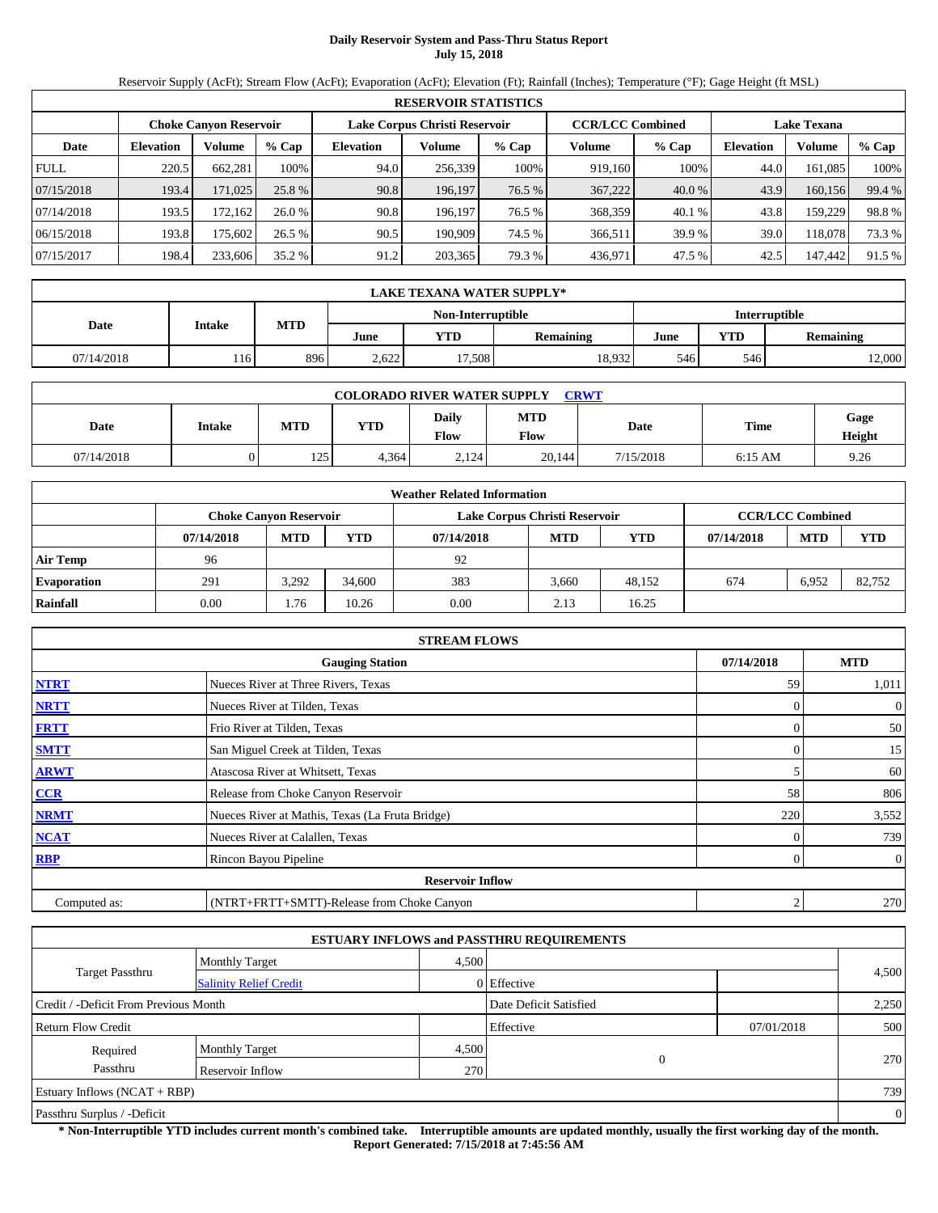# Daily Reservoir System and Pass-Thru Status Report
## July 15, 2018

Reservoir Supply (AcFt); Stream Flow (AcFt); Evaporation (AcFt); Elevation (Ft); Rainfall (Inches); Temperature (°F); Gage Height (ft MSL)

| RESERVOIR STATISTICS | | | | | | | | | | | |
|---|---|---|---|---|---|---|---|---|---|---|---|
| | Choke Canyon Reservoir | | | Lake Corpus Christi Reservoir | | | CCR/LCC Combined | | Lake Texana | | |
| Date | Elevation | Volume | % Cap | Elevation | Volume | % Cap | Volume | % Cap | Elevation | Volume | % Cap |
| FULL | 220.5 | 662,281 | 100% | 94.0 | 256,339 | 100% | 919,160 | 100% | 44.0 | 161,085 | 100% |
| 07/15/2018 | 193.4 | 171,025 | 25.8 % | 90.8 | 196,197 | 76.5 % | 367,222 | 40.0 % | 43.9 | 160,156 | 99.4 % |
| 07/14/2018 | 193.5 | 172,162 | 26.0 % | 90.8 | 196,197 | 76.5 % | 368,359 | 40.1 % | 43.8 | 159,229 | 98.8 % |
| 06/15/2018 | 193.8 | 175,602 | 26.5 % | 90.5 | 190,909 | 74.5 % | 366,511 | 39.9 % | 39.0 | 118,078 | 73.3 % |
| 07/15/2017 | 198.4 | 233,606 | 35.2 % | 91.2 | 203,365 | 79.3 % | 436,971 | 47.5 % | 42.5 | 147,442 | 91.5 % |

| LAKE TEXANA WATER SUPPLY* | | | | | | | | |
|---|---|---|---|---|---|---|---|---|
| Date | Intake | MTD | Non-Interruptible | | | Interruptible | | |
| | | | June | YTD | Remaining | June | YTD | Remaining |
| 07/14/2018 | 116 | 896 | 2,622 | 17,508 | 18,932 | 546 | 546 | 12,000 |

| COLORADO RIVER WATER SUPPLY CRWT | | | | | | | | |
|---|---|---|---|---|---|---|---|---|
| Date | Intake | MTD | YTD | Daily Flow | MTD Flow | Date | Time | Gage Height |
| 07/14/2018 | 0 | 125 | 4,364 | 2,124 | 20,144 | 7/15/2018 | 6:15 AM | 9.26 |

| Weather Related Information | | | | | | | | | |
|---|---|---|---|---|---|---|---|---|---|
| | Choke Canyon Reservoir | | | Lake Corpus Christi Reservoir | | | CCR/LCC Combined | | |
| | 07/14/2018 | MTD | YTD | 07/14/2018 | MTD | YTD | 07/14/2018 | MTD | YTD |
| Air Temp | 96 | | | 92 | | | | | |
| Evaporation | 291 | 3,292 | 34,600 | 383 | 3,660 | 48,152 | 674 | 6,952 | 82,752 |
| Rainfall | 0.00 | 1.76 | 10.26 | 0.00 | 2.13 | 16.25 | | | |

| STREAM FLOWS | | | |
|---|---|---|---|
| | Gauging Station | 07/14/2018 | MTD |
| NTRT | Nueces River at Three Rivers, Texas | 59 | 1,011 |
| NRTT | Nueces River at Tilden, Texas | 0 | 0 |
| FRTT | Frio River at Tilden, Texas | 0 | 50 |
| SMTT | San Miguel Creek at Tilden, Texas | 0 | 15 |
| ARWT | Atascosa River at Whitsett, Texas | 5 | 60 |
| CCR | Release from Choke Canyon Reservoir | 58 | 806 |
| NRMT | Nueces River at Mathis, Texas (La Fruta Bridge) | 220 | 3,552 |
| NCAT | Nueces River at Calallen, Texas | 0 | 739 |
| RBP | Rincon Bayou Pipeline | 0 | 0 |
| | Reservoir Inflow | | |
| Computed as: | (NTRT+FRTT+SMTT)-Release from Choke Canyon | 2 | 270 |

| ESTUARY INFLOWS and PASSTHRU REQUIREMENTS | | | | | |
|---|---|---|---|---|---|
| Target Passthru | Monthly Target | 4,500 | | | 4,500 |
| | Salinity Relief Credit | 0 | Effective | | |
| Credit / -Deficit From Previous Month | | | Date Deficit Satisfied | | 2,250 |
| Return Flow Credit | | | Effective | 07/01/2018 | 500 |
| Required Passthru | Monthly Target | 4,500 | 0 | | 270 |
| | Reservoir Inflow | 270 | | | |
| Estuary Inflows (NCAT + RBP) | | | | | 739 |
| Passthru Surplus / -Deficit | | | | | 0 |

**\* Non-Interruptible YTD includes current month's combined take. Interruptible amounts are updated monthly, usually the first working day of the month.**
**Report Generated: 7/15/2018 at 7:45:56 AM**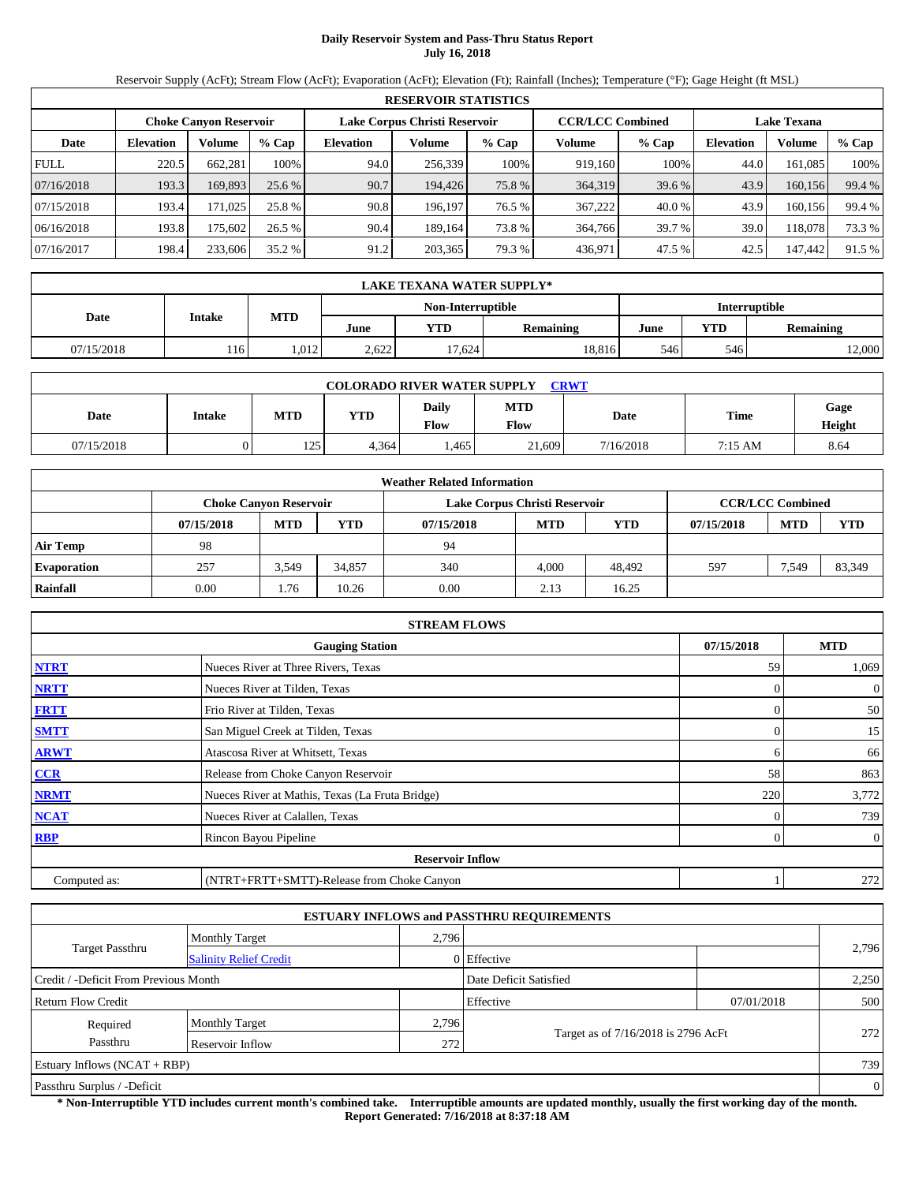# Daily Reservoir System and Pass-Thru Status Report
## July 16, 2018

Reservoir Supply (AcFt); Stream Flow (AcFt); Evaporation (AcFt); Elevation (Ft); Rainfall (Inches); Temperature (°F); Gage Height (ft MSL)

| RESERVOIR STATISTICS | | | | | | | | | | | |
|---|---|---|---|---|---|---|---|---|---|---|---|
| | Choke Canyon Reservoir | | | Lake Corpus Christi Reservoir | | | CCR/LCC Combined | | Lake Texana | | |
| Date | Elevation | Volume | % Cap | Elevation | Volume | % Cap | Volume | % Cap | Elevation | Volume | % Cap |
| FULL | 220.5 | 662,281 | 100% | 94.0 | 256,339 | 100% | 919,160 | 100% | 44.0 | 161,085 | 100% |
| 07/16/2018 | 193.3 | 169,893 | 25.6 % | 90.7 | 194,426 | 75.8 % | 364,319 | 39.6 % | 43.9 | 160,156 | 99.4 % |
| 07/15/2018 | 193.4 | 171,025 | 25.8 % | 90.8 | 196,197 | 76.5 % | 367,222 | 40.0 % | 43.9 | 160,156 | 99.4 % |
| 06/16/2018 | 193.8 | 175,602 | 26.5 % | 90.4 | 189,164 | 73.8 % | 364,766 | 39.7 % | 39.0 | 118,078 | 73.3 % |
| 07/16/2017 | 198.4 | 233,606 | 35.2 % | 91.2 | 203,365 | 79.3 % | 436,971 | 47.5 % | 42.5 | 147,442 | 91.5 % |

| LAKE TEXANA WATER SUPPLY* | | | | | | | | |
|---|---|---|---|---|---|---|---|---|
| Date | Intake | MTD | Non-Interruptible | | | Interruptible | | |
| | | | June | YTD | Remaining | June | YTD | Remaining |
| 07/15/2018 | 116 | 1,012 | 2,622 | 17,624 | 18,816 | 546 | 546 | 12,000 |

| COLORADO RIVER WATER SUPPLY CRWT | | | | | | | | |
|---|---|---|---|---|---|---|---|---|
| Date | Intake | MTD | YTD | Daily Flow | MTD Flow | Date | Time | Gage Height |
| 07/15/2018 | 0 | 125 | 4,364 | 1,465 | 21,609 | 7/16/2018 | 7:15 AM | 8.64 |

| Weather Related Information | | | | | | | | | |
|---|---|---|---|---|---|---|---|---|---|
| | Choke Canyon Reservoir | | | Lake Corpus Christi Reservoir | | | CCR/LCC Combined | | |
| | 07/15/2018 | MTD | YTD | 07/15/2018 | MTD | YTD | 07/15/2018 | MTD | YTD |
| Air Temp | 98 | | | 94 | | | | | |
| Evaporation | 257 | 3,549 | 34,857 | 340 | 4,000 | 48,492 | 597 | 7,549 | 83,349 |
| Rainfall | 0.00 | 1.76 | 10.26 | 0.00 | 2.13 | 16.25 | | | |

| STREAM FLOWS | | | |
|---|---|---|---|
| | Gauging Station | 07/15/2018 | MTD |
| NTRT | Nueces River at Three Rivers, Texas | 59 | 1,069 |
| NRTT | Nueces River at Tilden, Texas | 0 | 0 |
| FRTT | Frio River at Tilden, Texas | 0 | 50 |
| SMTT | San Miguel Creek at Tilden, Texas | 0 | 15 |
| ARWT | Atascosa River at Whitsett, Texas | 6 | 66 |
| CCR | Release from Choke Canyon Reservoir | 58 | 863 |
| NRMT | Nueces River at Mathis, Texas (La Fruta Bridge) | 220 | 3,772 |
| NCAT | Nueces River at Calallen, Texas | 0 | 739 |
| RBP | Rincon Bayou Pipeline | 0 | 0 |
| | Reservoir Inflow | | |
| Computed as: | (NTRT+FRTT+SMTT)-Release from Choke Canyon | 1 | 272 |

| ESTUARY INFLOWS and PASSTHRU REQUIREMENTS | | | | | |
|---|---|---|---|---|---|
| Target Passthru | Monthly Target | 2,796 | | | 2,796 |
| | Salinity Relief Credit | 0 | Effective | | |
| Credit / -Deficit From Previous Month | | | Date Deficit Satisfied | | 2,250 |
| Return Flow Credit | | | Effective | 07/01/2018 | 500 |
| Required Passthru | Monthly Target | 2,796 | Target as of 7/16/2018 is 2796 AcFt | | 272 |
| | Reservoir Inflow | 272 | | | |
| Estuary Inflows (NCAT + RBP) | | | | | 739 |
| Passthru Surplus / -Deficit | | | | | 0 |

**\* Non-Interruptible YTD includes current month's combined take. Interruptible amounts are updated monthly, usually the first working day of the month.**
**Report Generated: 7/16/2018 at 8:37:18 AM**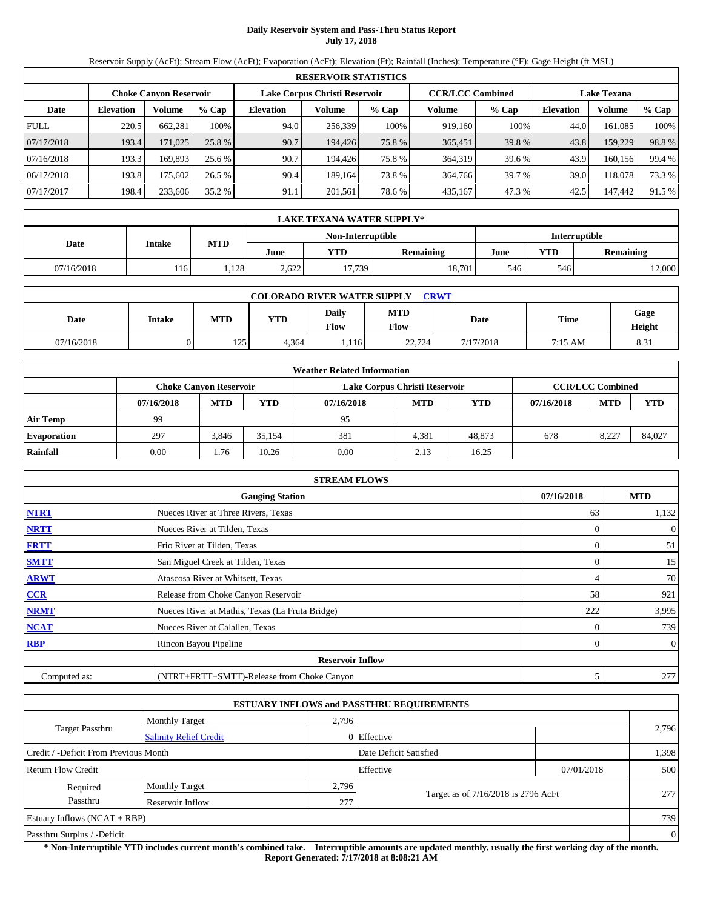# Daily Reservoir System and Pass-Thru Status Report
## July 17, 2018

Reservoir Supply (AcFt); Stream Flow (AcFt); Evaporation (AcFt); Elevation (Ft); Rainfall (Inches); Temperature (°F); Gage Height (ft MSL)

| RESERVOIR STATISTICS | | | | | | | | | | | |
|---|---|---|---|---|---|---|---|---|---|---|---|
| | Choke Canyon Reservoir | | | Lake Corpus Christi Reservoir | | | CCR/LCC Combined | | Lake Texana | | |
| Date | Elevation | Volume | % Cap | Elevation | Volume | % Cap | Volume | % Cap | Elevation | Volume | % Cap |
| FULL | 220.5 | 662,281 | 100% | 94.0 | 256,339 | 100% | 919,160 | 100% | 44.0 | 161,085 | 100% |
| 07/17/2018 | 193.4 | 171,025 | 25.8 % | 90.7 | 194,426 | 75.8 % | 365,451 | 39.8 % | 43.8 | 159,229 | 98.8 % |
| 07/16/2018 | 193.3 | 169,893 | 25.6 % | 90.7 | 194,426 | 75.8 % | 364,319 | 39.6 % | 43.9 | 160,156 | 99.4 % |
| 06/17/2018 | 193.8 | 175,602 | 26.5 % | 90.4 | 189,164 | 73.8 % | 364,766 | 39.7 % | 39.0 | 118,078 | 73.3 % |
| 07/17/2017 | 198.4 | 233,606 | 35.2 % | 91.1 | 201,561 | 78.6 % | 435,167 | 47.3 % | 42.5 | 147,442 | 91.5 % |

| LAKE TEXANA WATER SUPPLY* | | | | | | | | |
|---|---|---|---|---|---|---|---|---|
| Date | Intake | MTD | Non-Interruptible | | | Interruptible | | |
| | | | June | YTD | Remaining | June | YTD | Remaining |
| 07/16/2018 | 116 | 1,128 | 2,622 | 17,739 | 18,701 | 546 | 546 | 12,000 |

| COLORADO RIVER WATER SUPPLY CRWT | | | | | | | | |
|---|---|---|---|---|---|---|---|---|
| Date | Intake | MTD | YTD | Daily Flow | MTD Flow | Date | Time | Gage Height |
| 07/16/2018 | 0 | 125 | 4,364 | 1,116 | 22,724 | 7/17/2018 | 7:15 AM | 8.31 |

| Weather Related Information | | | | | | | | | |
|---|---|---|---|---|---|---|---|---|---|
| | Choke Canyon Reservoir | | | Lake Corpus Christi Reservoir | | | CCR/LCC Combined | | |
| | 07/16/2018 | MTD | YTD | 07/16/2018 | MTD | YTD | 07/16/2018 | MTD | YTD |
| Air Temp | 99 | | | 95 | | | | | |
| Evaporation | 297 | 3,846 | 35,154 | 381 | 4,381 | 48,873 | 678 | 8,227 | 84,027 |
| Rainfall | 0.00 | 1.76 | 10.26 | 0.00 | 2.13 | 16.25 | | | |

| STREAM FLOWS | | | |
|---|---|---|---|
| Gauging Station | | 07/16/2018 | MTD |
| NTRT | Nueces River at Three Rivers, Texas | 63 | 1,132 |
| NRTT | Nueces River at Tilden, Texas | 0 | 0 |
| FRTT | Frio River at Tilden, Texas | 0 | 51 |
| SMTT | San Miguel Creek at Tilden, Texas | 0 | 15 |
| ARWT | Atascosa River at Whitsett, Texas | 4 | 70 |
| CCR | Release from Choke Canyon Reservoir | 58 | 921 |
| NRMT | Nueces River at Mathis, Texas (La Fruta Bridge) | 222 | 3,995 |
| NCAT | Nueces River at Calallen, Texas | 0 | 739 |
| RBP | Rincon Bayou Pipeline | 0 | 0 |
| Reservoir Inflow | | | |
| Computed as: | (NTRT+FRTT+SMTT)-Release from Choke Canyon | 5 | 277 |

| ESTUARY INFLOWS and PASSTHRU REQUIREMENTS | | | | | |
|---|---|---|---|---|---|
| Target Passthru | Monthly Target | 2,796 | | | 2,796 |
| | Salinity Relief Credit | 0 | Effective | | |
| Credit / -Deficit From Previous Month | | | Date Deficit Satisfied | | 1,398 |
| Return Flow Credit | | | Effective | 07/01/2018 | 500 |
| Required Passthru | Monthly Target | 2,796 | Target as of 7/16/2018 is 2796 AcFt | | 277 |
| | Reservoir Inflow | 277 | | | |
| Estuary Inflows (NCAT + RBP) | | | | | 739 |
| Passthru Surplus / -Deficit | | | | | 0 |

**\* Non-Interruptible YTD includes current month's combined take. Interruptible amounts are updated monthly, usually the first working day of the month.**
**Report Generated: 7/17/2018 at 8:08:21 AM**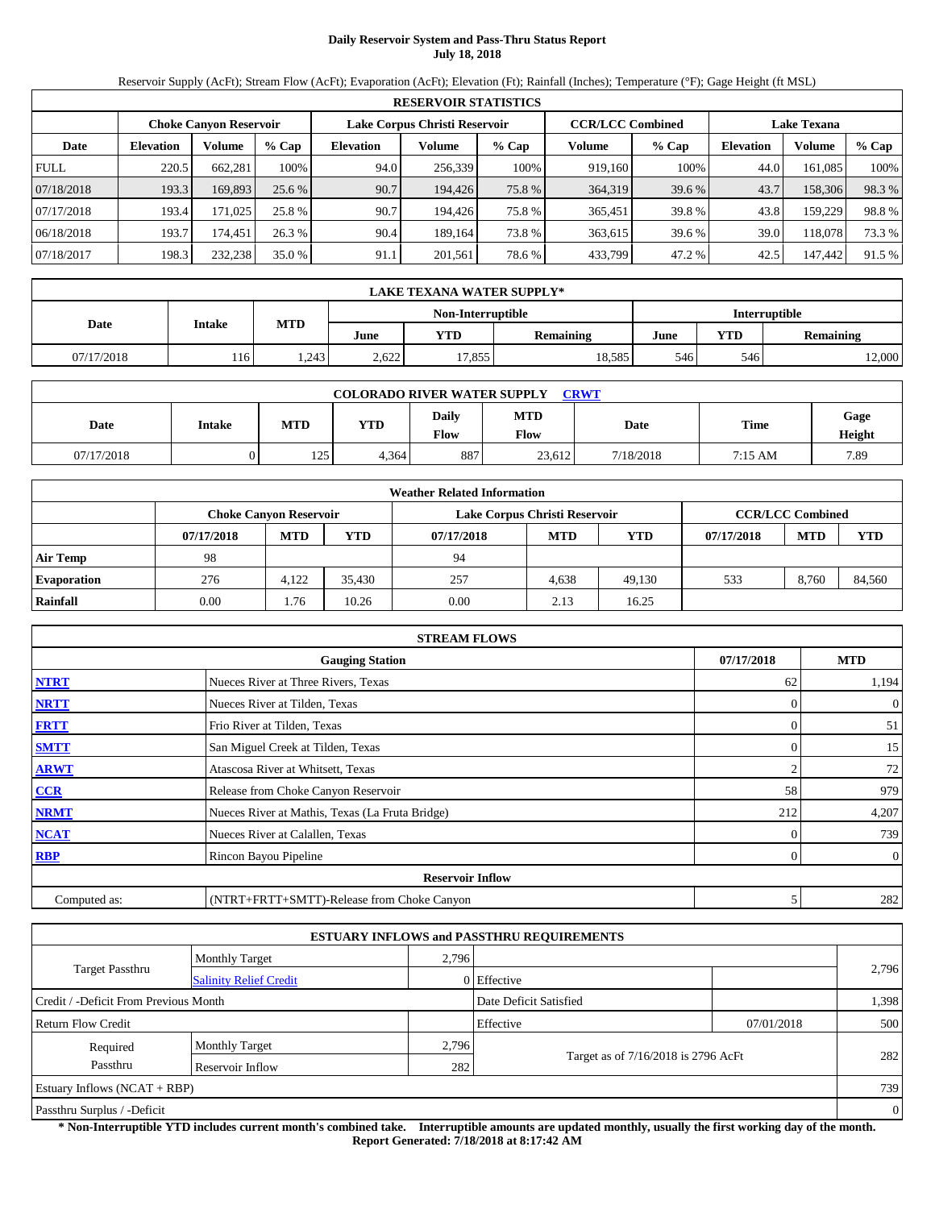# Daily Reservoir System and Pass-Thru Status Report
## July 18, 2018

Reservoir Supply (AcFt); Stream Flow (AcFt); Evaporation (AcFt); Elevation (Ft); Rainfall (Inches); Temperature (°F); Gage Height (ft MSL)

| RESERVOIR STATISTICS | | | | | | | | | | | |
|---|---|---|---|---|---|---|---|---|---|---|---|
| | Choke Canyon Reservoir | | | Lake Corpus Christi Reservoir | | | CCR/LCC Combined | | Lake Texana | | |
| Date | Elevation | Volume | % Cap | Elevation | Volume | % Cap | Volume | % Cap | Elevation | Volume | % Cap |
| FULL | 220.5 | 662,281 | 100% | 94.0 | 256,339 | 100% | 919,160 | 100% | 44.0 | 161,085 | 100% |
| 07/18/2018 | 193.3 | 169,893 | 25.6 % | 90.7 | 194,426 | 75.8 % | 364,319 | 39.6 % | 43.7 | 158,306 | 98.3 % |
| 07/17/2018 | 193.4 | 171,025 | 25.8 % | 90.7 | 194,426 | 75.8 % | 365,451 | 39.8 % | 43.8 | 159,229 | 98.8 % |
| 06/18/2018 | 193.7 | 174,451 | 26.3 % | 90.4 | 189,164 | 73.8 % | 363,615 | 39.6 % | 39.0 | 118,078 | 73.3 % |
| 07/18/2017 | 198.3 | 232,238 | 35.0 % | 91.1 | 201,561 | 78.6 % | 433,799 | 47.2 % | 42.5 | 147,442 | 91.5 % |

| LAKE TEXANA WATER SUPPLY* | | | | | | | | |
|---|---|---|---|---|---|---|---|---|
| Date | Intake | MTD | Non-Interruptible | | | Interruptible | | |
| | | | June | YTD | Remaining | June | YTD | Remaining |
| 07/17/2018 | 116 | 1,243 | 2,622 | 17,855 | 18,585 | 546 | 546 | 12,000 |

| COLORADO RIVER WATER SUPPLY CRWT | | | | | | | |
|---|---|---|---|---|---|---|---|
| Date | Intake | MTD | YTD | Daily Flow | MTD Flow | Date | Time | Gage Height |
| 07/17/2018 | 0 | 125 | 4,364 | 887 | 23,612 | 7/18/2018 | 7:15 AM | 7.89 |

| Weather Related Information | | | | | | | | | |
|---|---|---|---|---|---|---|---|---|---|
| | Choke Canyon Reservoir | | | Lake Corpus Christi Reservoir | | | CCR/LCC Combined | | |
| | 07/17/2018 | MTD | YTD | 07/17/2018 | MTD | YTD | 07/17/2018 | MTD | YTD |
| Air Temp | 98 | | | 94 | | | | | |
| Evaporation | 276 | 4,122 | 35,430 | 257 | 4,638 | 49,130 | 533 | 8,760 | 84,560 |
| Rainfall | 0.00 | 1.76 | 10.26 | 0.00 | 2.13 | 16.25 | | | |

| STREAM FLOWS | | | |
|---|---|---|---|
| | Gauging Station | 07/17/2018 | MTD |
| NTRT | Nueces River at Three Rivers, Texas | 62 | 1,194 |
| NRTT | Nueces River at Tilden, Texas | 0 | 0 |
| FRTT | Frio River at Tilden, Texas | 0 | 51 |
| SMTT | San Miguel Creek at Tilden, Texas | 0 | 15 |
| ARWT | Atascosa River at Whitsett, Texas | 2 | 72 |
| CCR | Release from Choke Canyon Reservoir | 58 | 979 |
| NRMT | Nueces River at Mathis, Texas (La Fruta Bridge) | 212 | 4,207 |
| NCAT | Nueces River at Calallen, Texas | 0 | 739 |
| RBP | Rincon Bayou Pipeline | 0 | 0 |
| | **Reservoir Inflow** | | |
| Computed as: | (NTRT+FRTT+SMTT)-Release from Choke Canyon | 5 | 282 |

| ESTUARY INFLOWS and PASSTHRU REQUIREMENTS | | | | | |
|---|---|---|---|---|---|
| Target Passthru | Monthly Target | 2,796 | | | 2,796 |
| | Salinity Relief Credit | 0 | Effective | | |
| Credit / -Deficit From Previous Month | | | Date Deficit Satisfied | | 1,398 |
| Return Flow Credit | | | Effective | 07/01/2018 | 500 |
| Required Passthru | Monthly Target | 2,796 | Target as of 7/16/2018 is 2796 AcFt | | 282 |
| | Reservoir Inflow | 282 | | | |
| Estuary Inflows (NCAT + RBP) | | | | | 739 |
| Passthru Surplus / -Deficit | | | | | 0 |

**\* Non-Interruptible YTD includes current month's combined take. Interruptible amounts are updated monthly, usually the first working day of the month.**
**Report Generated: 7/18/2018 at 8:17:42 AM**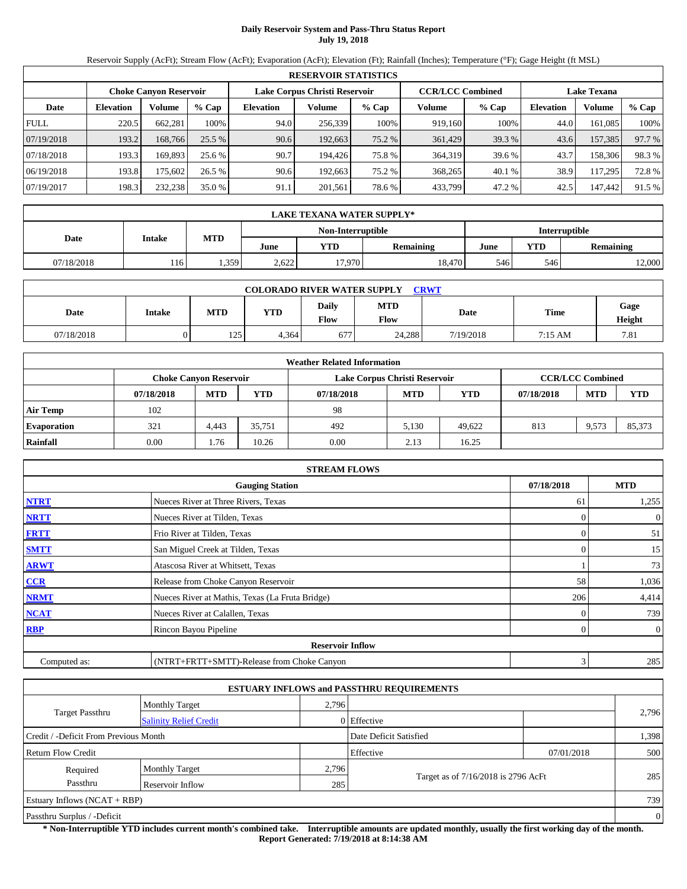# Daily Reservoir System and Pass-Thru Status Report
**July 19, 2018**

Reservoir Supply (AcFt); Stream Flow (AcFt); Evaporation (AcFt); Elevation (Ft); Rainfall (Inches); Temperature (°F); Gage Height (ft MSL)

| RESERVOIR STATISTICS | | | | | | | | | | | |
|---|---|---|---|---|---|---|---|---|---|---|---|
| | Choke Canyon Reservoir | | | Lake Corpus Christi Reservoir | | | CCR/LCC Combined | | Lake Texana | | |
| Date | Elevation | Volume | % Cap | Elevation | Volume | % Cap | Volume | % Cap | Elevation | Volume | % Cap |
| FULL | 220.5 | 662,281 | 100% | 94.0 | 256,339 | 100% | 919,160 | 100% | 44.0 | 161,085 | 100% |
| 07/19/2018 | 193.2 | 168,766 | 25.5 % | 90.6 | 192,663 | 75.2 % | 361,429 | 39.3 % | 43.6 | 157,385 | 97.7 % |
| 07/18/2018 | 193.3 | 169,893 | 25.6 % | 90.7 | 194,426 | 75.8 % | 364,319 | 39.6 % | 43.7 | 158,306 | 98.3 % |
| 06/19/2018 | 193.8 | 175,602 | 26.5 % | 90.6 | 192,663 | 75.2 % | 368,265 | 40.1 % | 38.9 | 117,295 | 72.8 % |
| 07/19/2017 | 198.3 | 232,238 | 35.0 % | 91.1 | 201,561 | 78.6 % | 433,799 | 47.2 % | 42.5 | 147,442 | 91.5 % |

| LAKE TEXANA WATER SUPPLY* | | | | | | | | |
|---|---|---|---|---|---|---|---|---|
| Date | Intake | MTD | Non-Interruptible | | | Interruptible | | |
| | | | June | YTD | Remaining | June | YTD | Remaining |
| 07/18/2018 | 116 | 1,359 | 2,622 | 17,970 | 18,470 | 546 | 546 | 12,000 |

| COLORADO RIVER WATER SUPPLY CRWT | | | | | | | | |
|---|---|---|---|---|---|---|---|---|
| Date | Intake | MTD | YTD | Daily Flow | MTD Flow | Date | Time | Gage Height |
| 07/18/2018 | 0 | 125 | 4,364 | 677 | 24,288 | 7/19/2018 | 7:15 AM | 7.81 |

| Weather Related Information | | | | | | | | | |
|---|---|---|---|---|---|---|---|---|---|
| | Choke Canyon Reservoir | | | Lake Corpus Christi Reservoir | | | CCR/LCC Combined | | |
| | 07/18/2018 | MTD | YTD | 07/18/2018 | MTD | YTD | 07/18/2018 | MTD | YTD |
| Air Temp | 102 | | | 98 | | | | | |
| Evaporation | 321 | 4,443 | 35,751 | 492 | 5,130 | 49,622 | 813 | 9,573 | 85,373 |
| Rainfall | 0.00 | 1.76 | 10.26 | 0.00 | 2.13 | 16.25 | | | |

| STREAM FLOWS | | | |
|---|---|---|---|
| | Gauging Station | 07/18/2018 | MTD |
| NTRT | Nueces River at Three Rivers, Texas | 61 | 1,255 |
| NRTT | Nueces River at Tilden, Texas | 0 | 0 |
| FRTT | Frio River at Tilden, Texas | 0 | 51 |
| SMTT | San Miguel Creek at Tilden, Texas | 0 | 15 |
| ARWT | Atascosa River at Whitsett, Texas | 1 | 73 |
| CCR | Release from Choke Canyon Reservoir | 58 | 1,036 |
| NRMT | Nueces River at Mathis, Texas (La Fruta Bridge) | 206 | 4,414 |
| NCAT | Nueces River at Calallen, Texas | 0 | 739 |
| RBP | Rincon Bayou Pipeline | 0 | 0 |
| | Reservoir Inflow | | |
| Computed as: | (NTRT+FRTT+SMTT)-Release from Choke Canyon | 3 | 285 |

| ESTUARY INFLOWS and PASSTHRU REQUIREMENTS | | | | | |
|---|---|---|---|---|---|
| Target Passthru | Monthly Target | 2,796 | | | 2,796 |
| | Salinity Relief Credit | 0 | Effective | | |
| Credit / -Deficit From Previous Month | | | Date Deficit Satisfied | | 1,398 |
| Return Flow Credit | | | Effective | 07/01/2018 | 500 |
| Required Passthru | Monthly Target | 2,796 | Target as of 7/16/2018 is 2796 AcFt | | 285 |
| | Reservoir Inflow | 285 | | | |
| Estuary Inflows (NCAT + RBP) | | | | | 739 |
| Passthru Surplus / -Deficit | | | | | 0 |

**\* Non-Interruptible YTD includes current month's combined take. Interruptible amounts are updated monthly, usually the first working day of the month.**
**Report Generated: 7/19/2018 at 8:14:38 AM**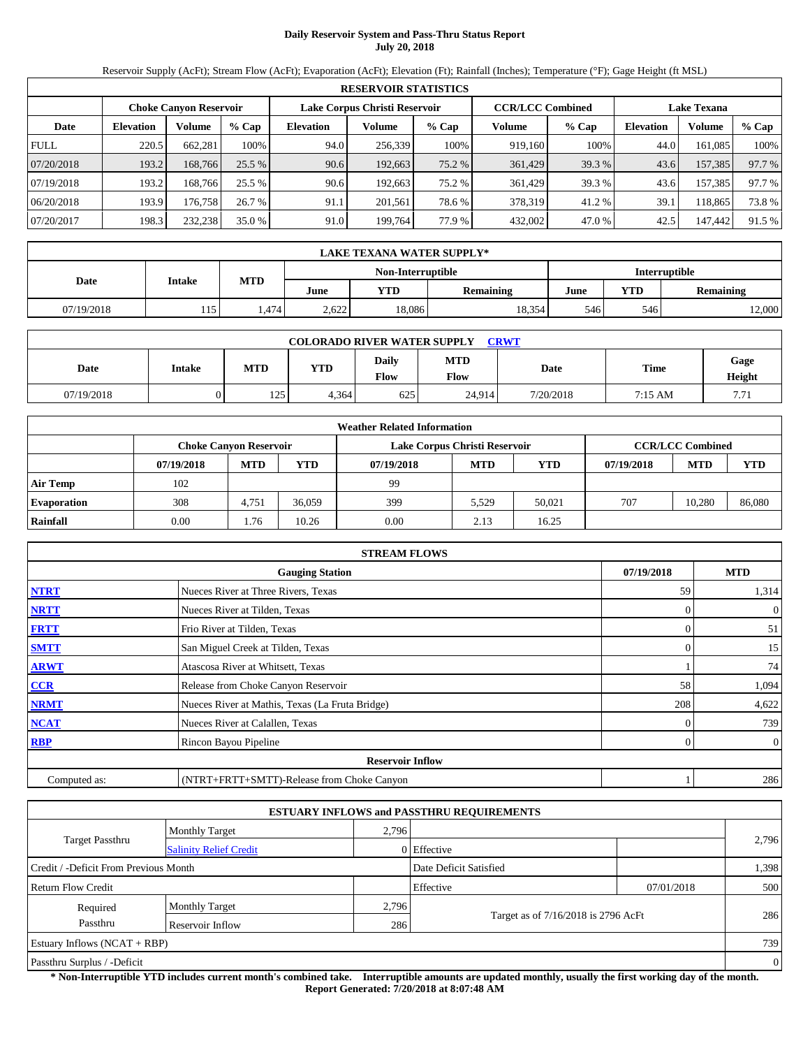# Daily Reservoir System and Pass-Thru Status Report
## July 20, 2018

Reservoir Supply (AcFt); Stream Flow (AcFt); Evaporation (AcFt); Elevation (Ft); Rainfall (Inches); Temperature (°F); Gage Height (ft MSL)

| RESERVOIR STATISTICS | | | | | | | | | | | |
|---|---|---|---|---|---|---|---|---|---|---|---|
| | Choke Canyon Reservoir | | | Lake Corpus Christi Reservoir | | | CCR/LCC Combined | | Lake Texana | | |
| Date | Elevation | Volume | % Cap | Elevation | Volume | % Cap | Volume | % Cap | Elevation | Volume | % Cap |
| FULL | 220.5 | 662,281 | 100% | 94.0 | 256,339 | 100% | 919,160 | 100% | 44.0 | 161,085 | 100% |
| 07/20/2018 | 193.2 | 168,766 | 25.5 % | 90.6 | 192,663 | 75.2 % | 361,429 | 39.3 % | 43.6 | 157,385 | 97.7 % |
| 07/19/2018 | 193.2 | 168,766 | 25.5 % | 90.6 | 192,663 | 75.2 % | 361,429 | 39.3 % | 43.6 | 157,385 | 97.7 % |
| 06/20/2018 | 193.9 | 176,758 | 26.7 % | 91.1 | 201,561 | 78.6 % | 378,319 | 41.2 % | 39.1 | 118,865 | 73.8 % |
| 07/20/2017 | 198.3 | 232,238 | 35.0 % | 91.0 | 199,764 | 77.9 % | 432,002 | 47.0 % | 42.5 | 147,442 | 91.5 % |

| LAKE TEXANA WATER SUPPLY* | | | | | | | | |
|---|---|---|---|---|---|---|---|---|
| Date | Intake | MTD | Non-Interruptible | | | Interruptible | | |
| | | | June | YTD | Remaining | June | YTD | Remaining |
| 07/19/2018 | 115 | 1,474 | 2,622 | 18,086 | 18,354 | 546 | 546 | 12,000 |

| COLORADO RIVER WATER SUPPLY CRWT | | | | | | | | |
|---|---|---|---|---|---|---|---|---|
| Date | Intake | MTD | YTD | Daily Flow | MTD Flow | Date | Time | Gage Height |
| 07/19/2018 | 0 | 125 | 4,364 | 625 | 24,914 | 7/20/2018 | 7:15 AM | 7.71 |

| Weather Related Information | | | | | | | | | |
|---|---|---|---|---|---|---|---|---|---|
| | Choke Canyon Reservoir | | | Lake Corpus Christi Reservoir | | | CCR/LCC Combined | | |
| | 07/19/2018 | MTD | YTD | 07/19/2018 | MTD | YTD | 07/19/2018 | MTD | YTD |
| Air Temp | 102 | | | 99 | | | | | |
| Evaporation | 308 | 4,751 | 36,059 | 399 | 5,529 | 50,021 | 707 | 10,280 | 86,080 |
| Rainfall | 0.00 | 1.76 | 10.26 | 0.00 | 2.13 | 16.25 | | | |

| STREAM FLOWS | | | |
|---|---|---|---|
| | Gauging Station | 07/19/2018 | MTD |
| NTRT | Nueces River at Three Rivers, Texas | 59 | 1,314 |
| NRTT | Nueces River at Tilden, Texas | 0 | 0 |
| FRTT | Frio River at Tilden, Texas | 0 | 51 |
| SMTT | San Miguel Creek at Tilden, Texas | 0 | 15 |
| ARWT | Atascosa River at Whitsett, Texas | 1 | 74 |
| CCR | Release from Choke Canyon Reservoir | 58 | 1,094 |
| NRMT | Nueces River at Mathis, Texas (La Fruta Bridge) | 208 | 4,622 |
| NCAT | Nueces River at Calallen, Texas | 0 | 739 |
| RBP | Rincon Bayou Pipeline | 0 | 0 |
| | Reservoir Inflow | | |
| Computed as: | (NTRT+FRTT+SMTT)-Release from Choke Canyon | 1 | 286 |

| ESTUARY INFLOWS and PASSTHRU REQUIREMENTS | | | | | |
|---|---|---|---|---|---|
| Target Passthru | Monthly Target | 2,796 | | | 2,796 |
| | Salinity Relief Credit | 0 | Effective | | |
| Credit / -Deficit From Previous Month | | | Date Deficit Satisfied | | 1,398 |
| Return Flow Credit | | | Effective | 07/01/2018 | 500 |
| Required Passthru | Monthly Target | 2,796 | Target as of 7/16/2018 is 2796 AcFt | | 286 |
| | Reservoir Inflow | 286 | | | |
| Estuary Inflows (NCAT + RBP) | | | | | 739 |
| Passthru Surplus / -Deficit | | | | | 0 |

**\* Non-Interruptible YTD includes current month's combined take. Interruptible amounts are updated monthly, usually the first working day of the month.**
**Report Generated: 7/20/2018 at 8:07:48 AM**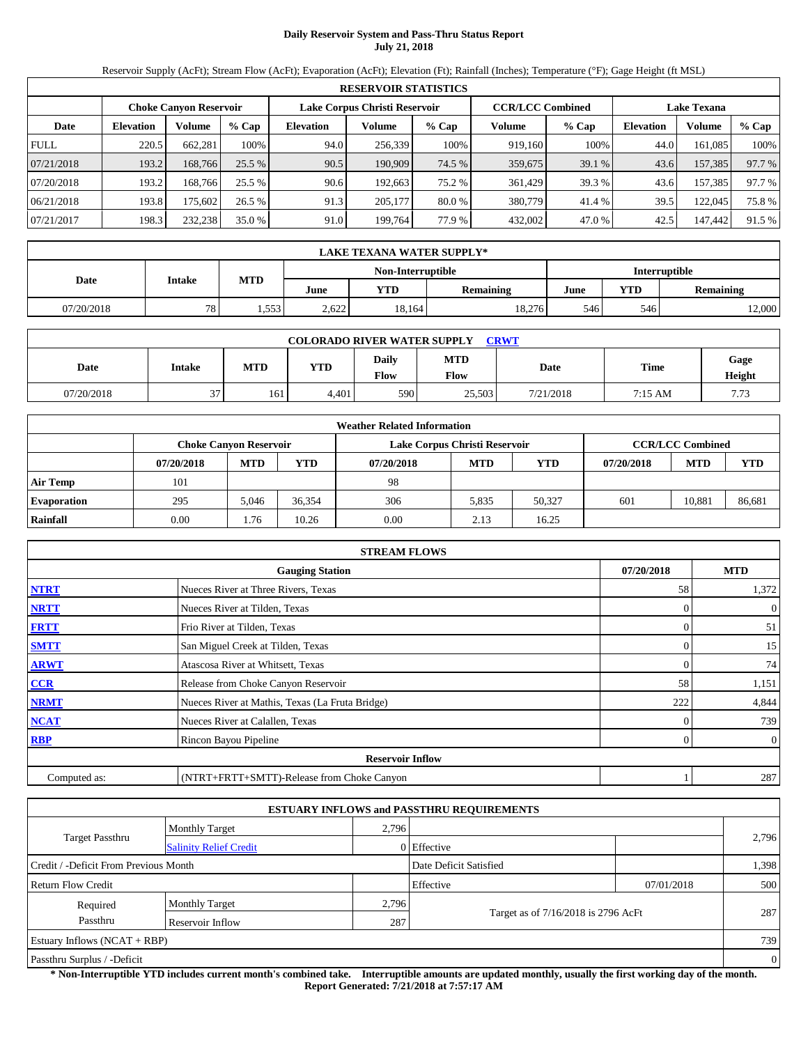# Daily Reservoir System and Pass-Thru Status Report
## July 21, 2018

Reservoir Supply (AcFt); Stream Flow (AcFt); Evaporation (AcFt); Elevation (Ft); Rainfall (Inches); Temperature (°F); Gage Height (ft MSL)

| RESERVOIR STATISTICS | | | | | | | | | | | |
|---|---|---|---|---|---|---|---|---|---|---|---|
| | Choke Canyon Reservoir | | | Lake Corpus Christi Reservoir | | | CCR/LCC Combined | | Lake Texana | | |
| Date | Elevation | Volume | % Cap | Elevation | Volume | % Cap | Volume | % Cap | Elevation | Volume | % Cap |
| FULL | 220.5 | 662,281 | 100% | 94.0 | 256,339 | 100% | 919,160 | 100% | 44.0 | 161,085 | 100% |
| 07/21/2018 | 193.2 | 168,766 | 25.5 % | 90.5 | 190,909 | 74.5 % | 359,675 | 39.1 % | 43.6 | 157,385 | 97.7 % |
| 07/20/2018 | 193.2 | 168,766 | 25.5 % | 90.6 | 192,663 | 75.2 % | 361,429 | 39.3 % | 43.6 | 157,385 | 97.7 % |
| 06/21/2018 | 193.8 | 175,602 | 26.5 % | 91.3 | 205,177 | 80.0 % | 380,779 | 41.4 % | 39.5 | 122,045 | 75.8 % |
| 07/21/2017 | 198.3 | 232,238 | 35.0 % | 91.0 | 199,764 | 77.9 % | 432,002 | 47.0 % | 42.5 | 147,442 | 91.5 % |

| LAKE TEXANA WATER SUPPLY* | | | | | | | | |
|---|---|---|---|---|---|---|---|---|
| Date | Intake | MTD | Non-Interruptible | | | Interruptible | | |
| | | | June | YTD | Remaining | June | YTD | Remaining |
| 07/20/2018 | 78 | 1,553 | 2,622 | 18,164 | 18,276 | 546 | 546 | 12,000 |

| COLORADO RIVER WATER SUPPLY CRWT | | | | | | | | |
|---|---|---|---|---|---|---|---|---|
| Date | Intake | MTD | YTD | Daily Flow | MTD Flow | Date | Time | Gage Height |
| 07/20/2018 | 37 | 161 | 4,401 | 590 | 25,503 | 7/21/2018 | 7:15 AM | 7.73 |

| Weather Related Information | | | | | | | | | |
|---|---|---|---|---|---|---|---|---|---|
| | Choke Canyon Reservoir | | | Lake Corpus Christi Reservoir | | | CCR/LCC Combined | | |
| | 07/20/2018 | MTD | YTD | 07/20/2018 | MTD | YTD | 07/20/2018 | MTD | YTD |
| Air Temp | 101 | | | 98 | | | | | |
| Evaporation | 295 | 5,046 | 36,354 | 306 | 5,835 | 50,327 | 601 | 10,881 | 86,681 |
| Rainfall | 0.00 | 1.76 | 10.26 | 0.00 | 2.13 | 16.25 | | | |

| STREAM FLOWS | | | |
|---|---|---|---|
| Gauging Station | | 07/20/2018 | MTD |
| NTRT | Nueces River at Three Rivers, Texas | 58 | 1,372 |
| NRTT | Nueces River at Tilden, Texas | 0 | 0 |
| FRTT | Frio River at Tilden, Texas | 0 | 51 |
| SMTT | San Miguel Creek at Tilden, Texas | 0 | 15 |
| ARWT | Atascosa River at Whitsett, Texas | 0 | 74 |
| CCR | Release from Choke Canyon Reservoir | 58 | 1,151 |
| NRMT | Nueces River at Mathis, Texas (La Fruta Bridge) | 222 | 4,844 |
| NCAT | Nueces River at Calallen, Texas | 0 | 739 |
| RBP | Rincon Bayou Pipeline | 0 | 0 |
| Reservoir Inflow | | | |
| Computed as: | (NTRT+FRTT+SMTT)-Release from Choke Canyon | 1 | 287 |

| ESTUARY INFLOWS and PASSTHRU REQUIREMENTS | | | | | |
|---|---|---|---|---|---|
| Target Passthru | Monthly Target | 2,796 | | | 2,796 |
| | Salinity Relief Credit | 0 | Effective | | |
| Credit / -Deficit From Previous Month | | | Date Deficit Satisfied | | 1,398 |
| Return Flow Credit | | | Effective | 07/01/2018 | 500 |
| Required Passthru | Monthly Target | 2,796 | Target as of 7/16/2018 is 2796 AcFt | | 287 |
| | Reservoir Inflow | 287 | | | |
| Estuary Inflows (NCAT + RBP) | | | | | 739 |
| Passthru Surplus / -Deficit | | | | | 0 |

**\* Non-Interruptible YTD includes current month's combined take. Interruptible amounts are updated monthly, usually the first working day of the month.**
**Report Generated: 7/21/2018 at 7:57:17 AM**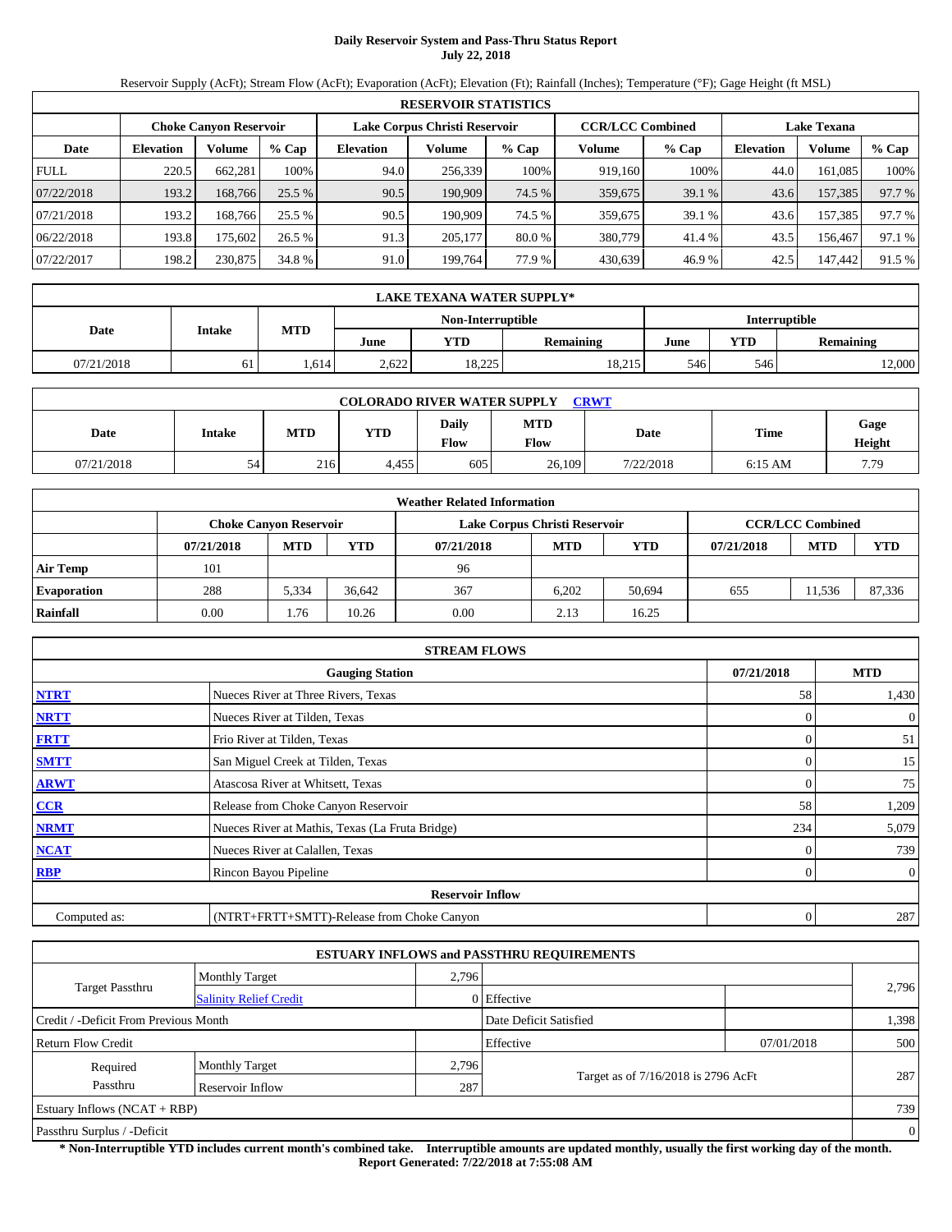# Daily Reservoir System and Pass-Thru Status Report
## July 22, 2018

Reservoir Supply (AcFt); Stream Flow (AcFt); Evaporation (AcFt); Elevation (Ft); Rainfall (Inches); Temperature (°F); Gage Height (ft MSL)

| RESERVOIR STATISTICS | | | | | | | | | | | |
|---|---|---|---|---|---|---|---|---|---|---|---|
| | Choke Canyon Reservoir | | | Lake Corpus Christi Reservoir | | | CCR/LCC Combined | | Lake Texana | | |
| Date | Elevation | Volume | % Cap | Elevation | Volume | % Cap | Volume | % Cap | Elevation | Volume | % Cap |
| FULL | 220.5 | 662,281 | 100% | 94.0 | 256,339 | 100% | 919,160 | 100% | 44.0 | 161,085 | 100% |
| 07/22/2018 | 193.2 | 168,766 | 25.5 % | 90.5 | 190,909 | 74.5 % | 359,675 | 39.1 % | 43.6 | 157,385 | 97.7 % |
| 07/21/2018 | 193.2 | 168,766 | 25.5 % | 90.5 | 190,909 | 74.5 % | 359,675 | 39.1 % | 43.6 | 157,385 | 97.7 % |
| 06/22/2018 | 193.8 | 175,602 | 26.5 % | 91.3 | 205,177 | 80.0 % | 380,779 | 41.4 % | 43.5 | 156,467 | 97.1 % |
| 07/22/2017 | 198.2 | 230,875 | 34.8 % | 91.0 | 199,764 | 77.9 % | 430,639 | 46.9 % | 42.5 | 147,442 | 91.5 % |

| LAKE TEXANA WATER SUPPLY* | | | | | | | | |
|---|---|---|---|---|---|---|---|---|
| Date | Intake | MTD | Non-Interruptible | | | Interruptible | | |
| | | | June | YTD | Remaining | June | YTD | Remaining |
| 07/21/2018 | 61 | 1,614 | 2,622 | 18,225 | 18,215 | 546 | 546 | 12,000 |

| COLORADO RIVER WATER SUPPLY CRWT | | | | | | | | |
|---|---|---|---|---|---|---|---|---|
| Date | Intake | MTD | YTD | Daily Flow | MTD Flow | Date | Time | Gage Height |
| 07/21/2018 | 54 | 216 | 4,455 | 605 | 26,109 | 7/22/2018 | 6:15 AM | 7.79 |

| Weather Related Information | | | | | | | | | |
|---|---|---|---|---|---|---|---|---|---|
| | Choke Canyon Reservoir | | | Lake Corpus Christi Reservoir | | | CCR/LCC Combined | | |
| | 07/21/2018 | MTD | YTD | 07/21/2018 | MTD | YTD | 07/21/2018 | MTD | YTD |
| Air Temp | 101 | | | 96 | | | | | |
| Evaporation | 288 | 5,334 | 36,642 | 367 | 6,202 | 50,694 | 655 | 11,536 | 87,336 |
| Rainfall | 0.00 | 1.76 | 10.26 | 0.00 | 2.13 | 16.25 | | | |

| STREAM FLOWS | | | |
|---|---|---|---|
| | Gauging Station | 07/21/2018 | MTD |
| NTRT | Nueces River at Three Rivers, Texas | 58 | 1,430 |
| NRTT | Nueces River at Tilden, Texas | 0 | 0 |
| FRTT | Frio River at Tilden, Texas | 0 | 51 |
| SMTT | San Miguel Creek at Tilden, Texas | 0 | 15 |
| ARWT | Atascosa River at Whitsett, Texas | 0 | 75 |
| CCR | Release from Choke Canyon Reservoir | 58 | 1,209 |
| NRMT | Nueces River at Mathis, Texas (La Fruta Bridge) | 234 | 5,079 |
| NCAT | Nueces River at Calallen, Texas | 0 | 739 |
| RBP | Rincon Bayou Pipeline | 0 | 0 |
| | Reservoir Inflow | | |
| Computed as: | (NTRT+FRTT+SMTT)-Release from Choke Canyon | 0 | 287 |

| ESTUARY INFLOWS and PASSTHRU REQUIREMENTS | | | | | |
|---|---|---|---|---|---|
| Target Passthru | Monthly Target | 2,796 | | | 2,796 |
| | Salinity Relief Credit | 0 | Effective | | |
| Credit / -Deficit From Previous Month | | | Date Deficit Satisfied | | 1,398 |
| Return Flow Credit | | | Effective | 07/01/2018 | 500 |
| Required Passthru | Monthly Target | 2,796 | Target as of 7/16/2018 is 2796 AcFt | | 287 |
| | Reservoir Inflow | 287 | | | |
| Estuary Inflows (NCAT + RBP) | | | | | 739 |
| Passthru Surplus / -Deficit | | | | | 0 |

**\* Non-Interruptible YTD includes current month's combined take. Interruptible amounts are updated monthly, usually the first working day of the month.**
**Report Generated: 7/22/2018 at 7:55:08 AM**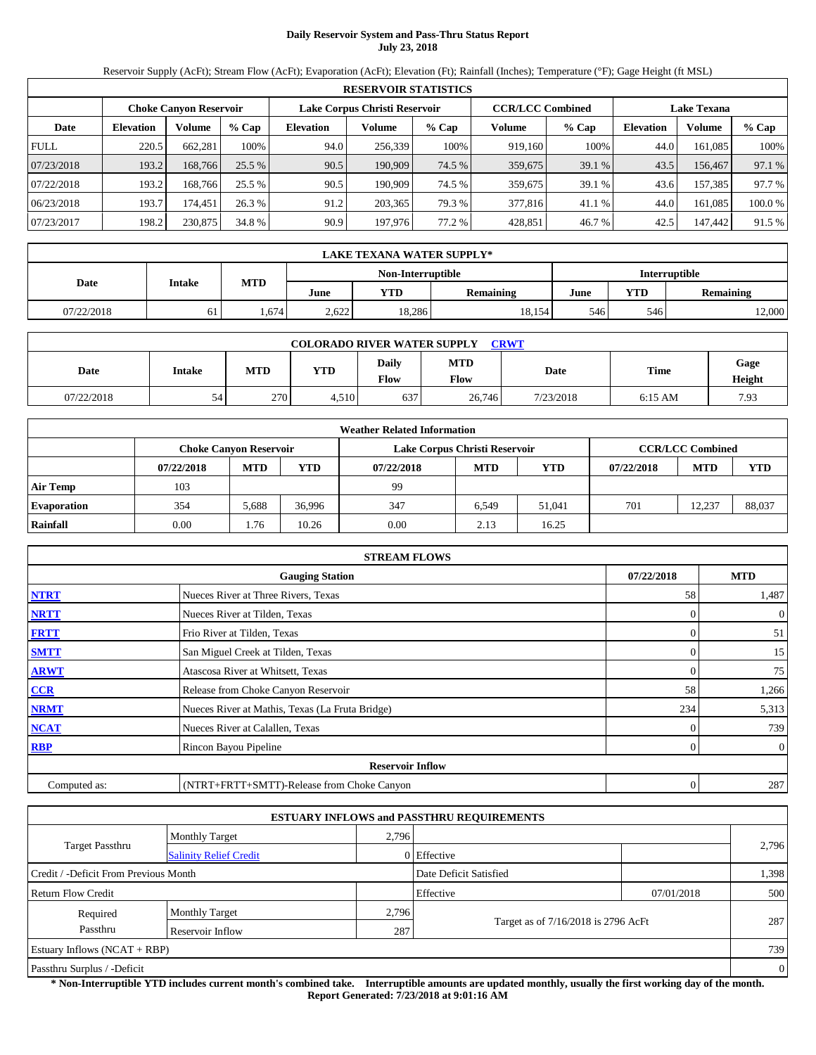# Daily Reservoir System and Pass-Thru Status Report
## July 23, 2018

Reservoir Supply (AcFt); Stream Flow (AcFt); Evaporation (AcFt); Elevation (Ft); Rainfall (Inches); Temperature (°F); Gage Height (ft MSL)

| RESERVOIR STATISTICS | | | | | | | | | | | |
|---|---|---|---|---|---|---|---|---|---|---|---|
| | Choke Canyon Reservoir | | | Lake Corpus Christi Reservoir | | | CCR/LCC Combined | | Lake Texana | | |
| Date | Elevation | Volume | % Cap | Elevation | Volume | % Cap | Volume | % Cap | Elevation | Volume | % Cap |
| FULL | 220.5 | 662,281 | 100% | 94.0 | 256,339 | 100% | 919,160 | 100% | 44.0 | 161,085 | 100% |
| 07/23/2018 | 193.2 | 168,766 | 25.5 % | 90.5 | 190,909 | 74.5 % | 359,675 | 39.1 % | 43.5 | 156,467 | 97.1 % |
| 07/22/2018 | 193.2 | 168,766 | 25.5 % | 90.5 | 190,909 | 74.5 % | 359,675 | 39.1 % | 43.6 | 157,385 | 97.7 % |
| 06/23/2018 | 193.7 | 174,451 | 26.3 % | 91.2 | 203,365 | 79.3 % | 377,816 | 41.1 % | 44.0 | 161,085 | 100.0 % |
| 07/23/2017 | 198.2 | 230,875 | 34.8 % | 90.9 | 197,976 | 77.2 % | 428,851 | 46.7 % | 42.5 | 147,442 | 91.5 % |

| LAKE TEXANA WATER SUPPLY* | | | | | | | | |
|---|---|---|---|---|---|---|---|---|
| Date | Intake | MTD | Non-Interruptible | | | Interruptible | | |
| | | | June | YTD | Remaining | June | YTD | Remaining |
| 07/22/2018 | 61 | 1,674 | 2,622 | 18,286 | 18,154 | 546 | 546 | 12,000 |

| COLORADO RIVER WATER SUPPLY CRWT | | | | | | | | |
|---|---|---|---|---|---|---|---|---|
| Date | Intake | MTD | YTD | Daily Flow | MTD Flow | Date | Time | Gage Height |
| 07/22/2018 | 54 | 270 | 4,510 | 637 | 26,746 | 7/23/2018 | 6:15 AM | 7.93 |

| Weather Related Information | | | | | | | | | |
|---|---|---|---|---|---|---|---|---|---|
| | Choke Canyon Reservoir | | | Lake Corpus Christi Reservoir | | | CCR/LCC Combined | | |
| | 07/22/2018 | MTD | YTD | 07/22/2018 | MTD | YTD | 07/22/2018 | MTD | YTD |
| Air Temp | 103 | | | 99 | | | | | |
| Evaporation | 354 | 5,688 | 36,996 | 347 | 6,549 | 51,041 | 701 | 12,237 | 88,037 |
| Rainfall | 0.00 | 1.76 | 10.26 | 0.00 | 2.13 | 16.25 | | | |

| STREAM FLOWS | | | |
|---|---|---|---|
| | Gauging Station | 07/22/2018 | MTD |
| NTRT | Nueces River at Three Rivers, Texas | 58 | 1,487 |
| NRTT | Nueces River at Tilden, Texas | 0 | 0 |
| FRTT | Frio River at Tilden, Texas | 0 | 51 |
| SMTT | San Miguel Creek at Tilden, Texas | 0 | 15 |
| ARWT | Atascosa River at Whitsett, Texas | 0 | 75 |
| CCR | Release from Choke Canyon Reservoir | 58 | 1,266 |
| NRMT | Nueces River at Mathis, Texas (La Fruta Bridge) | 234 | 5,313 |
| NCAT | Nueces River at Calallen, Texas | 0 | 739 |
| RBP | Rincon Bayou Pipeline | 0 | 0 |
| Reservoir Inflow | | | |
| Computed as: | (NTRT+FRTT+SMTT)-Release from Choke Canyon | 0 | 287 |

| ESTUARY INFLOWS and PASSTHRU REQUIREMENTS | | | | | |
|---|---|---|---|---|---|
| Target Passthru | Monthly Target | 2,796 | | | 2,796 |
| | Salinity Relief Credit | 0 | Effective | | |
| Credit / -Deficit From Previous Month | | | Date Deficit Satisfied | | 1,398 |
| Return Flow Credit | | | Effective | 07/01/2018 | 500 |
| Required Passthru | Monthly Target | 2,796 | Target as of 7/16/2018 is 2796 AcFt | | 287 |
| | Reservoir Inflow | 287 | | | |
| Estuary Inflows (NCAT + RBP) | | | | | 739 |
| Passthru Surplus / -Deficit | | | | | 0 |

**\* Non-Interruptible YTD includes current month's combined take. Interruptible amounts are updated monthly, usually the first working day of the month.**
**Report Generated: 7/23/2018 at 9:01:16 AM**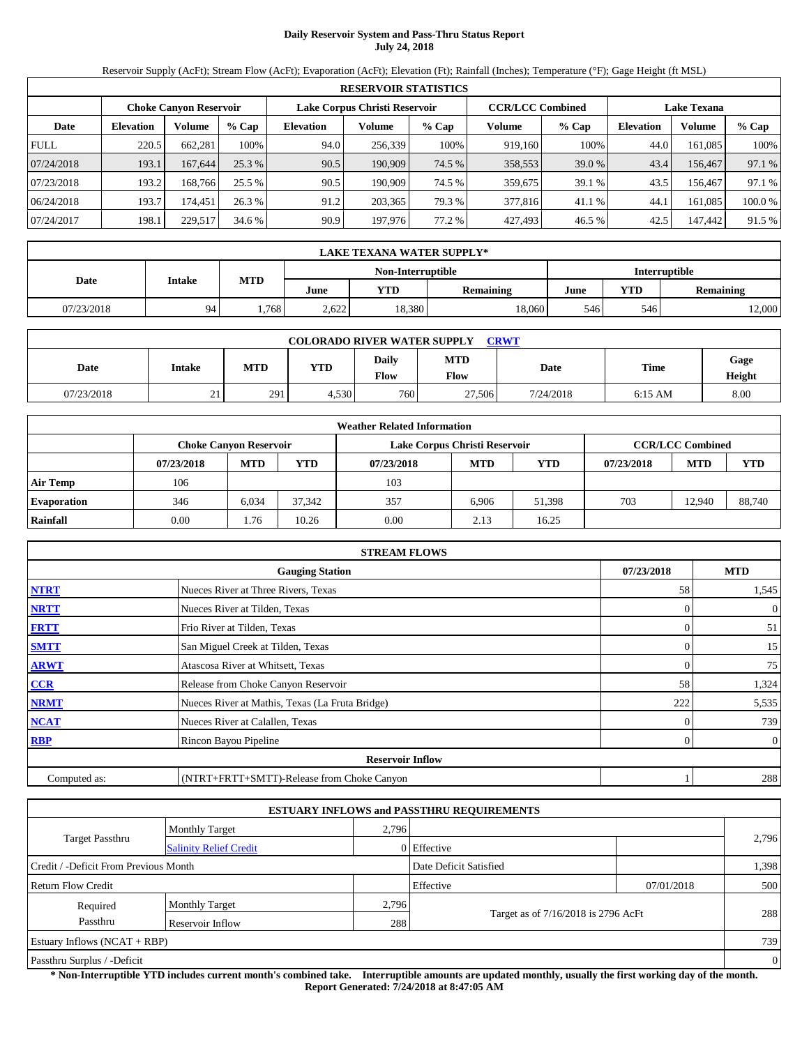# Daily Reservoir System and Pass-Thru Status Report
## July 24, 2018

Reservoir Supply (AcFt); Stream Flow (AcFt); Evaporation (AcFt); Elevation (Ft); Rainfall (Inches); Temperature (°F); Gage Height (ft MSL)

| RESERVOIR STATISTICS | | | | | | | | | | | |
|---|---|---|---|---|---|---|---|---|---|---|---|
| | Choke Canyon Reservoir | | | Lake Corpus Christi Reservoir | | | CCR/LCC Combined | | Lake Texana | | |
| Date | Elevation | Volume | % Cap | Elevation | Volume | % Cap | Volume | % Cap | Elevation | Volume | % Cap |
| FULL | 220.5 | 662,281 | 100% | 94.0 | 256,339 | 100% | 919,160 | 100% | 44.0 | 161,085 | 100% |
| 07/24/2018 | 193.1 | 167,644 | 25.3 % | 90.5 | 190,909 | 74.5 % | 358,553 | 39.0 % | 43.4 | 156,467 | 97.1 % |
| 07/23/2018 | 193.2 | 168,766 | 25.5 % | 90.5 | 190,909 | 74.5 % | 359,675 | 39.1 % | 43.5 | 156,467 | 97.1 % |
| 06/24/2018 | 193.7 | 174,451 | 26.3 % | 91.2 | 203,365 | 79.3 % | 377,816 | 41.1 % | 44.1 | 161,085 | 100.0 % |
| 07/24/2017 | 198.1 | 229,517 | 34.6 % | 90.9 | 197,976 | 77.2 % | 427,493 | 46.5 % | 42.5 | 147,442 | 91.5 % |

| LAKE TEXANA WATER SUPPLY* | | | | | | | | |
|---|---|---|---|---|---|---|---|---|
| Date | Intake | MTD | Non-Interruptible | | | Interruptible | | |
| | | | June | YTD | Remaining | June | YTD | Remaining |
| 07/23/2018 | 94 | 1,768 | 2,622 | 18,380 | 18,060 | 546 | 546 | 12,000 |

| COLORADO RIVER WATER SUPPLY CRWT | | | | | | | | |
|---|---|---|---|---|---|---|---|---|
| Date | Intake | MTD | YTD | Daily Flow | MTD Flow | Date | Time | Gage Height |
| 07/23/2018 | 21 | 291 | 4,530 | 760 | 27,506 | 7/24/2018 | 6:15 AM | 8.00 |

| Weather Related Information | | | | | | | | | |
|---|---|---|---|---|---|---|---|---|---|
| | Choke Canyon Reservoir | | | Lake Corpus Christi Reservoir | | | CCR/LCC Combined | | |
| | 07/23/2018 | MTD | YTD | 07/23/2018 | MTD | YTD | 07/23/2018 | MTD | YTD |
| Air Temp | 106 | | | 103 | | | | | |
| Evaporation | 346 | 6,034 | 37,342 | 357 | 6,906 | 51,398 | 703 | 12,940 | 88,740 |
| Rainfall | 0.00 | 1.76 | 10.26 | 0.00 | 2.13 | 16.25 | | | |

| STREAM FLOWS | | | |
|---|---|---|---|
| | Gauging Station | 07/23/2018 | MTD |
| NTRT | Nueces River at Three Rivers, Texas | 58 | 1,545 |
| NRTT | Nueces River at Tilden, Texas | 0 | 0 |
| FRTT | Frio River at Tilden, Texas | 0 | 51 |
| SMTT | San Miguel Creek at Tilden, Texas | 0 | 15 |
| ARWT | Atascosa River at Whitsett, Texas | 0 | 75 |
| CCR | Release from Choke Canyon Reservoir | 58 | 1,324 |
| NRMT | Nueces River at Mathis, Texas (La Fruta Bridge) | 222 | 5,535 |
| NCAT | Nueces River at Calallen, Texas | 0 | 739 |
| RBP | Rincon Bayou Pipeline | 0 | 0 |
| Reservoir Inflow | | | |
| Computed as: | (NTRT+FRTT+SMTT)-Release from Choke Canyon | 1 | 288 |

| ESTUARY INFLOWS and PASSTHRU REQUIREMENTS | | | | | |
|---|---|---|---|---|---|
| Target Passthru | Monthly Target | 2,796 | | | 2,796 |
| | Salinity Relief Credit | 0 | Effective | | |
| Credit / -Deficit From Previous Month | | | Date Deficit Satisfied | | 1,398 |
| Return Flow Credit | | | Effective | 07/01/2018 | 500 |
| Required Passthru | Monthly Target | 2,796 | Target as of 7/16/2018 is 2796 AcFt | | 288 |
| | Reservoir Inflow | 288 | | | |
| Estuary Inflows (NCAT + RBP) | | | | | 739 |
| Passthru Surplus / -Deficit | | | | | 0 |

**\* Non-Interruptible YTD includes current month's combined take. Interruptible amounts are updated monthly, usually the first working day of the month.**
**Report Generated: 7/24/2018 at 8:47:05 AM**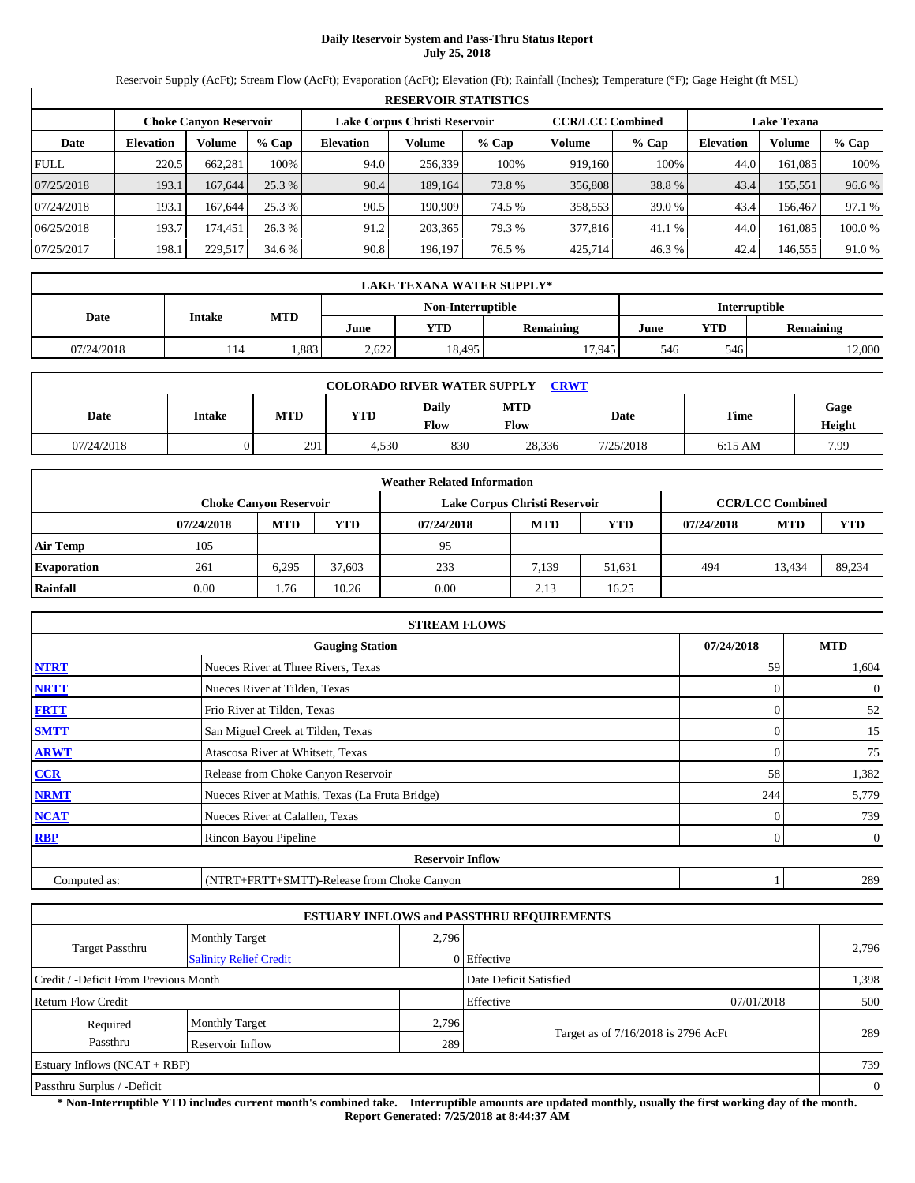# Daily Reservoir System and Pass-Thru Status Report
## July 25, 2018

Reservoir Supply (AcFt); Stream Flow (AcFt); Evaporation (AcFt); Elevation (Ft); Rainfall (Inches); Temperature (°F); Gage Height (ft MSL)

| RESERVOIR STATISTICS | | | | | | | | | | | |
|---|---|---|---|---|---|---|---|---|---|---|---|
| | Choke Canyon Reservoir | | | Lake Corpus Christi Reservoir | | | CCR/LCC Combined | | Lake Texana | | |
| Date | Elevation | Volume | % Cap | Elevation | Volume | % Cap | Volume | % Cap | Elevation | Volume | % Cap |
| FULL | 220.5 | 662,281 | 100% | 94.0 | 256,339 | 100% | 919,160 | 100% | 44.0 | 161,085 | 100% |
| 07/25/2018 | 193.1 | 167,644 | 25.3 % | 90.4 | 189,164 | 73.8 % | 356,808 | 38.8 % | 43.4 | 155,551 | 96.6 % |
| 07/24/2018 | 193.1 | 167,644 | 25.3 % | 90.5 | 190,909 | 74.5 % | 358,553 | 39.0 % | 43.4 | 156,467 | 97.1 % |
| 06/25/2018 | 193.7 | 174,451 | 26.3 % | 91.2 | 203,365 | 79.3 % | 377,816 | 41.1 % | 44.0 | 161,085 | 100.0 % |
| 07/25/2017 | 198.1 | 229,517 | 34.6 % | 90.8 | 196,197 | 76.5 % | 425,714 | 46.3 % | 42.4 | 146,555 | 91.0 % |

| LAKE TEXANA WATER SUPPLY* | | | | | | | | |
|---|---|---|---|---|---|---|---|---|
| Date | Intake | MTD | Non-Interruptible | | | Interruptible | | |
| | | | June | YTD | Remaining | June | YTD | Remaining |
| 07/24/2018 | 114 | 1,883 | 2,622 | 18,495 | 17,945 | 546 | 546 | 12,000 |

| COLORADO RIVER WATER SUPPLY CRWT | | | | | | | | |
|---|---|---|---|---|---|---|---|---|
| Date | Intake | MTD | YTD | Daily Flow | MTD Flow | Date | Time | Gage Height |
| 07/24/2018 | 0 | 291 | 4,530 | 830 | 28,336 | 7/25/2018 | 6:15 AM | 7.99 |

| Weather Related Information | | | | | | | | | |
|---|---|---|---|---|---|---|---|---|---|
| | Choke Canyon Reservoir | | | Lake Corpus Christi Reservoir | | | CCR/LCC Combined | | |
| | 07/24/2018 | MTD | YTD | 07/24/2018 | MTD | YTD | 07/24/2018 | MTD | YTD |
| Air Temp | 105 | | | 95 | | | | | |
| Evaporation | 261 | 6,295 | 37,603 | 233 | 7,139 | 51,631 | 494 | 13,434 | 89,234 |
| Rainfall | 0.00 | 1.76 | 10.26 | 0.00 | 2.13 | 16.25 | | | |

| STREAM FLOWS | | | |
|---|---|---|---|
| | Gauging Station | 07/24/2018 | MTD |
| NTRT | Nueces River at Three Rivers, Texas | 59 | 1,604 |
| NRTT | Nueces River at Tilden, Texas | 0 | 0 |
| FRTT | Frio River at Tilden, Texas | 0 | 52 |
| SMTT | San Miguel Creek at Tilden, Texas | 0 | 15 |
| ARWT | Atascosa River at Whitsett, Texas | 0 | 75 |
| CCR | Release from Choke Canyon Reservoir | 58 | 1,382 |
| NRMT | Nueces River at Mathis, Texas (La Fruta Bridge) | 244 | 5,779 |
| NCAT | Nueces River at Calallen, Texas | 0 | 739 |
| RBP | Rincon Bayou Pipeline | 0 | 0 |
| | Reservoir Inflow | | |
| Computed as: | (NTRT+FRTT+SMTT)-Release from Choke Canyon | 1 | 289 |

| ESTUARY INFLOWS and PASSTHRU REQUIREMENTS | | | | | |
|---|---|---|---|---|---|
| Target Passthru | Monthly Target | 2,796 | | | 2,796 |
| | Salinity Relief Credit | 0 | Effective | | |
| Credit / -Deficit From Previous Month | | | Date Deficit Satisfied | | 1,398 |
| Return Flow Credit | | | Effective | 07/01/2018 | 500 |
| Required Passthru | Monthly Target | 2,796 | Target as of 7/16/2018 is 2796 AcFt | | 289 |
| | Reservoir Inflow | 289 | | | |
| Estuary Inflows (NCAT + RBP) | | | | | 739 |
| Passthru Surplus / -Deficit | | | | | 0 |

**\* Non-Interruptible YTD includes current month's combined take. Interruptible amounts are updated monthly, usually the first working day of the month.**
**Report Generated: 7/25/2018 at 8:44:37 AM**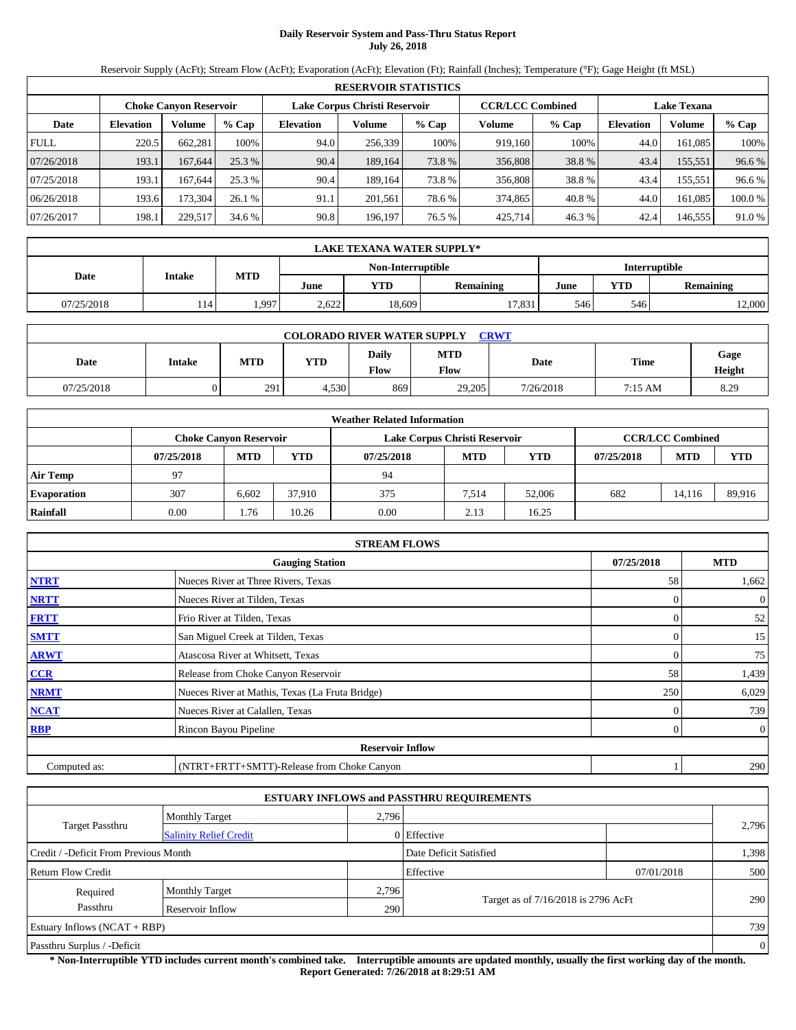# Daily Reservoir System and Pass-Thru Status Report
## July 26, 2018

Reservoir Supply (AcFt); Stream Flow (AcFt); Evaporation (AcFt); Elevation (Ft); Rainfall (Inches); Temperature (°F); Gage Height (ft MSL)

| RESERVOIR STATISTICS | | | | | | | | | | | |
|---|---|---|---|---|---|---|---|---|---|---|---|
| | Choke Canyon Reservoir | | | Lake Corpus Christi Reservoir | | | CCR/LCC Combined | | Lake Texana | | |
| Date | Elevation | Volume | % Cap | Elevation | Volume | % Cap | Volume | % Cap | Elevation | Volume | % Cap |
| FULL | 220.5 | 662,281 | 100% | 94.0 | 256,339 | 100% | 919,160 | 100% | 44.0 | 161,085 | 100% |
| 07/26/2018 | 193.1 | 167,644 | 25.3 % | 90.4 | 189,164 | 73.8 % | 356,808 | 38.8 % | 43.4 | 155,551 | 96.6 % |
| 07/25/2018 | 193.1 | 167,644 | 25.3 % | 90.4 | 189,164 | 73.8 % | 356,808 | 38.8 % | 43.4 | 155,551 | 96.6 % |
| 06/26/2018 | 193.6 | 173,304 | 26.1 % | 91.1 | 201,561 | 78.6 % | 374,865 | 40.8 % | 44.0 | 161,085 | 100.0 % |
| 07/26/2017 | 198.1 | 229,517 | 34.6 % | 90.8 | 196,197 | 76.5 % | 425,714 | 46.3 % | 42.4 | 146,555 | 91.0 % |

| LAKE TEXANA WATER SUPPLY* | | | | | | | | |
|---|---|---|---|---|---|---|---|---|
| Date | Intake | MTD | Non-Interruptible | | | Interruptible | | |
| | | | June | YTD | Remaining | June | YTD | Remaining |
| 07/25/2018 | 114 | 1,997 | 2,622 | 18,609 | 17,831 | 546 | 546 | 12,000 |

| COLORADO RIVER WATER SUPPLY CRWT | | | | | | | | |
|---|---|---|---|---|---|---|---|---|
| Date | Intake | MTD | YTD | Daily Flow | MTD Flow | Date | Time | Gage Height |
| 07/25/2018 | 0 | 291 | 4,530 | 869 | 29,205 | 7/26/2018 | 7:15 AM | 8.29 |

| Weather Related Information | | | | | | | | | |
|---|---|---|---|---|---|---|---|---|---|
| | Choke Canyon Reservoir | | | Lake Corpus Christi Reservoir | | | CCR/LCC Combined | | |
| | 07/25/2018 | MTD | YTD | 07/25/2018 | MTD | YTD | 07/25/2018 | MTD | YTD |
| Air Temp | 97 | | | 94 | | | | | |
| Evaporation | 307 | 6,602 | 37,910 | 375 | 7,514 | 52,006 | 682 | 14,116 | 89,916 |
| Rainfall | 0.00 | 1.76 | 10.26 | 0.00 | 2.13 | 16.25 | | | |

| STREAM FLOWS | | | |
|---|---|---|---|
| | Gauging Station | 07/25/2018 | MTD |
| NTRT | Nueces River at Three Rivers, Texas | 58 | 1,662 |
| NRTT | Nueces River at Tilden, Texas | 0 | 0 |
| FRTT | Frio River at Tilden, Texas | 0 | 52 |
| SMTT | San Miguel Creek at Tilden, Texas | 0 | 15 |
| ARWT | Atascosa River at Whitsett, Texas | 0 | 75 |
| CCR | Release from Choke Canyon Reservoir | 58 | 1,439 |
| NRMT | Nueces River at Mathis, Texas (La Fruta Bridge) | 250 | 6,029 |
| NCAT | Nueces River at Calallen, Texas | 0 | 739 |
| RBP | Rincon Bayou Pipeline | 0 | 0 |
| | **Reservoir Inflow** | | |
| Computed as: | (NTRT+FRTT+SMTT)-Release from Choke Canyon | 1 | 290 |

| ESTUARY INFLOWS and PASSTHRU REQUIREMENTS | | | | | |
|---|---|---|---|---|---|
| Target Passthru | Monthly Target | 2,796 | | | 2,796 |
| | Salinity Relief Credit | 0 | Effective | | |
| Credit / -Deficit From Previous Month | | | Date Deficit Satisfied | | 1,398 |
| Return Flow Credit | | | Effective | 07/01/2018 | 500 |
| Required Passthru | Monthly Target | 2,796 | Target as of 7/16/2018 is 2796 AcFt | | 290 |
| | Reservoir Inflow | 290 | | | |
| Estuary Inflows (NCAT + RBP) | | | | | 739 |
| Passthru Surplus / -Deficit | | | | | 0 |

**\* Non-Interruptible YTD includes current month's combined take. Interruptible amounts are updated monthly, usually the first working day of the month.**
**Report Generated: 7/26/2018 at 8:29:51 AM**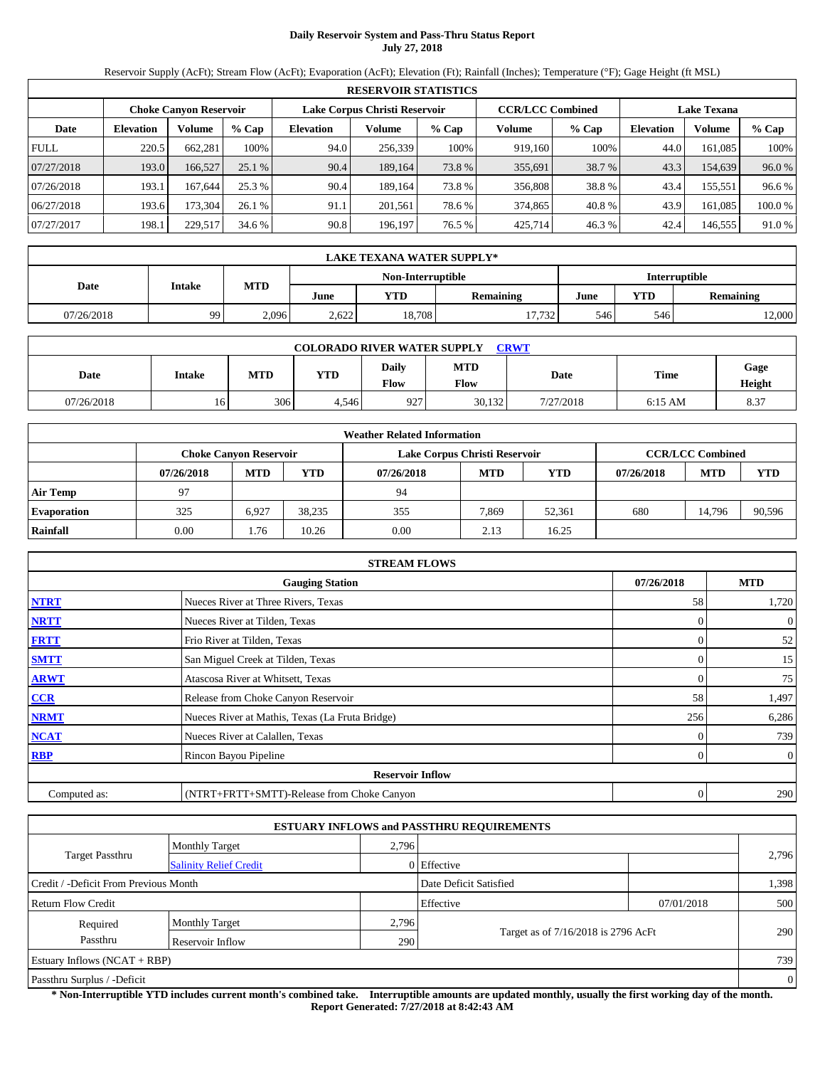# Daily Reservoir System and Pass-Thru Status Report
## July 27, 2018

Reservoir Supply (AcFt); Stream Flow (AcFt); Evaporation (AcFt); Elevation (Ft); Rainfall (Inches); Temperature (°F); Gage Height (ft MSL)

| RESERVOIR STATISTICS | | | | | | | | | | | |
|---|---|---|---|---|---|---|---|---|---|---|---|
| | Choke Canyon Reservoir | | | Lake Corpus Christi Reservoir | | | CCR/LCC Combined | | Lake Texana | | |
| Date | Elevation | Volume | % Cap | Elevation | Volume | % Cap | Volume | % Cap | Elevation | Volume | % Cap |
| FULL | 220.5 | 662,281 | 100% | 94.0 | 256,339 | 100% | 919,160 | 100% | 44.0 | 161,085 | 100% |
| 07/27/2018 | 193.0 | 166,527 | 25.1 % | 90.4 | 189,164 | 73.8 % | 355,691 | 38.7 % | 43.3 | 154,639 | 96.0 % |
| 07/26/2018 | 193.1 | 167,644 | 25.3 % | 90.4 | 189,164 | 73.8 % | 356,808 | 38.8 % | 43.4 | 155,551 | 96.6 % |
| 06/27/2018 | 193.6 | 173,304 | 26.1 % | 91.1 | 201,561 | 78.6 % | 374,865 | 40.8 % | 43.9 | 161,085 | 100.0 % |
| 07/27/2017 | 198.1 | 229,517 | 34.6 % | 90.8 | 196,197 | 76.5 % | 425,714 | 46.3 % | 42.4 | 146,555 | 91.0 % |

| LAKE TEXANA WATER SUPPLY* | | | | | | | | |
|---|---|---|---|---|---|---|---|---|
| Date | Intake | MTD | Non-Interruptible | | | Interruptible | | |
| | | | June | YTD | Remaining | June | YTD | Remaining |
| 07/26/2018 | 99 | 2,096 | 2,622 | 18,708 | 17,732 | 546 | 546 | 12,000 |

| COLORADO RIVER WATER SUPPLY CRWT | | | | | | | | |
|---|---|---|---|---|---|---|---|---|
| Date | Intake | MTD | YTD | Daily Flow | MTD Flow | Date | Time | Gage Height |
| 07/26/2018 | 16 | 306 | 4,546 | 927 | 30,132 | 7/27/2018 | 6:15 AM | 8.37 |

| Weather Related Information | | | | | | | | | |
|---|---|---|---|---|---|---|---|---|---|
| | Choke Canyon Reservoir | | | Lake Corpus Christi Reservoir | | | CCR/LCC Combined | | |
| | 07/26/2018 | MTD | YTD | 07/26/2018 | MTD | YTD | 07/26/2018 | MTD | YTD |
| Air Temp | 97 | | | 94 | | | | | |
| Evaporation | 325 | 6,927 | 38,235 | 355 | 7,869 | 52,361 | 680 | 14,796 | 90,596 |
| Rainfall | 0.00 | 1.76 | 10.26 | 0.00 | 2.13 | 16.25 | | | |

| STREAM FLOWS | | | |
|---|---|---|---|
| | Gauging Station | 07/26/2018 | MTD |
| NTRT | Nueces River at Three Rivers, Texas | 58 | 1,720 |
| NRTT | Nueces River at Tilden, Texas | 0 | 0 |
| FRTT | Frio River at Tilden, Texas | 0 | 52 |
| SMTT | San Miguel Creek at Tilden, Texas | 0 | 15 |
| ARWT | Atascosa River at Whitsett, Texas | 0 | 75 |
| CCR | Release from Choke Canyon Reservoir | 58 | 1,497 |
| NRMT | Nueces River at Mathis, Texas (La Fruta Bridge) | 256 | 6,286 |
| NCAT | Nueces River at Calallen, Texas | 0 | 739 |
| RBP | Rincon Bayou Pipeline | 0 | 0 |
| | Reservoir Inflow | | |
| Computed as: | (NTRT+FRTT+SMTT)-Release from Choke Canyon | 0 | 290 |

| ESTUARY INFLOWS and PASSTHRU REQUIREMENTS | | | | | |
|---|---|---|---|---|---|
| Target Passthru | Monthly Target | 2,796 | | | 2,796 |
| | Salinity Relief Credit | 0 | Effective | | |
| Credit / -Deficit From Previous Month | | | Date Deficit Satisfied | | 1,398 |
| Return Flow Credit | | | Effective | 07/01/2018 | 500 |
| Required Passthru | Monthly Target | 2,796 | Target as of 7/16/2018 is 2796 AcFt | | 290 |
| | Reservoir Inflow | 290 | | | |
| Estuary Inflows (NCAT + RBP) | | | | | 739 |
| Passthru Surplus / -Deficit | | | | | 0 |

**\* Non-Interruptible YTD includes current month's combined take. Interruptible amounts are updated monthly, usually the first working day of the month.**
**Report Generated: 7/27/2018 at 8:42:43 AM**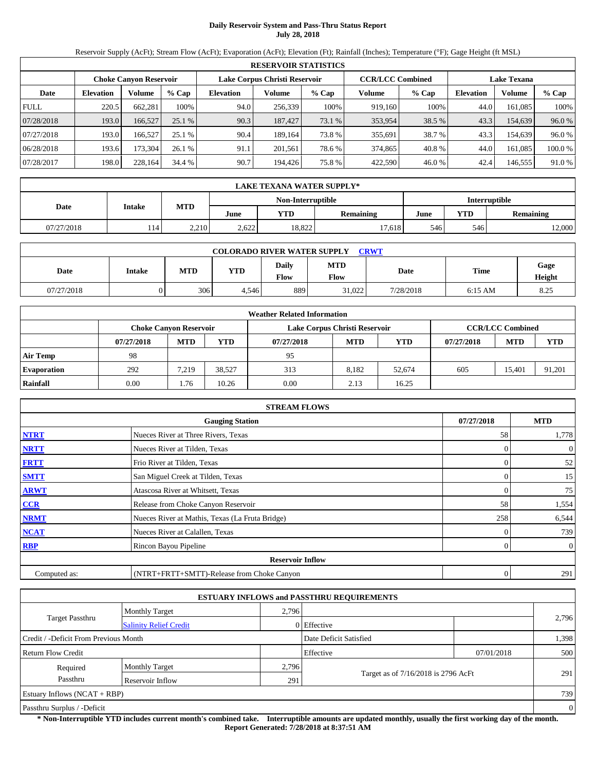# Daily Reservoir System and Pass-Thru Status Report
## July 28, 2018

Reservoir Supply (AcFt); Stream Flow (AcFt); Evaporation (AcFt); Elevation (Ft); Rainfall (Inches); Temperature (°F); Gage Height (ft MSL)

| RESERVOIR STATISTICS | | | | | | | | | | | |
|---|---|---|---|---|---|---|---|---|---|---|---|
| | Choke Canyon Reservoir | | | Lake Corpus Christi Reservoir | | | CCR/LCC Combined | | Lake Texana | | |
| Date | Elevation | Volume | % Cap | Elevation | Volume | % Cap | Volume | % Cap | Elevation | Volume | % Cap |
| FULL | 220.5 | 662,281 | 100% | 94.0 | 256,339 | 100% | 919,160 | 100% | 44.0 | 161,085 | 100% |
| 07/28/2018 | 193.0 | 166,527 | 25.1 % | 90.3 | 187,427 | 73.1 % | 353,954 | 38.5 % | 43.3 | 154,639 | 96.0 % |
| 07/27/2018 | 193.0 | 166,527 | 25.1 % | 90.4 | 189,164 | 73.8 % | 355,691 | 38.7 % | 43.3 | 154,639 | 96.0 % |
| 06/28/2018 | 193.6 | 173,304 | 26.1 % | 91.1 | 201,561 | 78.6 % | 374,865 | 40.8 % | 44.0 | 161,085 | 100.0 % |
| 07/28/2017 | 198.0 | 228,164 | 34.4 % | 90.7 | 194,426 | 75.8 % | 422,590 | 46.0 % | 42.4 | 146,555 | 91.0 % |

| LAKE TEXANA WATER SUPPLY* | | | | | | | | |
|---|---|---|---|---|---|---|---|---|
| Date | Intake | MTD | Non-Interruptible | | | Interruptible | | |
| | | | June | YTD | Remaining | June | YTD | Remaining |
| 07/27/2018 | 114 | 2,210 | 2,622 | 18,822 | 17,618 | 546 | 546 | 12,000 |

| COLORADO RIVER WATER SUPPLY CRWT | | | | | | | | |
|---|---|---|---|---|---|---|---|---|
| Date | Intake | MTD | YTD | Daily Flow | MTD Flow | Date | Time | Gage Height |
| 07/27/2018 | 0 | 306 | 4,546 | 889 | 31,022 | 7/28/2018 | 6:15 AM | 8.25 |

| Weather Related Information | | | | | | | | | |
|---|---|---|---|---|---|---|---|---|---|
| | Choke Canyon Reservoir | | | Lake Corpus Christi Reservoir | | | CCR/LCC Combined | | |
| | 07/27/2018 | MTD | YTD | 07/27/2018 | MTD | YTD | 07/27/2018 | MTD | YTD |
| Air Temp | 98 | | | 95 | | | | | |
| Evaporation | 292 | 7,219 | 38,527 | 313 | 8,182 | 52,674 | 605 | 15,401 | 91,201 |
| Rainfall | 0.00 | 1.76 | 10.26 | 0.00 | 2.13 | 16.25 | | | |

| STREAM FLOWS | | | |
|---|---|---|---|
| | Gauging Station | 07/27/2018 | MTD |
| NTRT | Nueces River at Three Rivers, Texas | 58 | 1,778 |
| NRTT | Nueces River at Tilden, Texas | 0 | 0 |
| FRTT | Frio River at Tilden, Texas | 0 | 52 |
| SMTT | San Miguel Creek at Tilden, Texas | 0 | 15 |
| ARWT | Atascosa River at Whitsett, Texas | 0 | 75 |
| CCR | Release from Choke Canyon Reservoir | 58 | 1,554 |
| NRMT | Nueces River at Mathis, Texas (La Fruta Bridge) | 258 | 6,544 |
| NCAT | Nueces River at Calallen, Texas | 0 | 739 |
| RBP | Rincon Bayou Pipeline | 0 | 0 |
| | Reservoir Inflow | | |
| Computed as: | (NTRT+FRTT+SMTT)-Release from Choke Canyon | 0 | 291 |

| ESTUARY INFLOWS and PASSTHRU REQUIREMENTS | | | | | |
|---|---|---|---|---|---|
| Target Passthru | Monthly Target | 2,796 | | | 2,796 |
| | Salinity Relief Credit | 0 | Effective | | |
| Credit / -Deficit From Previous Month | | | Date Deficit Satisfied | | 1,398 |
| Return Flow Credit | | | Effective | 07/01/2018 | 500 |
| Required Passthru | Monthly Target | 2,796 | Target as of 7/16/2018 is 2796 AcFt | | 291 |
| | Reservoir Inflow | 291 | | | |
| Estuary Inflows (NCAT + RBP) | | | | | 739 |
| Passthru Surplus / -Deficit | | | | | 0 |

**\* Non-Interruptible YTD includes current month's combined take. Interruptible amounts are updated monthly, usually the first working day of the month.**
**Report Generated: 7/28/2018 at 8:37:51 AM**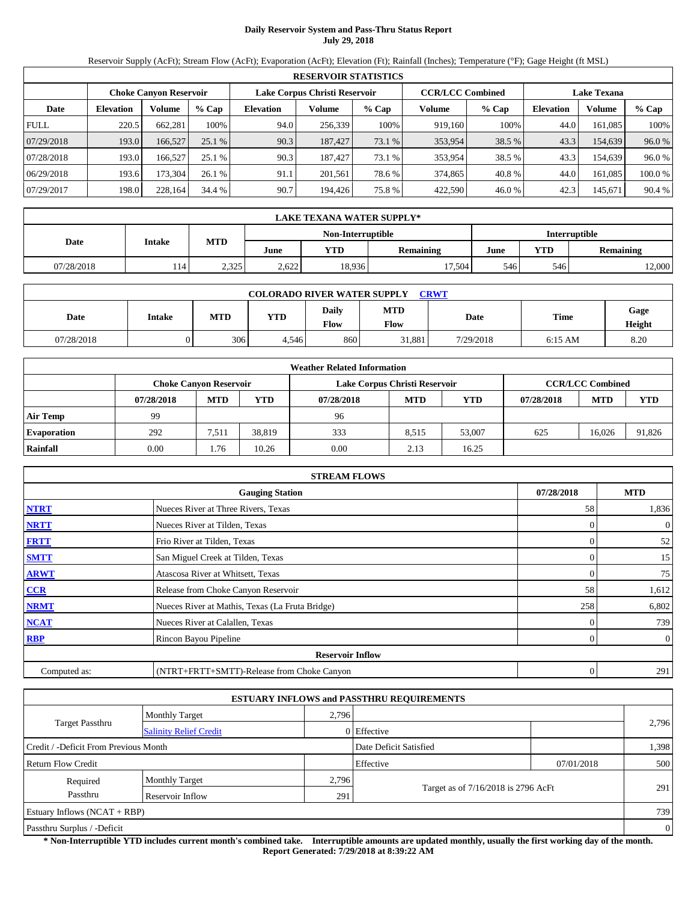# Daily Reservoir System and Pass-Thru Status Report
## July 29, 2018

Reservoir Supply (AcFt); Stream Flow (AcFt); Evaporation (AcFt); Elevation (Ft); Rainfall (Inches); Temperature (°F); Gage Height (ft MSL)

| RESERVOIR STATISTICS | | | | | | | | | | | |
|---|---|---|---|---|---|---|---|---|---|---|---|
| | Choke Canyon Reservoir | | | Lake Corpus Christi Reservoir | | | CCR/LCC Combined | | Lake Texana | | |
| Date | Elevation | Volume | % Cap | Elevation | Volume | % Cap | Volume | % Cap | Elevation | Volume | % Cap |
| FULL | 220.5 | 662,281 | 100% | 94.0 | 256,339 | 100% | 919,160 | 100% | 44.0 | 161,085 | 100% |
| 07/29/2018 | 193.0 | 166,527 | 25.1 % | 90.3 | 187,427 | 73.1 % | 353,954 | 38.5 % | 43.3 | 154,639 | 96.0 % |
| 07/28/2018 | 193.0 | 166,527 | 25.1 % | 90.3 | 187,427 | 73.1 % | 353,954 | 38.5 % | 43.3 | 154,639 | 96.0 % |
| 06/29/2018 | 193.6 | 173,304 | 26.1 % | 91.1 | 201,561 | 78.6 % | 374,865 | 40.8 % | 44.0 | 161,085 | 100.0 % |
| 07/29/2017 | 198.0 | 228,164 | 34.4 % | 90.7 | 194,426 | 75.8 % | 422,590 | 46.0 % | 42.3 | 145,671 | 90.4 % |

| LAKE TEXANA WATER SUPPLY* | | | | | | | | |
|---|---|---|---|---|---|---|---|---|
| Date | Intake | MTD | Non-Interruptible | | | Interruptible | | |
| | | | June | YTD | Remaining | June | YTD | Remaining |
| 07/28/2018 | 114 | 2,325 | 2,622 | 18,936 | 17,504 | 546 | 546 | 12,000 |

| COLORADO RIVER WATER SUPPLY CRWT | | | | | | | | |
|---|---|---|---|---|---|---|---|---|
| Date | Intake | MTD | YTD | Daily Flow | MTD Flow | Date | Time | Gage Height |
| 07/28/2018 | 0 | 306 | 4,546 | 860 | 31,881 | 7/29/2018 | 6:15 AM | 8.20 |

| Weather Related Information | | | | | | | | | |
|---|---|---|---|---|---|---|---|---|---|
| | Choke Canyon Reservoir | | | Lake Corpus Christi Reservoir | | | CCR/LCC Combined | | |
| | 07/28/2018 | MTD | YTD | 07/28/2018 | MTD | YTD | 07/28/2018 | MTD | YTD |
| Air Temp | 99 | | | 96 | | | | | |
| Evaporation | 292 | 7,511 | 38,819 | 333 | 8,515 | 53,007 | 625 | 16,026 | 91,826 |
| Rainfall | 0.00 | 1.76 | 10.26 | 0.00 | 2.13 | 16.25 | | | |

| STREAM FLOWS | | | |
|---|---|---|---|
| | Gauging Station | 07/28/2018 | MTD |
| NTRT | Nueces River at Three Rivers, Texas | 58 | 1,836 |
| NRTT | Nueces River at Tilden, Texas | 0 | 0 |
| FRTT | Frio River at Tilden, Texas | 0 | 52 |
| SMTT | San Miguel Creek at Tilden, Texas | 0 | 15 |
| ARWT | Atascosa River at Whitsett, Texas | 0 | 75 |
| CCR | Release from Choke Canyon Reservoir | 58 | 1,612 |
| NRMT | Nueces River at Mathis, Texas (La Fruta Bridge) | 258 | 6,802 |
| NCAT | Nueces River at Calallen, Texas | 0 | 739 |
| RBP | Rincon Bayou Pipeline | 0 | 0 |
| Reservoir Inflow | | | |
| Computed as: | (NTRT+FRTT+SMTT)-Release from Choke Canyon | 0 | 291 |

| ESTUARY INFLOWS and PASSTHRU REQUIREMENTS | | | | | |
|---|---|---|---|---|---|
| Target Passthru | Monthly Target | 2,796 | | | 2,796 |
| | Salinity Relief Credit | 0 | Effective | | |
| Credit / -Deficit From Previous Month | | | Date Deficit Satisfied | | 1,398 |
| Return Flow Credit | | | Effective | 07/01/2018 | 500 |
| Required Passthru | Monthly Target | 2,796 | Target as of 7/16/2018 is 2796 AcFt | | 291 |
| | Reservoir Inflow | 291 | | | |
| Estuary Inflows (NCAT + RBP) | | | | | 739 |
| Passthru Surplus / -Deficit | | | | | 0 |

**\* Non-Interruptible YTD includes current month's combined take. Interruptible amounts are updated monthly, usually the first working day of the month.**
**Report Generated: 7/29/2018 at 8:39:22 AM**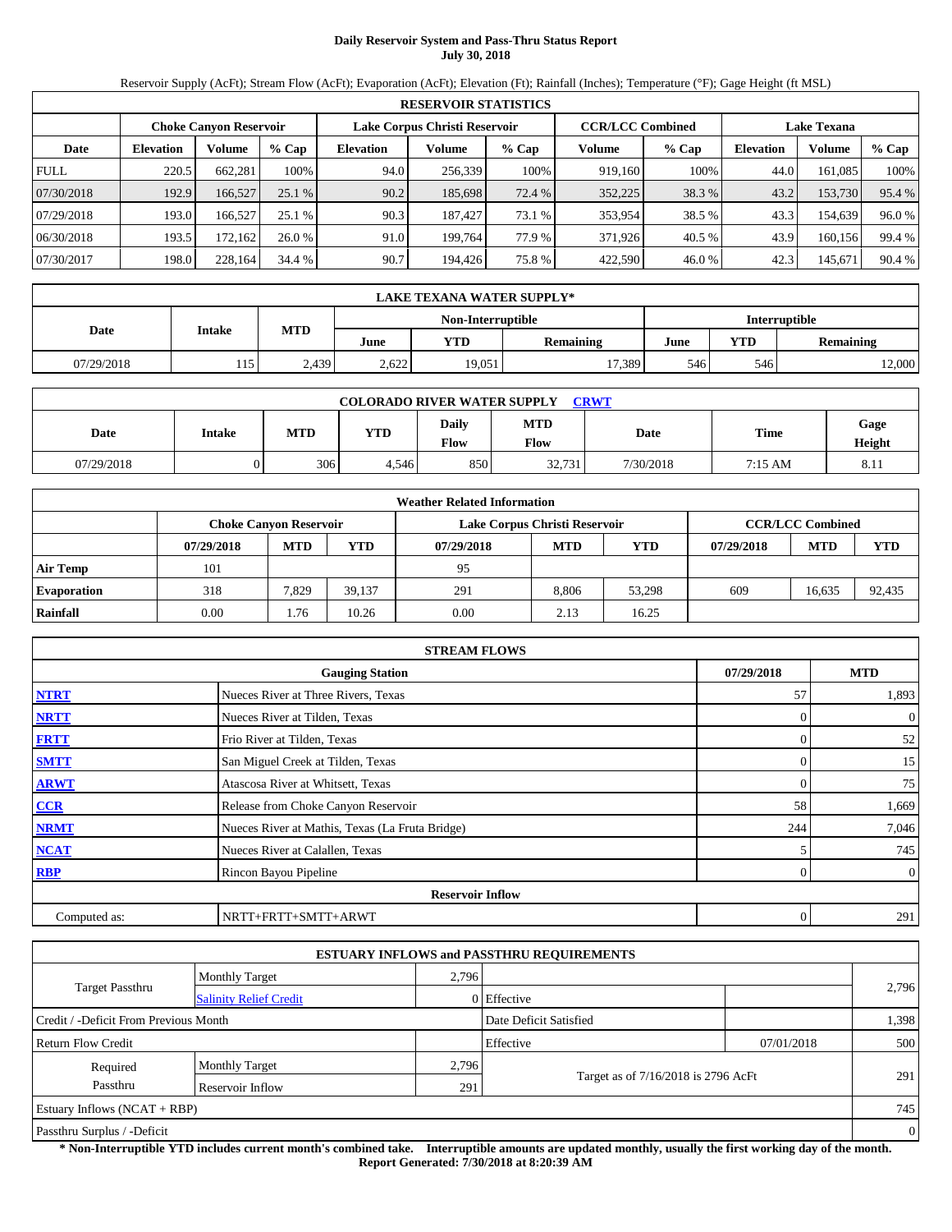# Daily Reservoir System and Pass-Thru Status Report
## July 30, 2018

Reservoir Supply (AcFt); Stream Flow (AcFt); Evaporation (AcFt); Elevation (Ft); Rainfall (Inches); Temperature (°F); Gage Height (ft MSL)

**RESERVOIR STATISTICS**

| Date | Choke Canyon Reservoir | | | Lake Corpus Christi Reservoir | | | CCR/LCC Combined | | Lake Texana | | |
|---|---|---|---|---|---|---|---|---|---|---|---|
| | Elevation | Volume | % Cap | Elevation | Volume | % Cap | Volume | % Cap | Elevation | Volume | % Cap |
| FULL | 220.5 | 662,281 | 100% | 94.0 | 256,339 | 100% | 919,160 | 100% | 44.0 | 161,085 | 100% |
| 07/30/2018 | 192.9 | 166,527 | 25.1 % | 90.2 | 185,698 | 72.4 % | 352,225 | 38.3 % | 43.2 | 153,730 | 95.4 % |
| 07/29/2018 | 193.0 | 166,527 | 25.1 % | 90.3 | 187,427 | 73.1 % | 353,954 | 38.5 % | 43.3 | 154,639 | 96.0 % |
| 06/30/2018 | 193.5 | 172,162 | 26.0 % | 91.0 | 199,764 | 77.9 % | 371,926 | 40.5 % | 43.9 | 160,156 | 99.4 % |
| 07/30/2017 | 198.0 | 228,164 | 34.4 % | 90.7 | 194,426 | 75.8 % | 422,590 | 46.0 % | 42.3 | 145,671 | 90.4 % |

**LAKE TEXANA WATER SUPPLY***

| Date | Intake | MTD | Non-Interruptible | | | Interruptible | | |
|---|---|---|---|---|---|---|---|---|
| | | | June | YTD | Remaining | June | YTD | Remaining |
| 07/29/2018 | 115 | 2,439 | 2,622 | 19,051 | 17,389 | 546 | 546 | 12,000 |

**COLORADO RIVER WATER SUPPLY** CRWT

| Date | Intake | MTD | YTD | Daily Flow | MTD Flow | Date | Time | Gage Height |
|---|---|---|---|---|---|---|---|---|
| 07/29/2018 | 0 | 306 | 4,546 | 850 | 32,731 | 7/30/2018 | 7:15 AM | 8.11 |

**Weather Related Information**

| | Choke Canyon Reservoir | | | Lake Corpus Christi Reservoir | | | CCR/LCC Combined | | |
|---|---|---|---|---|---|---|---|---|---|
| | 07/29/2018 | MTD | YTD | 07/29/2018 | MTD | YTD | 07/29/2018 | MTD | YTD |
| Air Temp | 101 | | | 95 | | | | | |
| Evaporation | 318 | 7,829 | 39,137 | 291 | 8,806 | 53,298 | 609 | 16,635 | 92,435 |
| Rainfall | 0.00 | 1.76 | 10.26 | 0.00 | 2.13 | 16.25 | | | |

**STREAM FLOWS**

| | Gauging Station | 07/29/2018 | MTD |
|---|---|---|---|
| NTRT | Nueces River at Three Rivers, Texas | 57 | 1,893 |
| NRTT | Nueces River at Tilden, Texas | 0 | 0 |
| FRTT | Frio River at Tilden, Texas | 0 | 52 |
| SMTT | San Miguel Creek at Tilden, Texas | 0 | 15 |
| ARWT | Atascosa River at Whitsett, Texas | 0 | 75 |
| CCR | Release from Choke Canyon Reservoir | 58 | 1,669 |
| NRMT | Nueces River at Mathis, Texas (La Fruta Bridge) | 244 | 7,046 |
| NCAT | Nueces River at Calallen, Texas | 5 | 745 |
| RBP | Rincon Bayou Pipeline | 0 | 0 |
| | **Reservoir Inflow** | | |
| Computed as: | NRTT+FRTT+SMTT+ARWT | 0 | 291 |

**ESTUARY INFLOWS and PASSTHRU REQUIREMENTS**

| | | | | | |
|---|---|---|---|---|---|
| Target Passthru | Monthly Target | 2,796 | | | 2,796 |
| | Salinity Relief Credit | 0 | Effective | | |
| Credit / -Deficit From Previous Month | | | Date Deficit Satisfied | | 1,398 |
| Return Flow Credit | | | Effective | 07/01/2018 | 500 |
| Required Passthru | Monthly Target | 2,796 | Target as of 7/16/2018 is 2796 AcFt | | 291 |
| | Reservoir Inflow | 291 | | | |
| Estuary Inflows (NCAT + RBP) | | | | | 745 |
| Passthru Surplus / -Deficit | | | | | 0 |

**\* Non-Interruptible YTD includes current month's combined take. Interruptible amounts are updated monthly, usually the first working day of the month.**
**Report Generated: 7/30/2018 at 8:20:39 AM**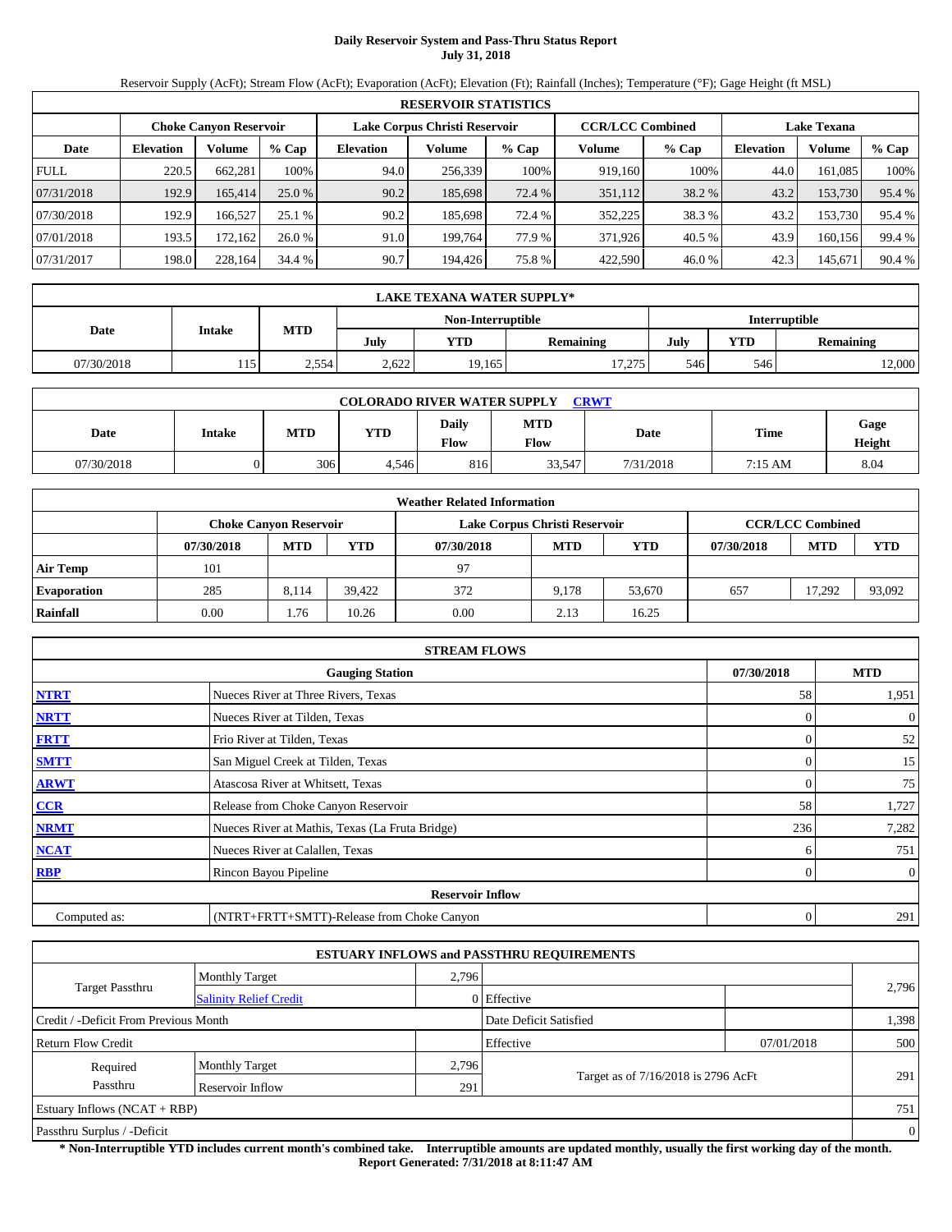# Daily Reservoir System and Pass-Thru Status Report
## July 31, 2018

Reservoir Supply (AcFt); Stream Flow (AcFt); Evaporation (AcFt); Elevation (Ft); Rainfall (Inches); Temperature (°F); Gage Height (ft MSL)

| RESERVOIR STATISTICS | | | | | | | | | | | |
|---|---|---|---|---|---|---|---|---|---|---|---|
| | Choke Canyon Reservoir | | | Lake Corpus Christi Reservoir | | | CCR/LCC Combined | | Lake Texana | | |
| Date | Elevation | Volume | % Cap | Elevation | Volume | % Cap | Volume | % Cap | Elevation | Volume | % Cap |
| FULL | 220.5 | 662,281 | 100% | 94.0 | 256,339 | 100% | 919,160 | 100% | 44.0 | 161,085 | 100% |
| 07/31/2018 | 192.9 | 165,414 | 25.0 % | 90.2 | 185,698 | 72.4 % | 351,112 | 38.2 % | 43.2 | 153,730 | 95.4 % |
| 07/30/2018 | 192.9 | 166,527 | 25.1 % | 90.2 | 185,698 | 72.4 % | 352,225 | 38.3 % | 43.2 | 153,730 | 95.4 % |
| 07/01/2018 | 193.5 | 172,162 | 26.0 % | 91.0 | 199,764 | 77.9 % | 371,926 | 40.5 % | 43.9 | 160,156 | 99.4 % |
| 07/31/2017 | 198.0 | 228,164 | 34.4 % | 90.7 | 194,426 | 75.8 % | 422,590 | 46.0 % | 42.3 | 145,671 | 90.4 % |

| LAKE TEXANA WATER SUPPLY* | | | | | | | | |
|---|---|---|---|---|---|---|---|---|
| Date | Intake | MTD | Non-Interruptible | | | Interruptible | | |
| | | | July | YTD | Remaining | July | YTD | Remaining |
| 07/30/2018 | 115 | 2,554 | 2,622 | 19,165 | 17,275 | 546 | 546 | 12,000 |

| COLORADO RIVER WATER SUPPLY CRWT | | | | | | | | |
|---|---|---|---|---|---|---|---|---|
| Date | Intake | MTD | YTD | Daily Flow | MTD Flow | Date | Time | Gage Height |
| 07/30/2018 | 0 | 306 | 4,546 | 816 | 33,547 | 7/31/2018 | 7:15 AM | 8.04 |

| Weather Related Information | | | | | | | | | |
|---|---|---|---|---|---|---|---|---|---|
| | Choke Canyon Reservoir | | | Lake Corpus Christi Reservoir | | | CCR/LCC Combined | | |
| | 07/30/2018 | MTD | YTD | 07/30/2018 | MTD | YTD | 07/30/2018 | MTD | YTD |
| Air Temp | 101 | | | 97 | | | | | |
| Evaporation | 285 | 8,114 | 39,422 | 372 | 9,178 | 53,670 | 657 | 17,292 | 93,092 |
| Rainfall | 0.00 | 1.76 | 10.26 | 0.00 | 2.13 | 16.25 | | | |

| STREAM FLOWS | | | |
|---|---|---|---|
| Gauging Station | | 07/30/2018 | MTD |
| NTRT | Nueces River at Three Rivers, Texas | 58 | 1,951 |
| NRTT | Nueces River at Tilden, Texas | 0 | 0 |
| FRTT | Frio River at Tilden, Texas | 0 | 52 |
| SMTT | San Miguel Creek at Tilden, Texas | 0 | 15 |
| ARWT | Atascosa River at Whitsett, Texas | 0 | 75 |
| CCR | Release from Choke Canyon Reservoir | 58 | 1,727 |
| NRMT | Nueces River at Mathis, Texas (La Fruta Bridge) | 236 | 7,282 |
| NCAT | Nueces River at Calallen, Texas | 6 | 751 |
| RBP | Rincon Bayou Pipeline | 0 | 0 |
| Reservoir Inflow | | | |
| Computed as: | (NTRT+FRTT+SMTT)-Release from Choke Canyon | 0 | 291 |

| ESTUARY INFLOWS and PASSTHRU REQUIREMENTS | | | | | |
|---|---|---|---|---|---|
| Target Passthru | Monthly Target | 2,796 | | | 2,796 |
| | Salinity Relief Credit | 0 | Effective | | |
| Credit / -Deficit From Previous Month | | | Date Deficit Satisfied | | 1,398 |
| Return Flow Credit | | | Effective | 07/01/2018 | 500 |
| Required Passthru | Monthly Target | 2,796 | Target as of 7/16/2018 is 2796 AcFt | | 291 |
| | Reservoir Inflow | 291 | | | |
| Estuary Inflows (NCAT + RBP) | | | | | 751 |
| Passthru Surplus / -Deficit | | | | | 0 |

**\* Non-Interruptible YTD includes current month's combined take. Interruptible amounts are updated monthly, usually the first working day of the month.**
**Report Generated: 7/31/2018 at 8:11:47 AM**